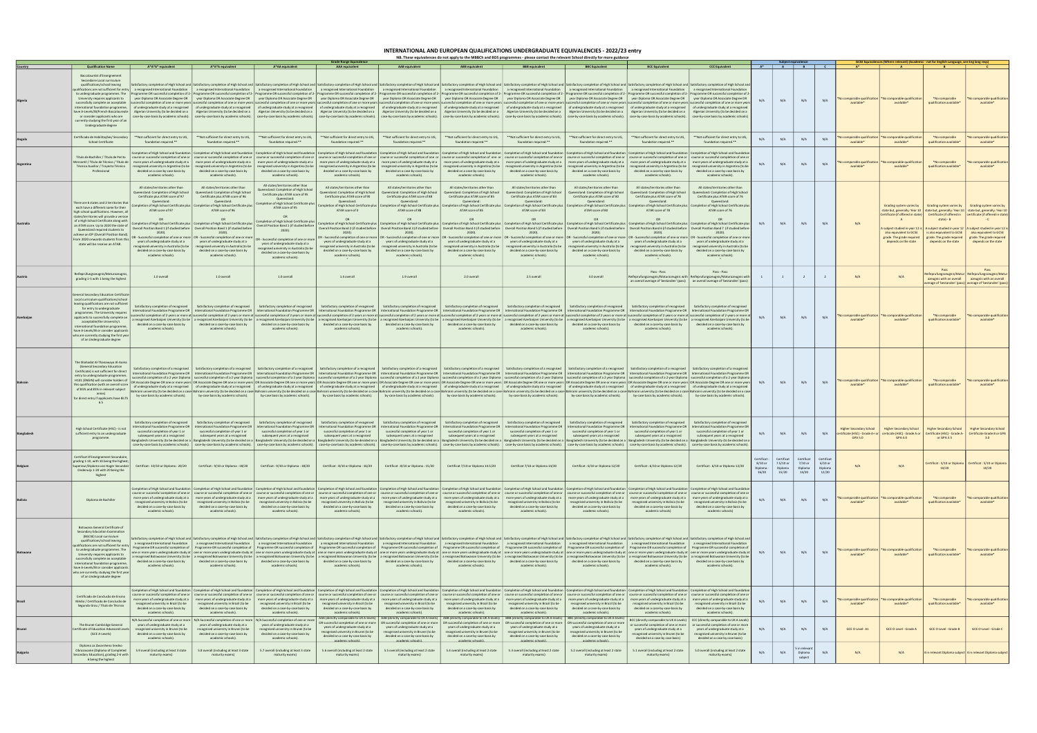# INTERNATIONAL AND EUROPEAN QUALIFICATIONS UNDERGRADUATE EQUIVALENCIES - 2022/23 entry

NB. These equivalences do not apply to the MBBCh and BDS programmes - please contact the relevant School directly for more guidance

| | | Grade Range Equivalence | | | | | | | | | | Subject Equivalence | | | | GCSE Equivalences (Where relevant) (Academic - not for English Language, see ling lang reqs) | | | |
|---|---|---|---|---|---|---|---|---|---|---|---|---|---|---|---|---|---|---|---|
| Country | Qualification Name | A*A*A* equivalent | A*A*A equivalent | A*AA equivalent | AAA equivalent | AAB equivalent | ABB equivalent | BBB equivalent | BBC Equivalent | BCC Equivalent | CCC Equivalent | A* | A | B | C | A* | A | B | C |
| Algeria | Baccalauréat d'Enseignement Secondaire Local curriculum qualifications/school leaving qualifications are not sufficient for entry to undergraduate programmes. The University requires applicants to successfully complete an acceptable international foundation programme, have A-Levels/IB/French Baccalaureate or consider applicants who are currently studying the first year of an Undergraduate degree | Satisfactory completion of High School and a recognised International Foundation Programme OR successful completion of 2-year Diploma OR Associate Degree OR successful completion of one or more years of undergraduate study at a recognised Algerian University (to be decided on a case-by-case basis by academic schools). | Satisfactory completion of High School and a recognised International Foundation Programme OR successful completion of 2-year Diploma OR Associate Degree OR successful completion of one or more years of undergraduate study at a recognised Algerian University (to be decided on a case-by-case basis by academic schools). | Satisfactory completion of High School and a recognised International Foundation Programme OR successful completion of 2-year Diploma OR Associate Degree OR successful completion of one or more years of undergraduate study at a recognised Algerian University (to be decided on a case-by-case basis by academic schools). | Satisfactory completion of High School and a recognised International Foundation Programme OR successful completion of 2-year Diploma OR Associate Degree OR successful completion of one or more years of undergraduate study at a recognised Algerian University (to be decided on a case-by-case basis by academic schools). | Satisfactory completion of High School and a recognised International Foundation Programme OR successful completion of 2-year Diploma OR Associate Degree OR successful completion of one or more years of undergraduate study at a recognised Algerian University (to be decided on a case-by-case basis by academic schools). | Satisfactory completion of High School and a recognised International Foundation Programme OR successful completion of 2-year Diploma OR Associate Degree OR successful completion of one or more years of undergraduate study at a recognised Algerian University (to be decided on a case-by-case basis by academic schools). | Satisfactory completion of High School and a recognised International Foundation Programme OR successful completion of 2-year Diploma OR Associate Degree OR successful completion of one or more years of undergraduate study at a recognised Algerian University (to be decided on a case-by-case basis by academic schools). | Satisfactory completion of High School and a recognised International Foundation Programme OR successful completion of 2-year Diploma OR Associate Degree OR successful completion of one or more years of undergraduate study at a recognised Algerian University (to be decided on a case-by-case basis by academic schools). | Satisfactory completion of High School and a recognised International Foundation Programme OR successful completion of 2-year Diploma OR Associate Degree OR successful completion of one or more years of undergraduate study at a recognised Algerian University (to be decided on a case-by-case basis by academic schools). | Satisfactory completion of High School and a recognised International Foundation Programme OR successful completion of 2-year Diploma OR Associate Degree OR successful completion of one or more years of undergraduate study at a recognised Algerian University (to be decided on a case-by-case basis by academic schools). | N/A | N/A | N/A | N/A | *No comparable qualification available* | *No comparable qualification available* | *No comparable qualification available* | *No comparable qualification available* |
| Angola | Certificado de Habilitações/ Secondary School Certificate | **Not sufficient for direct entry to UG, foundation required ** | **Not sufficient for direct entry to UG, foundation required ** | **Not sufficient for direct entry to UG, foundation required ** | **Not sufficient for direct entry to UG, foundation required ** | **Not sufficient for direct entry to UG, foundation required ** | **Not sufficient for direct entry to UG, foundation required ** | **Not sufficient for direct entry to UG, foundation required ** | **Not sufficient for direct entry to UG, foundation required ** | **Not sufficient for direct entry to UG, foundation required ** | **Not sufficient for direct entry to UG, foundation required ** | N/A | N/A | N/A | N/A | *No comparable qualification available* | *No comparable qualification available* | *No comparable qualification available* | *No comparable qualification available* |
| Argentina | Título de Bachiller / Título de Perito Mercantil / Título de Técnico / Título de Técnico Auxiliar / Trayecto Técnico Profesional | Completion of High School and foundation course or successful completion of one or more years of undergraduate study at a recognised university in Argentina (to be decided on a case-by-case basis by academic schools). | Completion of High School and foundation course or successful completion of one or more years of undergraduate study at a recognised university in Argentina (to be decided on a case-by-case basis by academic schools). | Completion of High School and foundation course or successful completion of one or more years of undergraduate study at a recognised university in Argentina (to be decided on a case-by-case basis by academic schools). | Completion of High School and foundation course or successful completion of one or more years of undergraduate study at a recognised university in Argentina (to be decided on a case-by-case basis by academic schools). | Completion of High School and foundation course or successful completion of one or more years of undergraduate study at a recognised university in Argentina (to be decided on a case-by-case basis by academic schools). | Completion of High School and foundation course or successful completion of one or more years of undergraduate study at a recognised university in Argentina (to be decided on a case-by-case basis by academic schools). | Completion of High School and foundation course or successful completion of one or more years of undergraduate study at a recognised university in Argentina (to be decided on a case-by-case basis by academic schools). | Completion of High School and foundation course or successful completion of one or more years of undergraduate study at a recognised university in Argentina (to be decided on a case-by-case basis by academic schools). | Completion of High School and foundation course or successful completion of one or more years of undergraduate study at a recognised university in Argentina (to be decided on a case-by-case basis by academic schools). | Completion of High School and foundation course or successful completion of one or more years of undergraduate study at a recognised university in Argentina (to be decided on a case-by-case basis by academic schools). | N/A | N/A | N/A | N/A | *No comparable qualification available* | *No comparable qualification available* | *No comparable qualification available* | *No comparable qualification available* |
| Australia | There are 6 states and 2 territories that each have a different name for their high school qualifications. However, all states/territories will provide a version of a High School Certificate along with an ATAR score. Up to 2020 the state of Queensland required students to achieve an OP (Overall Position Band). From 2020 onwards students from this state will be receive an ATAR. | All states/territories other than Queensland: Completion of High School Certificate plus ATAR score of 97 Queensland: Completion of High School Certificate plus ATAR score of 97 OR Completion of High School Certificate plus Overall Position Band 1 (if studied before 2020). OR - Successful completion of one or more years of undergraduate study at a recognised university in Australia (to be decided on a case-by-case basis by academic schools). | All states/territories other than Queensland: Completion of High School Certificate plus ATAR score of 96 Queensland: Completion of High School Certificate plus ATAR score of 96 OR Completion of High School Certificate plus Overall Position Band 1 (if studied before 2020). OR - Successful completion of one or more years of undergraduate study at a recognised university in Australia (to be decided on a case-by-case basis by academic schools). | All states/territories other than Queensland: Completion of High School Certificate plus ATAR score of 95 Queensland: Completion of High School Certificate plus ATAR score of 95 OR Completion of High School Certificate plus Overall Position Band 1 (if studied before 2020). OR - Successful completion of one or more years of undergraduate study at a recognised university in Australia (to be decided on a case-by-case basis by academic schools). | All states/territories other than Queensland: Completion of High School Certificate plus ATAR score of 92 Queensland: Completion of High School Certificate plus ATAR score of 92 OR Completion of High School Certificate plus Overall Position Band 2 (if studied before 2020). OR - Successful completion of one or more years of undergraduate study at a recognised university in Australia (to be decided on a case-by-case basis by academic schools). | All states/territories other than Queensland: Completion of High School Certificate plus ATAR score of 88 Queensland: Completion of High School Certificate plus ATAR score of 88 OR Completion of High School Certificate plus Overall Position Band 3 (if studied before 2020). OR - Successful completion of one or more years of undergraduate study at a recognised university in Australia (to be decided on a case-by-case basis by academic schools). | All states/territories other than Queensland: Completion of High School Certificate plus ATAR score of 85 Queensland: Completion of High School Certificate plus ATAR score of 85 OR Completion of High School Certificate plus Overall Position Band 4 (if studied before 2020). OR - Successful completion of one or more years of undergraduate study at a recognised university in Australia (to be decided on a case-by-case basis by academic schools). | All states/territories other than Queensland: Completion of High School Certificate plus ATAR score of 83 Queensland: Completion of High School Certificate plus ATAR score of 83 OR Completion of High School Certificate plus Overall Position Band 5 (if studied before 2020). OR - Successful completion of one or more years of undergraduate study at a recognised university in Australia (to be decided on a case-by-case basis by academic schools). | All states/territories other than Queensland: Completion of High School Certificate plus ATAR score of 80 Queensland: Completion of High School Certificate plus ATAR score of 80 OR Completion of High School Certificate plus Overall Position Band 6 (if studied before 2020). OR - Successful completion of one or more years of undergraduate study at a recognised university in Australia (to be decided on a case-by-case basis by academic schools). | All states/territories other than Queensland: Completion of High School Certificate plus ATAR score of 78 Queensland: Completion of High School Certificate plus ATAR score of 78 OR Completion of High School Certificate plus Overall Position Band 7 (if studied before 2020). OR - Successful completion of one or more years of undergraduate study at a recognised university in Australia (to be decided on a case-by-case basis by academic schools). | All states/territories other than Queensland: Completion of High School Certificate plus ATAR score of 76 Queensland: Completion of High School Certificate plus ATAR score of 76 OR Completion of High School Certificate plus Overall Position Band 7 (if studied before 2020). OR - Successful completion of one or more years of undergraduate study at a recognised university in Australia (to be decided on a case-by-case basis by academic schools). | N/A | N/A | N/A | N/A | N/A | Grading system varies by state but, generally 'Year 10 Certificate (if offered in state) - A. A subject studied in year 12 is also equivalent to GCSE grade. The grade required depends on the state | Grading system varies by state but, generally 'Year 10 Certificate (if offered in state) - B. A subject studied in year 12 is also equivalent to GCSE grade. The grade required depends on the state | Grading system varies by state but, generally 'Year 10 Certificate (if offered in state) - C. A subject studied in year 12 is also equivalent to GCSE grade. The grade required depends on the state |
| Austria | Reifeprüfungszeugnis/Maturazeugnis, grading 1-5 with 1 being the highest | 1.0 overall | 1.0 overall | 1.0 overall | 1.4 overall | 1.9 overall | 2.0 overall | 2.5 overall | 3.0 overall | Pass - Pass Reifeprüfungszeugnis/Maturazeugnis with an overall average of 'befriedigend' (pass) | Pass - Pass Reifeprüfungszeugnis/Maturazeugnis with an overall average of 'befriedigend' (pass) | 1 | 1 | 2 | 2 | N/A | N/A | Pass Reifeprüfungszeugnis/Maturazeugnis with an overall average of 'befriedigend' (pass) | Pass Reifeprüfungszeugnis/Maturazeugnis with an overall average of 'befriedigend' (pass) |
| Azerbaijan | General Secondary Education Certificate Local curriculum qualifications/school leaving qualifications are not sufficient for entry to undergraduate programmes. The University requires applicants to successfully complete an acceptable/the University's international foundation programme, have A-Levels/IB or consider applicants who are currently studying the first year of an Undergraduate degree | Satisfactory completion of recognised International Foundation Programme OR successful completion of 2 years or more at a recognised Azerbaijani University (to be decided on a case-by-case basis by academic schools). | Satisfactory completion of recognised International Foundation Programme OR successful completion of 2 years or more at a recognised Azerbaijani University (to be decided on a case-by-case basis by academic schools). | Satisfactory completion of recognised International Foundation Programme OR successful completion of 2 years or more at a recognised Azerbaijani University (to be decided on a case-by-case basis by academic schools). | Satisfactory completion of recognised International Foundation Programme OR successful completion of 2 years or more at a recognised Azerbaijani University (to be decided on a case-by-case basis by academic schools). | Satisfactory completion of recognised International Foundation Programme OR successful completion of 2 years or more at a recognised Azerbaijani University (to be decided on a case-by-case basis by academic schools). | Satisfactory completion of recognised International Foundation Programme OR successful completion of 2 years or more at a recognised Azerbaijani University (to be decided on a case-by-case basis by academic schools). | Satisfactory completion of recognised International Foundation Programme OR successful completion of 2 years or more at a recognised Azerbaijani University (to be decided on a case-by-case basis by academic schools). | Satisfactory completion of recognised International Foundation Programme OR successful completion of 2 years or more at a recognised Azerbaijani University (to be decided on a case-by-case basis by academic schools). | Satisfactory completion of recognised International Foundation Programme OR successful completion of 2 years or more at a recognised Azerbaijani University (to be decided on a case-by-case basis by academic schools). | Satisfactory completion of recognised International Foundation Programme OR successful completion of 2 years or more at a recognised Azerbaijani University (to be decided on a case-by-case basis by academic schools). | N/A | N/A | N/A | N/A | *No comparable qualification available* | *No comparable qualification available* | *No comparable qualification available* | *No comparable qualification available* |
| Bahrain | The Shahadat Al-Thanawaya Al-Aama (General Secondary Education Certificate) is not sufficient for direct entry to undergraduate programmes. H101 (INSEN) will consider holders of this qualification (with an overall cost of 85% and 85% in relevant subject areas) for direct entry if applicants have IELTS 6.5 | Satisfactory completion of a recognised International Foundation Programme OR successful completion of a 2-year Diploma OR Associate Degree OR one or more years of undergraduate study at a recognised Bahrain university (to be decided on a case-by-case basis by academic schools). | Satisfactory completion of a recognised International Foundation Programme OR successful completion of a 2-year Diploma OR Associate Degree OR one or more years of undergraduate study at a recognised Bahrain university (to be decided on a case-by-case basis by academic schools). | Satisfactory completion of a recognised International Foundation Programme OR successful completion of a 2-year Diploma OR Associate Degree OR one or more years of undergraduate study at a recognised Bahrain university (to be decided on a case-by-case basis by academic schools). | Satisfactory completion of a recognised International Foundation Programme OR successful completion of a 2-year Diploma OR Associate Degree OR one or more years of undergraduate study at a recognised Bahrain university (to be decided on a case-by-case basis by academic schools). | Satisfactory completion of a recognised International Foundation Programme OR successful completion of a 2-year Diploma OR Associate Degree OR one or more years of undergraduate study at a recognised Bahrain university (to be decided on a case-by-case basis by academic schools). | Satisfactory completion of a recognised International Foundation Programme OR successful completion of a 2-year Diploma OR Associate Degree OR one or more years of undergraduate study at a recognised Bahrain university (to be decided on a case-by-case basis by academic schools). | Satisfactory completion of a recognised International Foundation Programme OR successful completion of a 2-year Diploma OR Associate Degree OR one or more years of undergraduate study at a recognised Bahrain university (to be decided on a case-by-case basis by academic schools). | Satisfactory completion of a recognised International Foundation Programme OR successful completion of a 2-year Diploma OR Associate Degree OR one or more years of undergraduate study at a recognised Bahrain university (to be decided on a case-by-case basis by academic schools). | Satisfactory completion of a recognised International Foundation Programme OR successful completion of a 2-year Diploma OR Associate Degree OR one or more years of undergraduate study at a recognised Bahrain university (to be decided on a case-by-case basis by academic schools). | Satisfactory completion of a recognised International Foundation Programme OR successful completion of a 2-year Diploma OR Associate Degree OR one or more years of undergraduate study at a recognised Bahrain university (to be decided on a case-by-case basis by academic schools). | N/A | N/A | N/A | N/A | *No comparable qualification available* | *No comparable qualification available* | *No comparable qualification available* | *No comparable qualification available* |
| Bangladesh | High School Certificate (HSC) - is not sufficient entry to an undergraduate programme. | Satisfactory completion of recognised International Foundation Programme OR successful completion of year 1 or subsequent years at a recognised Bangladeshi University (to be decided on a case-by-case basis by academic schools). | Satisfactory completion of recognised International Foundation Programme OR successful completion of year 1 or subsequent years at a recognised Bangladeshi University (to be decided on a case-by-case basis by academic schools). | Satisfactory completion of recognised International Foundation Programme OR successful completion of year 1 or subsequent years at a recognised Bangladeshi University (to be decided on a case-by-case basis by academic schools). | Satisfactory completion of recognised International Foundation Programme OR successful completion of year 1 or subsequent years at a recognised Bangladeshi University (to be decided on a case-by-case basis by academic schools). | Satisfactory completion of recognised International Foundation Programme OR successful completion of year 1 or subsequent years at a recognised Bangladeshi University (to be decided on a case-by-case basis by academic schools). | Satisfactory completion of recognised International Foundation Programme OR successful completion of year 1 or subsequent years at a recognised Bangladeshi University (to be decided on a case-by-case basis by academic schools). | Satisfactory completion of recognised International Foundation Programme OR successful completion of year 1 or subsequent years at a recognised Bangladeshi University (to be decided on a case-by-case basis by academic schools). | Satisfactory completion of recognised International Foundation Programme OR successful completion of year 1 or subsequent years at a recognised Bangladeshi University (to be decided on a case-by-case basis by academic schools). | Satisfactory completion of recognised International Foundation Programme OR successful completion of year 1 or subsequent years at a recognised Bangladeshi University (to be decided on a case-by-case basis by academic schools). | Satisfactory completion of recognised International Foundation Programme OR successful completion of year 1 or subsequent years at a recognised Bangladeshi University (to be decided on a case-by-case basis by academic schools). | N/A | N/A | N/A | N/A | Higher Secondary School Certificate (HSC) - Grade A+ or GPA 5.0 | Higher Secondary School certificate (HSC) - Grade A or GPA 4.0 | Higher Secondary School Certificate (HSC) - Grade A- or GPA 3.5 | Higher Secondary School Certificate Grade B or GPA 3.0 |
| Belgium | Certificat D'Enseignement Secondaire, grading 1-10, with 10 being the highest Superieur/Diploma van Hoger Secundair Onderwijs 1-20 with 20 being the highest | Certificat : 10/10 or Diploma : 20/20 | Certificat : 9/10 or Diploma : 18/20 | Certificat : 9/10 or Diploma : 18/20 | Certificat : 8/10 or Diploma : 16/20 | Certificat : 8/10 or Diploma : 15/20 | Certificat 7/10 or Diploma 14.5/20 | Certificat 7/10 or Diploma 14/20 | Certificat : 6/10 or Diploma 12/20 | Certificat : 6/10 or Diploma 12/20 | Certificat : 6/10 or Diploma 12/20 | Certificat: 8/10 or Diploma: 16/20 | Certificat: 7.5/10 or Diploma 15/20 | Certificat: 7/10 or Diploma 14/20 | Certificat: 6/10 or Diploma 12/20 | N/A | N/A | Certificat : 5/10 or Diploma 10/20 | Certificat : 5/10 or Diploma 10/20 |
| Bolivia | Diploma de Bachiller | Completion of High School and foundation course or successful completion of one or more years of undergraduate study at a recognised university in Bolivia (to be decided on a case-by-case basis by academic schools). | Completion of High School and foundation course or successful completion of one or more years of undergraduate study at a recognised university in Bolivia (to be decided on a case-by-case basis by academic schools). | Completion of High School and foundation course or successful completion of one or more years of undergraduate study at a recognised university in Bolivia (to be decided on a case-by-case basis by academic schools). | Completion of High School and foundation course or successful completion of one or more years of undergraduate study at a recognised university in Bolivia (to be decided on a case-by-case basis by academic schools). | Completion of High School and foundation course or successful completion of one or more years of undergraduate study at a recognised university in Bolivia (to be decided on a case-by-case basis by academic schools). | Completion of High School and foundation course or successful completion of one or more years of undergraduate study at a recognised university in Bolivia (to be decided on a case-by-case basis by academic schools). | Completion of High School and foundation course or successful completion of one or more years of undergraduate study at a recognised university in Bolivia (to be decided on a case-by-case basis by academic schools). | Completion of High School and foundation course or successful completion of one or more years of undergraduate study at a recognised university in Bolivia (to be decided on a case-by-case basis by academic schools). | Completion of High School and foundation course or successful completion of one or more years of undergraduate study at a recognised university in Bolivia (to be decided on a case-by-case basis by academic schools). | Completion of High School and foundation course or successful completion of one or more years of undergraduate study at a recognised university in Bolivia (to be decided on a case-by-case basis by academic schools). | N/A | N/A | N/A | N/A | *No comparable qualification available* | *No comparable qualification available* | *No comparable qualification available* | *No comparable qualification available* |
| Botswana | Botswana General Certificate of Secondary Education Examination (BGCSE) Local curriculum qualifications/school leaving qualifications are not sufficient for entry to undergraduate programmes. The University requires applicants to successfully complete an acceptable international foundation programme, have A-Levels/IB or consider applicants who are currently studying the first year of an Undergraduate degree | Satisfactory completion of High School and a recognised International Foundation Programme OR successful completion of one or more years undergraduate study at a recognised Botswana University (to be decided on a case-by-case basis by academic schools). | Satisfactory completion of High School and a recognised International Foundation Programme OR successful completion of one or more years undergraduate study at a recognised Botswana University (to be decided on a case-by-case basis by academic schools). | Satisfactory completion of High School and a recognised International Foundation Programme OR successful completion of one or more years undergraduate study at a recognised Botswana University (to be decided on a case-by-case basis by academic schools). | Satisfactory completion of High School and a recognised International Foundation Programme OR successful completion of one or more years undergraduate study at a recognised Botswana University (to be decided on a case-by-case basis by academic schools). | Satisfactory completion of High School and a recognised International Foundation Programme OR successful completion of one or more years undergraduate study at a recognised Botswana University (to be decided on a case-by-case basis by academic schools). | Satisfactory completion of High School and a recognised International Foundation Programme OR successful completion of one or more years undergraduate study at a recognised Botswana University (to be decided on a case-by-case basis by academic schools). | Satisfactory completion of High School and a recognised International Foundation Programme OR successful completion of one or more years undergraduate study at a recognised Botswana University (to be decided on a case-by-case basis by academic schools). | Satisfactory completion of High School and a recognised International Foundation Programme OR successful completion of one or more years undergraduate study at a recognised Botswana University (to be decided on a case-by-case basis by academic schools). | Satisfactory completion of High School and a recognised International Foundation Programme OR successful completion of one or more years undergraduate study at a recognised Botswana University (to be decided on a case-by-case basis by academic schools). | Satisfactory completion of High School and a recognised International Foundation Programme OR successful completion of one or more years undergraduate study at a recognised Botswana University (to be decided on a case-by-case basis by academic schools). | N/A | N/A | N/A | N/A | *No comparable qualification available* | *No comparable qualification available* | *No comparable qualification available* | *No comparable qualification available* |
| Brazil | Certificado de Conclusão de Ensino Médio / Certificado de Conclusão de Segundo Grau / Título de Técnico | Completion of High School and foundation course or successful completion of one or more years of undergraduate study at a recognised university in Brazil (to be decided on a case-by-case basis by academic schools). | Completion of High School and foundation course or successful completion of one or more years of undergraduate study at a recognised university in Brazil (to be decided on a case-by-case basis by academic schools). | Completion of High School and foundation course or successful completion of one or more years of undergraduate study at a recognised university in Brazil (to be decided on a case-by-case basis by academic schools). | Completion of High School and foundation course or successful completion of one or more years of undergraduate study at a recognised university in Brazil (to be decided on a case-by-case basis by academic schools). | Completion of High School and foundation course or successful completion of one or more years of undergraduate study at a recognised university in Brazil (to be decided on a case-by-case basis by academic schools). | Completion of High School and foundation course or successful completion of one or more years of undergraduate study at a recognised university in Brazil (to be decided on a case-by-case basis by academic schools). | Completion of High School and foundation course or successful completion of one or more years of undergraduate study at a recognised university in Brazil (to be decided on a case-by-case basis by academic schools). | Completion of High School and foundation course or successful completion of one or more years of undergraduate study at a recognised university in Brazil (to be decided on a case-by-case basis by academic schools). | Completion of High School and foundation course or successful completion of one or more years of undergraduate study at a recognised university in Brazil (to be decided on a case-by-case basis by academic schools). | Completion of High School and foundation course or successful completion of one or more years of undergraduate study at a recognised university in Brazil (to be decided on a case-by-case basis by academic schools). | N/A | N/A | N/A | N/A | *No comparable qualification available* | *No comparable qualification available* | *No comparable qualification available* | *No comparable qualification available* |
| Brunei | The Brunei-Cambridge General Certificate of Education Advanced Levels (BC GCE A-levels) | N/A Successful completion of one or more years of undergraduate study at a recognised university in Brunei (to be decided on a case-by-case basis by academic schools). | N/A Successful completion of one or more years of undergraduate study at a recognised university in Brunei (to be decided on a case-by-case basis by academic schools). | N/A Successful completion of one or more years of undergraduate study at a recognised university in Brunei (to be decided on a case-by-case basis by academic schools). | AAA (directly comparable to UK A-levels) OR successful completion of one or more years of undergraduate study at a recognised university in Brunei (to be decided on a case-by-case basis by academic schools). | AAB (directly comparable to UK A-levels) OR successful completion of one or more years of undergraduate study at a recognised university in Brunei (to be decided on a case-by-case basis by academic schools). | ABB (directly comparable to UK A-levels) OR successful completion of one or more years of undergraduate study at a recognised university in Brunei (to be decided on a case-by-case basis by academic schools). | BBB (directly comparable to UK A-levels) OR successful completion of one or more years of undergraduate study at a recognised university in Brunei (to be decided on a case-by-case basis by academic schools). | BBC (directly comparable to UK A-levels) OR successful completion of one or more years of undergraduate study at a recognised university in Brunei (to be decided on a case-by-case basis by academic schools). | BCC (directly comparable to UK A-levels) OR successful completion of one or more years of undergraduate study at a recognised university in Brunei (to be decided on a case-by-case basis by academic schools). | CCC (directly comparable to UK A-levels) OR successful completion of one or more years of undergraduate study at a recognised university in Brunei (to be decided on a case-by-case basis by academic schools). | N/A | N/A | N/A | N/A | GCE O Level - A* | GCE O Level - Grade A | GCE O Level - Grade B | GCE O Level - Grade C |
| Bulgaria | Diploma za Zavarsheno Sredno Obrazovanie (Diploma of Completed Secondary Education), grading 2-6 with 6 being the highest | 5.9 overall (including at least 3 state maturity exams) | 5.8 overall (including at least 3 state maturity exams) | 5.7 overall (including at least 3 state maturity exams) | 5.6 overall (including at least 2 state maturity exams) | 5.5 overall (including at least 2 state maturity exams) | 5.4 overall (including at least 2 state maturity exams) | 5.3 overall (including at least 2 state maturity exams) | 5.2 overall (including at least 2 state maturity exams) | 5.1 overall (including at least 2 state maturity exams) | 5.0 overall (including at least 2 state maturity exams) | N/A | N/A | 5 in relevant Diploma subject | | N/A | N/A | 4 in relevant Diploma subject | 4 in relevant Diploma subject |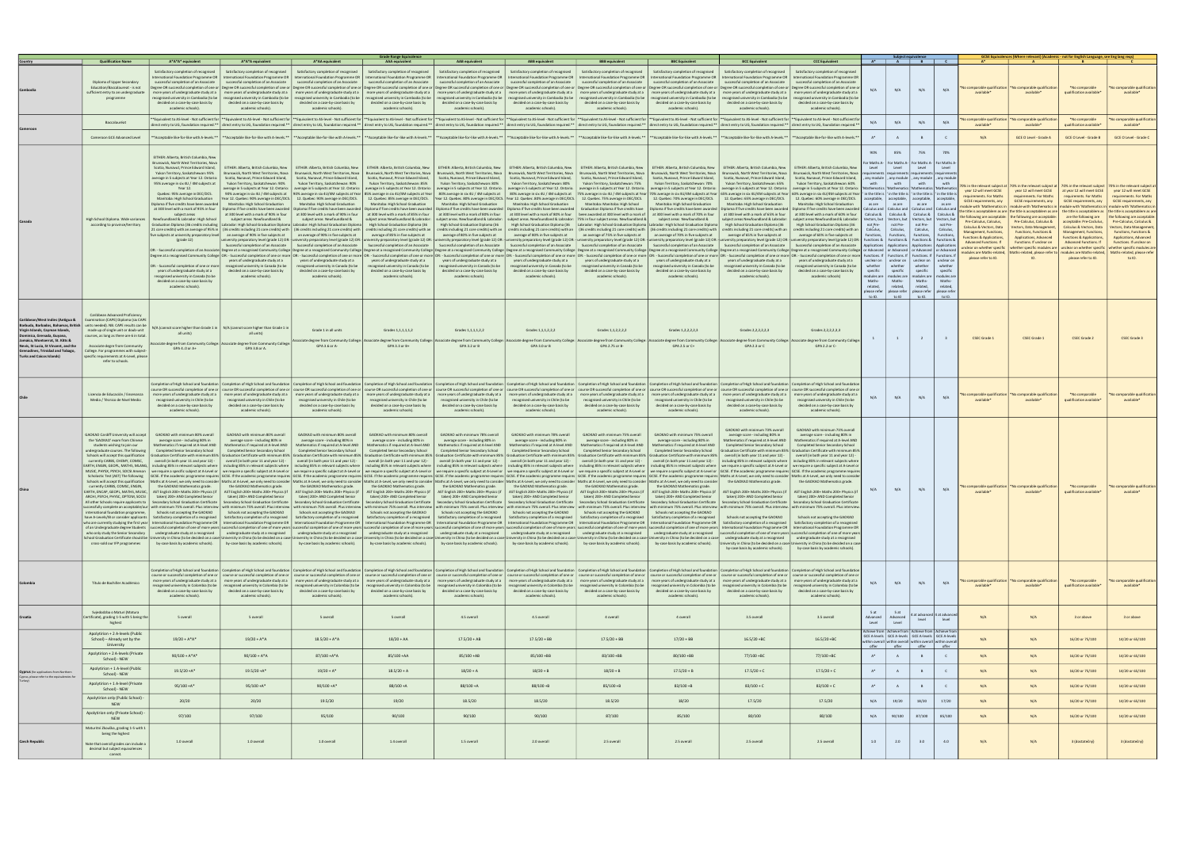| Country | Qualification Name | Grade Range Equivalence | | | | | | | | | | Subject equivalence | | | | GCSE Equivalences (Where relevant) (Academic - not for English Language, see Eng lang reqs) | | | |
|---|---|---|---|---|---|---|---|---|---|---|---|---|---|---|---|---|---|---|---|
| | | A*A*A* equivalent | A*A*A equivalent | A*AA equivalent | AAA equivalent | AAB equivalent | ABB equivalent | BBB equivalent | BBC Equivalent | BCC Equivalent | CCC Equivalent | A* | A | B | C | A* | A | B | C |
| Cambodia | Diploma of Upper Secondary Education/Baccalaureat - is not sufficient entry to an undergraduate programme | Satisfactory completion of recognised International Foundation Programme OR successful completion of an Associate Degree OR successful completion of one or more years of undergraduate study at a recognised university in Cambodia (to be decided on a case-by-case basis by academic schools). | Satisfactory completion of recognised International Foundation Programme OR successful completion of an Associate Degree OR successful completion of one or more years of undergraduate study at a recognised university in Cambodia (to be decided on a case-by-case basis by academic schools). | Satisfactory completion of recognised International Foundation Programme OR successful completion of an Associate Degree OR successful completion of one or more years of undergraduate study at a recognised university in Cambodia (to be decided on a case-by-case basis by academic schools). | Satisfactory completion of recognised International Foundation Programme OR successful completion of an Associate Degree OR successful completion of one or more years of undergraduate study at a recognised university in Cambodia (to be decided on a case-by-case basis by academic schools). | Satisfactory completion of recognised International Foundation Programme OR successful completion of an Associate Degree OR successful completion of one or more years of undergraduate study at a recognised university in Cambodia (to be decided on a case-by-case basis by academic schools). | Satisfactory completion of recognised International Foundation Programme OR successful completion of an Associate Degree OR successful completion of one or more years of undergraduate study at a recognised university in Cambodia (to be decided on a case-by-case basis by academic schools). | Satisfactory completion of recognised International Foundation Programme OR successful completion of an Associate Degree OR successful completion of one or more years of undergraduate study at a recognised university in Cambodia (to be decided on a case-by-case basis by academic schools). | Satisfactory completion of recognised International Foundation Programme OR successful completion of an Associate Degree OR successful completion of one or more years of undergraduate study at a recognised university in Cambodia (to be decided on a case-by-case basis by academic schools). | Satisfactory completion of recognised International Foundation Programme OR successful completion of an Associate Degree OR successful completion of one or more years of undergraduate study at a recognised university in Cambodia (to be decided on a case-by-case basis by academic schools). | Satisfactory completion of recognised International Foundation Programme OR successful completion of an Associate Degree OR successful completion of one or more years of undergraduate study at a recognised university in Cambodia (to be decided on a case-by-case basis by academic schools). | N/A | N/A | N/A | N/A | *No comparable qualification available* | *No comparable qualification available* | *No comparable qualification available* | *No comparable qualification available* |
| Cameroon | Baccalauréat | **Equivalent to AS-level - Not sufficient for direct entry to UG, foundation required.** | **Equivalent to AS-level - Not sufficient for direct entry to UG, foundation required.** | **Equivalent to AS-level - Not sufficient for direct entry to UG, foundation required.** | **Equivalent to AS-level - Not sufficient for direct entry to UG, foundation required.** | **Equivalent to AS-level - Not sufficient for direct entry to UG, foundation required.** | **Equivalent to AS-level - Not sufficient for direct entry to UG, foundation required.** | **Equivalent to AS-level - Not sufficient for direct entry to UG, foundation required.** | **Equivalent to AS-level - Not sufficient for direct entry to UG, foundation required.** | **Equivalent to AS-level - Not sufficient for direct entry to UG, foundation required.** | **Equivalent to AS-level - Not sufficient for direct entry to UG, foundation required.** | N/A | N/A | N/A | N/A | *No comparable qualification available* | *No comparable qualification available* | *No comparable qualification available* | *No comparable qualification available* |
| | Cameroon GCE Advanced Level | **Acceptable like-for-like with A-levels.** | **Acceptable like-for-like with A-levels.** | **Acceptable like-for-like with A-levels.** | **Acceptable like-for-like with A-levels.** | **Acceptable like-for-like with A-levels.** | **Acceptable like-for-like with A-levels.** | **Acceptable like-for-like with A-levels.** | **Acceptable like-for-like with A-levels.** | **Acceptable like-for-like with A-levels.** | **Acceptable like-for-like with A-levels.** | A* | A | B | C | N/A | GCE O Level - Grade A | GCE O Level - Grade B | GCE O Level - Grade C |
| Canada | High School Diploma. Wide variances according to province/territory | EITHER: Alberta, British Columbia, New Brunswick, North West Territories, Nova Scotia, Nunavut, Prince Edward Island, Yukon Territory, Saskatchewan: 95% average in 5 subjects at Year 12. Ontario: 95% average in six 4U / 4M subjects at Year 12. Quebec: 95% average in DEC/DCS. Manitoba: High School Graduation Diploma if five credits have been awarded at 300 level with a mark of 95% in five subject areas. Newfoundland & Labrador: High School Graduation Diploma (36 credits including 21 core credits) with an average of 95% in five subjects at university preparatory level (grade 12). OR - Successful completion of an Associate Degree at a recognised Community College. OR - Successful completion of one or more years of undergraduate study at a recognised university in Canada (to be decided on a case-by-case basis by academic schools). | EITHER: Alberta, British Columbia, New Brunswick, North West Territories, Nova Scotia, Nunavut, Prince Edward Island, Yukon Territory, Saskatchewan: 90% average in 5 subjects at Year 12. Ontario: 90% average in six 4U / 4M subjects at Year 12. Quebec: 90% average in DEC/DCS. Manitoba: High School Graduation Diploma if five credits have been awarded at 300 level with a mark of 90% in five subject areas. Newfoundland & Labrador: High School Graduation Diploma (36 credits including 21 core credits) with an average of 90% in five subjects at university preparatory level (grade 12) OR - Successful completion of an Associate Degree at a recognised Community College. OR - Successful completion of one or more years of undergraduate study at a recognised university in Canada (to be decided on a case-by-case basis by academic schools). | EITHER: Alberta, British Columbia, New Brunswick, North West Territories, Nova Scotia, Nunavut, Prince Edward Island, Yukon Territory, Saskatchewan: 90% average in 5 subjects at Year 12. Ontario: 90% average in six 4U / 4M subjects at Year 12. Quebec: 90% average in DEC/DCS. Manitoba: High School Graduation Diploma if five credits have been awarded at 300 level with a mark of 90% in five subject areas. Newfoundland & Labrador: High School Graduation Diploma (36 credits including 21 core credits) with an average of 90% in five subjects at university preparatory level (grade 12) OR - Successful completion of an Associate Degree at a recognised Community College. OR - Successful completion of one or more years of undergraduate study at a recognised university in Canada (to be decided on a case-by-case basis by academic schools). | EITHER: Alberta, British Columbia, New Brunswick, North West Territories, Nova Scotia, Nunavut, Prince Edward Island, Yukon Territory, Saskatchewan: 85% average in 5 subjects at Year 12. Ontario: 85% average in six 4U / 4M subjects at Year 12. Quebec: 85% average in DEC/DCS. Manitoba: High School Graduation Diploma if five credits have been awarded at 300 level with a mark of 85% in five subject areas. Newfoundland & Labrador: High School Graduation Diploma (36 credits including 21 core credits) with an average of 85% in five subjects at university preparatory level (grade 12) OR - Successful completion of an Associate Degree at a recognised Community College. OR - Successful completion of one or more years of undergraduate study at a recognised university in Canada (to be decided on a case-by-case basis by academic schools). | EITHER: Alberta, British Columbia, New Brunswick, North West Territories, Nova Scotia, Nunavut, Prince Edward Island, Yukon Territory, Saskatchewan: 80% average in 5 subjects at Year 12. Ontario: 80% average in six 4U / 4M subjects at Year 12. Quebec: 80% average in DEC/DCS. Manitoba: High School Graduation Diploma if five credits have been awarded at 300 level with a mark of 80% in five subject areas. Newfoundland & Labrador: High School Graduation Diploma (36 credits including 21 core credits) with an average of 80% in five subjects at university preparatory level (grade 12) OR - Successful completion of an Associate Degree at a recognised Community College. OR - Successful completion of one or more years of undergraduate study at a recognised university in Canada (to be decided on a case-by-case basis by academic schools). | EITHER: Alberta, British Columbia, New Brunswick, North West Territories, Nova Scotia, Nunavut, Prince Edward Island, Yukon Territory, Saskatchewan: 80% average in 5 subjects at Year 12. Ontario: 80% average in six 4U / 4M subjects at Year 12. Quebec: 80% average in DEC/DCS. Manitoba: High School Graduation Diploma if five credits have been awarded at 300 level with a mark of 80% in five subject areas. Newfoundland & Labrador: High School Graduation Diploma (36 credits including 21 core credits) with an average of 80% in five subjects at university preparatory level (grade 12) OR - Successful completion of an Associate Degree at a recognised Community College. OR - Successful completion of one or more years of undergraduate study at a recognised university in Canada (to be decided on a case-by-case basis by academic schools). | EITHER: Alberta, British Columbia, New Brunswick, North West Territories, Nova Scotia, Nunavut, Prince Edward Island, Yukon Territory, Saskatchewan: 75% average in 5 subjects at Year 12. Ontario: 75% average in six 4U / 4M subjects at Year 12. Quebec: 75% average in DEC/DCS. Manitoba: High School Graduation Diploma if five credits have been awarded at 300 level with a mark of 75% in five subject areas. Newfoundland & Labrador: High School Graduation Diploma (36 credits including 21 core credits) with an average of 75% in five subjects at university preparatory level (grade 12) OR - Successful completion of an Associate Degree at a recognised Community College. OR - Successful completion of one or more years of undergraduate study at a recognised university in Canada (to be decided on a case-by-case basis by academic schools). | EITHER: Alberta, British Columbia, New Brunswick, North West Territories, Nova Scotia, Nunavut, Prince Edward Island, Yukon Territory, Saskatchewan: 70% average in 5 subjects at Year 12. Ontario: 70% average in six 4U / 4M subjects at Year 12. Quebec: 70% average in DEC/DCS. Manitoba: High School Graduation Diploma if five credits have been awarded at 300 level with a mark of 70% in five subject areas. Newfoundland & Labrador: High School Graduation Diploma (36 credits including 21 core credits) with an average of 70% in five subjects at university preparatory level (grade 12) OR - Successful completion of an Associate Degree at a recognised Community College. OR - Successful completion of one or more years of undergraduate study at a recognised university in Canada (to be decided on a case-by-case basis by academic schools). | EITHER: Alberta, British Columbia, New Brunswick, North West Territories, Nova Scotia, Nunavut, Prince Edward Island, Yukon Territory, Saskatchewan: 65% average in 5 subjects at Year 12. Ontario: 65% average in six 4U / 4M subjects at Year 12. Quebec: 65% average in DEC/DCS. Manitoba: High School Graduation Diploma if five credits have been awarded at 300 level with a mark of 65% in five subject areas. Newfoundland & Labrador: High School Graduation Diploma (36 credits including 21 core credits) with an average of 65% in five subjects at university preparatory level (grade 12) OR - Successful completion of an Associate Degree at a recognised Community College. OR - Successful completion of one or more years of undergraduate study at a recognised university in Canada (to be decided on a case-by-case basis by academic schools). | EITHER: Alberta, British Columbia, New Brunswick, North West Territories, Nova Scotia, Nunavut, Prince Edward Island, Yukon Territory, Saskatchewan: 60% average in 5 subjects at Year 12. Ontario: 60% average in six 4U / 4M subjects at Year 12. Quebec: 60% average in DEC/DCS. Manitoba: High School Graduation Diploma if five credits have been awarded at 300 level with a mark of 60% in five subject areas. Newfoundland & Labrador: High School Graduation Diploma (36 credits including 21 core credits) with an average of 60% in five subjects at university preparatory level (grade 12) OR - Successful completion of an Associate Degree at a recognised Community College. OR - Successful completion of one or more years of undergraduate study at a recognised university in Canada (to be decided on a case-by-case basis by academic schools). | 90% For Maths A-Level requirements ,any module with 'Mathematics' in the title is acceptable, as are Calculus and Calculus & Vectors, but not Pre-Calculus, Functions, Functions & Applications or Advanced Functions. If unclear on whether specific modules are Maths-related, please refer to IO. | 85% For Maths A-Level requirements ,any module with 'Mathematics' in the title is acceptable, as are Calculus and Calculus & Vectors, but not Pre-Calculus, Functions, Functions & Applications or Advanced Functions. If unclear on whether specific modules are Maths-related, please refer to IO. | 75% For Maths A-Level requirements ,any module with 'Mathematics' in the title is acceptable, as are Calculus and Calculus & Vectors, but not Pre-Calculus, Functions, Functions & Applications or Advanced Functions. If unclear on whether specific modules are Maths-related, please refer to IO. | 70% For Maths A-Level requirements ,any module with 'Mathematics' in the title is acceptable, as are Calculus and Calculus & Vectors, but not Pre-Calculus, Functions, Functions & Applications or Advanced Functions. If unclear on whether specific modules are Maths-related, please refer to IO. | 70% in the relevant subject at year 12 will meet GCSE requirements. For Maths GCSE requirements, any module with 'Mathematics' in the title is acceptable as are the following are acceptable: Pre-Calculus, Calculus, Calculus & Vectors, Data Management, Functions, Functions & Applications, Advanced Functions. If unclear on whether specific modules are Maths related, please refer to IO. | 70% in the relevant subject at year 12 will meet GCSE requirements. For Maths GCSE requirements, any module with 'Mathematics' in the title is acceptable as are the following are acceptable: Pre-Calculus, Calculus, Calculus & Vectors, Data Management, Functions, Functions & Applications, Advanced Functions. If unclear on whether specific modules are Maths related, please refer to IO. | 70% in the relevant subject at year 12 will meet GCSE requirements. For Maths GCSE requirements, any module with 'Mathematics' in the title is acceptable as are the following are acceptable: Pre-Calculus, Calculus, Calculus & Vectors, Data Management, Functions, Functions & Applications, Advanced Functions. If unclear on whether specific modules are Maths related, please refer to IO. | 70% in the relevant subject at year 12 will meet GCSE requirements. For Maths GCSE requirements, any module with 'Mathematics' in the title is acceptable as are the following are acceptable: Pre-Calculus, Calculus, Calculus & Vectors, Data Management, Functions, Functions & Applications, Advanced Functions. If unclear on whether specific modules are Maths related, please refer to IO. |
| Caribbean/West Indies (Antigua & Barbuda, Barbados, Bahamas, British Virgin Islands, Cayman Islands, Dominica, Grenada, Guyana, Jamaica, Montserrat, St. Kitts & Nevis, St Lucia, St Vincent, and the Grenadines, Trinidad and Tobago, Turks and Caicos Islands) | Caribbean Advanced Proficiency Examination (CAPE) Diploma (six CAPE units needed). NB: CAPE results can be made up of single unit or double unit courses, as long as there are 6 in total. Associate degree from Community College. For programmes with subject specific requirements at A-Level, please refer to schools. | N/A (cannot score higher than Grade 1 in all units) Associate degree from Community College GPA 4.0 or A+ | N/A (cannot score higher than Grade 1 in all units) Associate degree from Community College GPA 4.0 or A | Grade 1 in all units Associate degree from Community College GPA 3.6 or A- | Grades 1,1,1,1,1,2 Associate degree from Community College GPA 3.5 or B+ | Grades 1,1,1,1,2,2 Associate degree from Community College GPA 3.2 or B | Grades 1,1,1,2,2,2 Associate degree from Community College GPA 3.0 or B | Grades 1,1,2,2,2,2 Associate degree from Community College GPA 2.75 or B- | Grades 1,2,2,2,2,2 Associate degree from Community College GPA 2.5 or C+ | Grades 2,2,2,2,2,2 Associate degree from Community College GPA 2.3 or C | Grades 2,2,2,2,3,3 Associate degree from Community College GPA 2.2 or C | 1 | 1 | 2 | 3 | CSEC Grade 1 | CSEC Grade 1 | CSEC Grade 2 | CSEC Grade 3 |
| Chile | Licencia de Educación / Enseñanza Media / Técnico de Nivel Medio | Completion of High School and foundation course OR successful completion of one or more years of undergraduate study at a recognised university in Chile (to be decided on a case-by-case basis by academic schools). | Completion of High School and foundation course OR successful completion of one or more years of undergraduate study at a recognised university in Chile (to be decided on a case-by-case basis by academic schools). | Completion of High School and foundation course OR successful completion of one or more years of undergraduate study at a recognised university in Chile (to be decided on a case-by-case basis by academic schools). | Completion of High School and foundation course OR successful completion of one or more years of undergraduate study at a recognised university in Chile (to be decided on a case-by-case basis by academic schools). | Completion of High School and foundation course OR successful completion of one or more years of undergraduate study at a recognised university in Chile (to be decided on a case-by-case basis by academic schools). | Completion of High School and foundation course OR successful completion of one or more years of undergraduate study at a recognised university in Chile (to be decided on a case-by-case basis by academic schools). | Completion of High School and foundation course OR successful completion of one or more years of undergraduate study at a recognised university in Chile (to be decided on a case-by-case basis by academic schools). | Completion of High School and foundation course OR successful completion of one or more years of undergraduate study at a recognised university in Chile (to be decided on a case-by-case basis by academic schools). | Completion of High School and foundation course OR successful completion of one or more years of undergraduate study at a recognised university in Chile (to be decided on a case-by-case basis by academic schools). | Completion of High School and foundation course OR successful completion of one or more years of undergraduate study at a recognised university in Chile (to be decided on a case-by-case basis by academic schools). | N/A | N/A | N/A | N/A | *No comparable qualification available* | *No comparable qualification available* | *No comparable qualification available* | *No comparable qualification available* |
| China | GAOKAO Cardiff University will accept the 'GAOKAO' exam from Chinese students wishing to join our undergraduate courses. The following Schools will accept this qualification currently: CARBS, CHEMY, COMSC, EARTH, ENGIN, GEOPL, MATHS, MLANG, MUSIC, PHYCH, PSYCH, SOCSI. The following Schools will accept this qualification currently: CARBS, COMSC, EARTH, ENCAP, GEOPL, MATHS, PHYSX, ARCHI, PSYCH, PHYSC, OPTOM, SOCSI. All other Schools require applicants to successfully complete an acceptable/recognised international foundation programme, have A-levels/IB or consider applicants who are currently studying the first year of an undergraduate degree. Students who only study the Senior Secondary School Graduation Certificate should be cross-referred for IFP programmes | GAOKAO with minimum 80% overall average score - including 80% in Mathematics if required at A-level AND Completed Senior Secondary School Graduation Certificate with minimum 85% overall (in both year 11 and year 12) - including 85% in relevant subjects where we require a specific subject at A-level or GCSE. If the academic programme requires Maths at A-level, we only need to consider the GAOKAO Mathematics grade. AST English 200+ Maths 200+ Physics (if taken) 200+ AND Completed Senior Secondary School Graduation Certificate with minimum 75% overall. Plus interview. Schools not accepting the GAOKAO Satisfactory completion of a recognised International Foundation Programme OR successful completion of one of more years of undergraduate study at a recognised university in China (to be decided on a case-by-case basis by academic schools). | GAOKAO with minimum 80% overall average score - including 80% in Mathematics if required at A-level AND Completed Senior Secondary School Graduation Certificate with minimum 85% overall (in both year 11 and year 12) - including 85% in relevant subjects where we require a specific subject at A-level or GCSE. If the academic programme requires Maths at A-level, we only need to consider the GAOKAO Mathematics grade. AST English 200+ Maths 200+ Physics (if taken) 200+ AND Completed Senior Secondary School Graduation Certificate with minimum 75% overall. Plus interview. Schools not accepting the GAOKAO Satisfactory completion of a recognised International Foundation Programme OR successful completion of one of more years of undergraduate study at a recognised university in China (to be decided on a case-by-case basis by academic schools). | GAOKAO with minimum 80% overall average score - including 80% in Mathematics if required at A-level AND Completed Senior Secondary School Graduation Certificate with minimum 85% overall (in both year 11 and year 12) - including 85% in relevant subjects where we require a specific subject at A-level or GCSE. If the academic programme requires Maths at A-level, we only need to consider the GAOKAO Mathematics grade. AST English 200+ Maths 200+ Physics (if taken) 200+ AND Completed Senior Secondary School Graduation Certificate with minimum 75% overall. Plus interview. Schools not accepting the GAOKAO Satisfactory completion of a recognised International Foundation Programme OR successful completion of one of more years of undergraduate study at a recognised university in China (to be decided on a case-by-case basis by academic schools). | GAOKAO with minimum 80% overall average score - including 80% in Mathematics if required at A-level AND Completed Senior Secondary School Graduation Certificate with minimum 85% overall (in both year 11 and year 12) - including 85% in relevant subjects where we require a specific subject at A-level or GCSE. If the academic programme requires Maths at A-level, we only need to consider the GAOKAO Mathematics grade. AST English 200+ Maths 200+ Physics (if taken) 200+ AND Completed Senior Secondary School Graduation Certificate with minimum 75% overall. Plus interview. Schools not accepting the GAOKAO Satisfactory completion of a recognised International Foundation Programme OR successful completion of one of more years of undergraduate study at a recognised university in China (to be decided on a case-by-case basis by academic schools). | GAOKAO with minimum 78% overall average score - including 80% in Mathematics if required at A-level AND Completed Senior Secondary School Graduation Certificate with minimum 85% overall (in both year 11 and year 12) - including 85% in relevant subjects where we require a specific subject at A-level or GCSE. If the academic programme requires Maths at A-level, we only need to consider the GAOKAO Mathematics grade. AST English 200+ Maths 200+ Physics (if taken) 200+ AND Completed Senior Secondary School Graduation Certificate with minimum 75% overall. Plus interview. Schools not accepting the GAOKAO Satisfactory completion of a recognised International Foundation Programme OR successful completion of one of more years of undergraduate study at a recognised university in China (to be decided on a case-by-case basis by academic schools). | GAOKAO with minimum 78% overall average score - including 80% in Mathematics if required at A-level AND Completed Senior Secondary School Graduation Certificate with minimum 85% overall (in both year 11 and year 12) - including 85% in relevant subjects where we require a specific subject at A-level or GCSE. If the academic programme requires Maths at A-level, we only need to consider the GAOKAO Mathematics grade. AST English 200+ Maths 200+ Physics (if taken) 200+ AND Completed Senior Secondary School Graduation Certificate with minimum 75% overall. Plus interview. Schools not accepting the GAOKAO Satisfactory completion of a recognised International Foundation Programme OR successful completion of one of more years of undergraduate study at a recognised university in China (to be decided on a case-by-case basis by academic schools). | GAOKAO with minimum 75% overall average score - including 80% in Mathematics if required at A-level AND Completed Senior Secondary School Graduation Certificate with minimum 85% overall (in both year 11 and year 12) - including 85% in relevant subjects where we require a specific subject at A-level or GCSE. If the academic programme requires Maths at A-level, we only need to consider the GAOKAO Mathematics grade. AST English 200+ Maths 200+ Physics (if taken) 200+ AND Completed Senior Secondary School Graduation Certificate with minimum 75% overall. Plus interview. Schools not accepting the GAOKAO Satisfactory completion of a recognised International Foundation Programme OR successful completion of one of more years of undergraduate study at a recognised university in China (to be decided on a case-by-case basis by academic schools). | GAOKAO with minimum 75% overall average score - including 80% in Mathematics if required at A-level AND Completed Senior Secondary School Graduation Certificate with minimum 85% overall (in both year 11 and year 12) - including 85% in relevant subjects where we require a specific subject at A-level or GCSE. If the academic programme requires Maths at A-level, we only need to consider the GAOKAO Mathematics grade. AST English 200+ Maths 200+ Physics (if taken) 200+ AND Completed Senior Secondary School Graduation Certificate with minimum 75% overall. Plus interview. Schools not accepting the GAOKAO Satisfactory completion of a recognised International Foundation Programme OR successful completion of one of more years of undergraduate study at a recognised university in China (to be decided on a case-by-case basis by academic schools). | GAOKAO with minimum 73% overall average score - including 80% in Mathematics if required at A-level AND Completed Senior Secondary School Graduation Certificate with minimum 85% overall (in both year 11 and year 12) - including 85% in relevant subjects where we require a specific subject at A-level or GCSE. If the academic programme requires Maths at A-level, we only need to consider the GAOKAO Mathematics grade. AST English 200+ Maths 200+ Physics (if taken) 200+ AND Completed Senior Secondary School Graduation Certificate with minimum 75% overall. Plus interview. Schools not accepting the GAOKAO Satisfactory completion of a recognised International Foundation Programme OR successful completion of one of more years of undergraduate study at a recognised university in China (to be decided on a case-by-case basis by academic schools). | GAOKAO with minimum 73% overall average score - including 80% in Mathematics if required at A-level AND Completed Senior Secondary School Graduation Certificate with minimum 85% overall (in both year 11 and year 12) - including 85% in relevant subjects where we require a specific subject at A-level or GCSE. If the academic programme requires Maths at A-level, we only need to consider the GAOKAO Mathematics grade. AST English 200+ Maths 200+ Physics (if taken) 200+ AND Completed Senior Secondary School Graduation Certificate with minimum 75% overall. Plus interview. Schools not accepting the GAOKAO Satisfactory completion of a recognised International Foundation Programme OR successful completion of one of more years of undergraduate study at a recognised university in China (to be decided on a case-by-case basis by academic schools). | N/A | N/A | N/A | N/A | *No comparable qualification available* | *No comparable qualification available* | *No comparable qualification available* | *No comparable qualification available* |
| Colombia | Título de Bachiller Académico | Completion of High School and foundation course or successful completion of one or more years of undergraduate study at a recognised university in Colombia (to be decided on a case-by-case basis by academic schools). | Completion of High School and foundation course or successful completion of one or more years of undergraduate study at a recognised university in Colombia (to be decided on a case-by-case basis by academic schools). | Completion of High School and foundation course or successful completion of one or more years of undergraduate study at a recognised university in Colombia (to be decided on a case-by-case basis by academic schools). | Completion of High School and foundation course or successful completion of one or more years of undergraduate study at a recognised university in Colombia (to be decided on a case-by-case basis by academic schools). | Completion of High School and foundation course or successful completion of one or more years of undergraduate study at a recognised university in Colombia (to be decided on a case-by-case basis by academic schools). | Completion of High School and foundation course or successful completion of one or more years of undergraduate study at a recognised university in Colombia (to be decided on a case-by-case basis by academic schools). | Completion of High School and foundation course or successful completion of one or more years of undergraduate study at a recognised university in Colombia (to be decided on a case-by-case basis by academic schools). | Completion of High School and foundation course or successful completion of one or more years of undergraduate study at a recognised university in Colombia (to be decided on a case-by-case basis by academic schools). | Completion of High School and foundation course or successful completion of one or more years of undergraduate study at a recognised university in Colombia (to be decided on a case-by-case basis by academic schools). | Completion of High School and foundation course or successful completion of one or more years of undergraduate study at a recognised university in Colombia (to be decided on a case-by-case basis by academic schools). | N/A | N/A | N/A | N/A | *No comparable qualification available* | *No comparable qualification available* | *No comparable qualification available* | *No comparable qualification available* |
| Croatia | Svjedodžba o Maturi (Matura Certificate), grading 1-5 with 5 being the highest | 5 overall | 5 overall | 5 overall | 5 overall | 4.5 overall | 4.5 overall | 4 overall | 4 overall | 3.5 overall | 3.5 overall | 5 at Advanced Level | 5 at Advanced Level | 4 at advanced level | 3 at advanced level | N/A | N/A | 3 or above | 3 or above |
| Cyprus (for applications from Northern Cyprus, please refer to the equivalencies for Turkey) | Apolytirion + 2 A-levels (Public School) - Already set by the University | 19/20 + A*A* | 19/20 + A*A | 18.5/20 + A*A | 18/20 + AA | 17.5/20 + AB | 17.5/20 + BB | 17/20 + BB | 17/20 + BB | 16.5/20 + BC | 16.5/20 + BC | Achieve from GCE A levels within overall offer | Achieve from GCE A levels within overall offer | Achieve from GCE A levels within overall offer | Achieve from GCE A levels within overall offer | N/A | N/A | 16/20 or 75/100 | 14/20 or 66/100 |
| | Apolytirion + 2 A-levels (Private School) - NEW | 90/100 + A*A* | 90/100 + A*A | 87/100 + A*A | 85/100 + AA | 85/100 + AB | 85/100 + BB | 80/100 + BB | 80/100 + BB | 77/100 + BC | 77/100 + BC | A* | A | B | C | N/A | N/A | 16/20 or 75/100 | 14/20 or 66/100 |
| | Apolytirion + 1 A-level (Public School) - NEW | 19.5/20 + A* | 19.5/20 + A* | 19/20 + A* | 18.5/20 + A | 18/20 + A | 18/20 + B | 18/20 + B | 17.5/20 + B | 17.5/20 + C | 17.5/20 + C | A* | A | B | C | N/A | N/A | 16/20 or 75/100 | 14/20 or 66/100 |
| | Apolytirion + 1 A-level (Private School) - NEW | 95/100 + A* | 95/100 + A* | 90/100 + A* | 88/100 + A | 88/100 + A | 88/100 + B | 85/100 + B | 83/100 + B | 83/100 + C | 83/100 + C | A* | A | B | C | N/A | N/A | 16/20 or 75/100 | 14/20 or 66/100 |
| | Apolytirion only (Public School) - NEW | 20/20 | 20/20 | 19.5/20 | 19/20 | 18.5/20 | 18.5/20 | 18.5/20 | 18/20 | 17.5/20 | 17.5/20 | N/A | 19/20 | 18/20 | 17/20 | N/A | N/A | 16/20 or 75/100 | 14/20 or 66/100 |
| | Apolytirion only (Private School) - NEW | 97/100 | 97/100 | 95/100 | 90/100 | 90/100 | 90/100 | 87/100 | 85/100 | 80/100 | 80/100 | N/A | 90/100 | 87/100 | 85/100 | N/A | N/A | 16/20 or 75/100 | 14/20 or 66/100 |
| Czech Republic | Maturitni Zkouska, grading 1-5 with 1 being the highest. Note that overall grades can include a decimal but subject equivalences cannot. | 1.0 overall | 1.0 overall | 1.0 overall | 1.0 overall | 1.5 overall | 2.0 overall | 2.5 overall | 2.5 overall | 2.5 overall | 2.5 overall | 1.0 | 2.0 | 3.0 | 3.0 | N/A | N/A | 3 (dostatečný) | 3 (dostatečný) |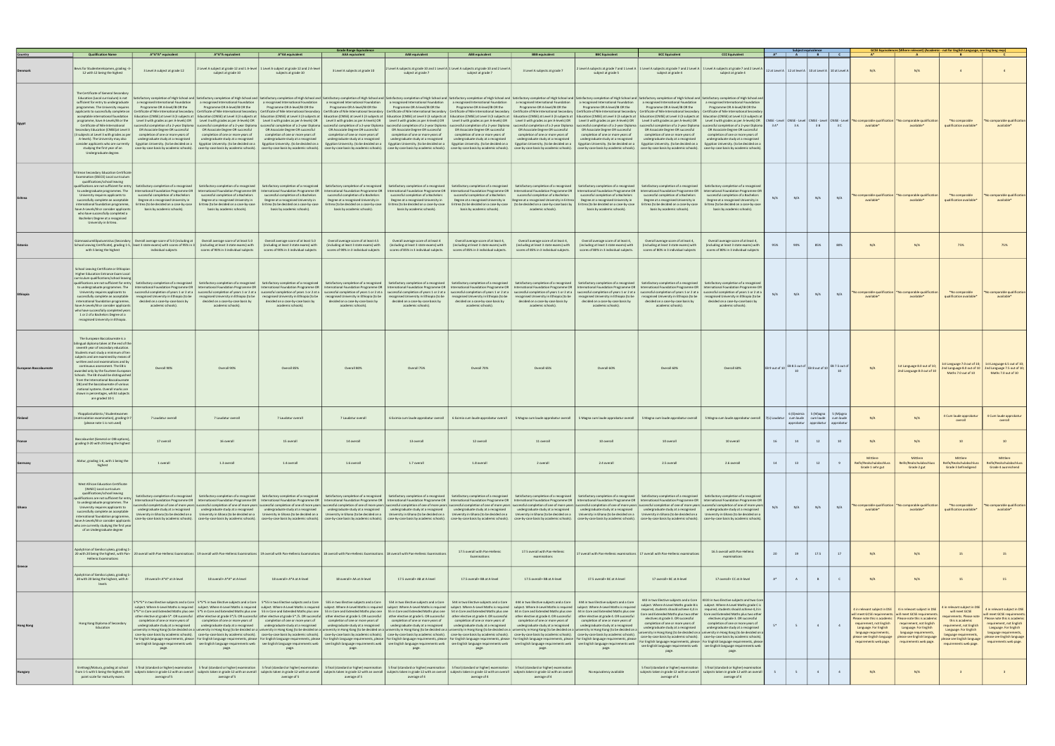| Country | Qualification Name | Grade Range Equivalence A*A*A* equivalent | A*A*A equivalent | A*AA equivalent | AAA equivalent | AAB equivalent | ABB equivalent | BBB equivalent | BBC Equivalent | BCC Equivalent | CCC Equivalent | Subject equivalence A* | A | B | C | GCSE Equivalences (Where relevant) (Academic - not for English Language, see Eng lang reqs) A* | A | B | C |
|---|---|---|---|---|---|---|---|---|---|---|---|---|---|---|---|---|---|---|---|
| Denmark | Bevis for Studentereksamen, grading -3 - 12 with 12 being the highest | 3 Level A subject at grade 12 | 2 Level A subject at grade 12 and 1 A-level subject at grade 10 | 1 Level A subject at grade 12 and 2 A-level subjects at grade 10 | 3 Level A subjects at grade 10 | 2 Level A subjects at grade 10 and 1 Level A subject at grade 7 | 1 Level A subjects at grade 10 and 2 Level A subject at grade 7 | 3 Level A subjects at grade 7 | 2 Level A subjects at grade 7 and 1 Level A subject at grade 4 | 1 Level A subjects at grade 7 and 2 Level A subject at grade 4 | 3 Level A subjects at grade 4 | 12 at Level A | 12 at level A | 10 at Level A | 10 at Level A | N/A | N/A | 4 | 4 |
| Egypt | The Certificate of General Secondary Education (Local curriculum) is not sufficient for entry to undergraduate programmes. The University requires applicants to successfully complete an acceptable International Foundation programme, have A-levels/IB or the Certificate of Nile International Secondary Education (CNISE) (at least 3 subjects at grade as per A-levels). The University may also consider applicants who are currently studying the first year of an Undergraduate degree. | Satisfactory completion of High School and a recognised International Foundation Programme OR A-level/IB OR the Certificate of Nile International Secondary Education (CNISE) at Level 3 (3 subjects at Level 3 with grades as per A-levels) OR successful completion of a 2-year Diploma OR Associate Degree OR successful completion of one or more years of undergraduate study at a recognised Egyptian University. (to be decided on a case-by-case basis by academic schools). | Satisfactory completion of High School and a recognised International Foundation Programme OR A-level/IB OR the Certificate of Nile International Secondary Education (CNISE) at Level 3 (3 subjects at Level 3 with grades as per A-levels) OR successful completion of a 2-year Diploma OR Associate Degree OR successful completion of one or more years of undergraduate study at a recognised Egyptian University. (to be decided on a case-by-case basis by academic schools). | Satisfactory completion of High School and a recognised International Foundation Programme OR A-level/IB OR the Certificate of Nile International Secondary Education (CNISE) at Level 3 (3 subjects at Level 3 with grades as per A-levels) OR successful completion of a 2-year Diploma OR Associate Degree OR successful completion of one or more years of undergraduate study at a recognised Egyptian University. (to be decided on a case-by-case basis by academic schools). | Satisfactory completion of High School and a recognised International Foundation Programme OR A-level/IB OR the Certificate of Nile International Secondary Education (CNISE) at Level 3 (3 subjects at Level 3 with grades as per A-levels) OR successful completion of a 2-year Diploma OR Associate Degree OR successful completion of one or more years of undergraduate study at a recognised Egyptian University. (to be decided on a case-by-case basis by academic schools). | Satisfactory completion of High School and a recognised International Foundation Programme OR A-level/IB OR the Certificate of Nile International Secondary Education (CNISE) at Level 3 (3 subjects at Level 3 with grades as per A-levels) OR successful completion of a 2-year Diploma OR Associate Degree OR successful completion of one or more years of undergraduate study at a recognised Egyptian University. (to be decided on a case-by-case basis by academic schools). | Satisfactory completion of High School and a recognised International Foundation Programme OR A-level/IB OR the Certificate of Nile International Secondary Education (CNISE) at Level 3 (3 subjects at Level 3 with grades as per A-levels) OR successful completion of a 2-year Diploma OR Associate Degree OR successful completion of one or more years of undergraduate study at a recognised Egyptian University. (to be decided on a case-by-case basis by academic schools). | Satisfactory completion of High School and a recognised International Foundation Programme OR A-level/IB OR the Certificate of Nile International Secondary Education (CNISE) at Level 3 (3 subjects at Level 3 with grades as per A-levels) OR successful completion of a 2-year Diploma OR Associate Degree OR successful completion of one or more years of undergraduate study at a recognised Egyptian University. (to be decided on a case-by-case basis by academic schools). | Satisfactory completion of High School and a recognised International Foundation Programme OR A-level/IB OR the Certificate of Nile International Secondary Education (CNISE) at Level 3 (3 subjects at Level 3 with grades as per A-levels) OR successful completion of a 2-year Diploma OR Associate Degree OR successful completion of one or more years of undergraduate study at a recognised Egyptian University. (to be decided on a case-by-case basis by academic schools). | Satisfactory completion of High School and a recognised International Foundation Programme OR A-level/IB OR the Certificate of Nile International Secondary Education (CNISE) at Level 3 (3 subjects at Level 3 with grades as per A-levels) OR successful completion of a 2-year Diploma OR Associate Degree OR successful completion of one or more years of undergraduate study at a recognised Egyptian University. (to be decided on a case-by-case basis by academic schools). | Satisfactory completion of High School and a recognised International Foundation Programme OR A-level/IB OR the Certificate of Nile International Secondary Education (CNISE) at Level 3 (3 subjects at Level 3 with grades as per A-levels) OR successful completion of a 2-year Diploma OR Associate Degree OR successful completion of one or more years of undergraduate study at a recognised Egyptian University. (to be decided on a case-by-case basis by academic schools). | CNISE - Level 3 A* | CNISE - Level 3 A | CNISE - Level 3 B | CNISE - Level 3 C | *No comparable qualification available* | *No comparable qualification available* | *No comparable qualification available* | *No comparable qualification available* |
| Eritrea | Eritrean Secondary Education Certificate Examination (ESECE) Local curriculum qualifications/school leaving qualifications are not sufficient for entry to undergraduate programmes. The University requires applicants to successfully complete an acceptable international foundation programme, have A-levels/IB or consider applicants who have successfully completed a Bachelors Degree at a recognised University in Eritrea. | Satisfactory completion of a recognised International Foundation Programme OR successful completion of a Bachelors Degree at a recognised University in Eritrea (to be decided on a case-by-case basis by academic schools). | Satisfactory completion of a recognised International Foundation Programme OR successful completion of a Bachelors Degree at a recognised University in Eritrea (to be decided on a case-by-case basis by academic schools). | Satisfactory completion of a recognised International Foundation Programme OR successful completion of a Bachelors Degree at a recognised University in Eritrea (to be decided on a case-by-case basis by academic schools). | Satisfactory completion of a recognised International Foundation Programme OR successful completion of a Bachelors Degree at a recognised University in Eritrea (to be decided on a case-by-case basis by academic schools). | Satisfactory completion of a recognised International Foundation Programme OR successful completion of a Bachelors Degree at a recognised University in Eritrea (to be decided on a case-by-case basis by academic schools). | Satisfactory completion of a recognised International Foundation Programme OR successful completion of a Bachelors Degree at a recognised University in Eritrea (to be decided on a case-by-case basis by academic schools). | Satisfactory completion of a recognised International Foundation Programme OR successful completion of a Bachelors Degree at a recognised University in Eritrea (to be decided on a case-by-case basis by academic schools). | Satisfactory completion of a recognised International Foundation Programme OR successful completion of a Bachelors Degree at a recognised University in Eritrea (to be decided on a case-by-case basis by academic schools). | Satisfactory completion of a recognised International Foundation Programme OR successful completion of a Bachelors Degree at a recognised University in Eritrea (to be decided on a case-by-case basis by academic schools). | Satisfactory completion of a recognised International Foundation Programme OR successful completion of a Bachelors Degree at a recognised University in Eritrea (to be decided on a case-by-case basis by academic schools). | N/A | N/A | N/A | N/A | *No comparable qualification available* | *No comparable qualification available* | *No comparable qualification available* | *No comparable qualification available* |
| Estonia | Gümnaasiumilõputunnistus (Secondary School Leaving Certificate), grading 1-5, with 5 being the highest | Overall average score of 5.0 (including at least 3 state exams) with scores of 95% in 3 individual subjects | Overall average score of at least 5.0 (including at least 3 state exams) with scores of 90% in 3 individual subjects | Overall average score of at least 5.0 (including at least 3 state exams) with scores of 90% in 3 individual subjects | Overall average score of at least 4.5 (including at least 3 state exams) with scores of 90% in 3 individual subjects | Overall average score of at least 4 (including at least 3 state exams) with scores of 85% in 3 individual subjects | Overall average score of at least 4, (including at least 3 state exams) with scores of 85% in 3 individual subjects | Overall average score of at least 4, (including at least 3 state exams) with scores of 85% in 3 individual subjects | Overall average score of at least 4, (including at least 3 state exams) with scores of 80% in 3 individual subjects | Overall average score of at least 4, (including at least 3 state exams) with scores of 80% in 3 individual subjects | Overall average score of at least 4, (including at least 3 state exams) with scores of 80% in 3 individual subjects | 95% | 90% | 85% | 80% | N/A | N/A | 75% | 75% |
| Ethiopia | School Leaving Certificate or Ethiopian Higher Education Entrance Exam Local curriculum qualifications/school leaving qualifications are not sufficient for entry to undergraduate programmes. The University requires applicants to successfully complete an acceptable international foundation programme, have A-levels/IB or consider applicants who have successfully completed years 1 or 2 of a Bachelors Degree at a recognised University in Ethiopia. | Satisfactory completion of a recognised International Foundation Programme OR successful completion of years 1 or 2 at a recognised University in Ethiopia (to be decided on a case-by-case basis by academic schools). | Satisfactory completion of a recognised International Foundation Programme OR successful completion of years 1 or 2 at a recognised University in Ethiopia (to be decided on a case-by-case basis by academic schools). | Satisfactory completion of a recognised International Foundation Programme OR successful completion of years 1 or 2 at a recognised University in Ethiopia (to be decided on a case-by-case basis by academic schools). | Satisfactory completion of a recognised International Foundation Programme OR successful completion of years 1 or 2 at a recognised University in Ethiopia (to be decided on a case-by-case basis by academic schools). | Satisfactory completion of a recognised International Foundation Programme OR successful completion of years 1 or 2 at a recognised University in Ethiopia (to be decided on a case-by-case basis by academic schools). | Satisfactory completion of a recognised International Foundation Programme OR successful completion of years 1 or 2 at a recognised University in Ethiopia (to be decided on a case-by-case basis by academic schools). | Satisfactory completion of a recognised International Foundation Programme OR successful completion of years 1 or 2 at a recognised University in Ethiopia (to be decided on a case-by-case basis by academic schools). | Satisfactory completion of a recognised International Foundation Programme OR successful completion of years 1 or 2 at a recognised University in Ethiopia (to be decided on a case-by-case basis by academic schools). | Satisfactory completion of a recognised International Foundation Programme OR successful completion of years 1 or 2 at a recognised University in Ethiopia (to be decided on a case-by-case basis by academic schools). | Satisfactory completion of a recognised International Foundation Programme OR successful completion of years 1 or 2 at a recognised University in Ethiopia (to be decided on a case-by-case basis by academic schools). | N/A | N/A | N/A | N/A | *No comparable qualification available* | *No comparable qualification available* | *No comparable qualification available* | *No comparable qualification available* |
| European Baccalaureate | The European Baccalaureate is a bilingual diploma taken at the end of the seventh year of secondary education. Students must study a minimum of ten subjects and are examined by means of written and oral examinations and by continuous assessment. The EB is awarded only by the European Schools. The EB should be distinguished from the International Baccalaureate (IB) and the baccalaureate of various national systems. Overall marks are shown in percentages, whilst subjects are graded 10-1 | Overall 90% | Overall 90% | Overall 85% | Overall 80% | Overall 75% | Overall 70% | Overall 65% | Overall 60% | Overall 60% | Overall 60% | EB 9 out of 10 | EB 8.5 out of 10 | EB 8 out of 10 | EB 7.5 out of 10 | N/A | 1st Language 8.0 out of 10, 2nd Language 8.0 out of 10 | 1st Language 7.0 out of 10, 2nd Language 8.0 out of 10, Maths 7.0 out of 10 | 1st Language 6.5 out of 10, 2nd Language 7.5 out of 10, Maths 7.0 out of 10 |
| Finland | Ylioppilastutkinto / Studentexamen (matriculation examination), grading 0-7 (please note L is not used) | 7 Laudatur overall | 7 Laudatur overall | 7 Laudatur overall | 7 Laudatur overall | 6 Eximia cum laude approbatur overall | 6 Eximia cum laude approbatur overall | 5 Magna cum laude approbatur overall | 5 Magna cum laude approbatur overall | 5 Magna cum laude approbatur overall | 5 Magna cum laude approbatur overall | 7(L) Laudatur | 6 (E) Eximia cum laude approbatur | 5 (M) Magna cum laude approbatur | 5 (M) Magna cum laude approbatur | N/A | N/A | 4 Cum laude approbatur overall | 4 Cum laude approbatur overall |
| France | Baccalauréat (General or OIB options), grading 0-20 with 20 being the highest | 17 overall | 16 overall | 15 overall | 14 overall | 13 overall | 12 overall | 11 overall | 10 overall | 10 overall | 10 overall | 16 | 14 | 12 | 10 | N/A | N/A | 10 | 10 |
| Germany | Abitur, grading 1-6, with 1 being the highest | 1 overall | 1.3 overall | 1.4 overall | 1.6 overall | 1.7 overall | 1.8 overall | 2 overall | 2.4 overall | 2.5 overall | 2.6 overall | 14 | 13 | 12 | 9 | Mittlere Reife/Realschulabschluss Grade 1 sehr gut | Mittlere Reife/Realschulabschluss Grade 2 gut | Mittlere Reife/Realschulabschluss Grade 3 befriedigend | Mittlere Reife/Realschulabschluss Grade 4 ausreichend |
| Ghana | West African Education Certificate (WAEC) Local curriculum qualifications/school leaving qualifications are not sufficient for entry to undergraduate programmes. The University requires applicants to successfully complete an acceptable international foundation programme, have A-levels/IB or consider applicants who are currently studying the first year of an Undergraduate degree. | Satisfactory completion of a recognised International Foundation Programme OR successful completion of one of more years undergraduate study at a recognised University in Ghana (to be decided on a case-by-case basis by academic schools). | Satisfactory completion of a recognised International Foundation Programme OR successful completion of one of more years undergraduate study at a recognised University in Ghana (to be decided on a case-by-case basis by academic schools). | Satisfactory completion of a recognised International Foundation Programme OR successful completion of one of more years undergraduate study at a recognised University in Ghana (to be decided on a case-by-case basis by academic schools). | Satisfactory completion of a recognised International Foundation Programme OR successful completion of one of more years undergraduate study at a recognised University in Ghana (to be decided on a case-by-case basis by academic schools). | Satisfactory completion of a recognised International Foundation Programme OR successful completion of one of more years undergraduate study at a recognised University in Ghana (to be decided on a case-by-case basis by academic schools). | Satisfactory completion of a recognised International Foundation Programme OR successful completion of one of more years undergraduate study at a recognised University in Ghana (to be decided on a case-by-case basis by academic schools). | Satisfactory completion of a recognised International Foundation Programme OR successful completion of one of more years undergraduate study at a recognised University in Ghana (to be decided on a case-by-case basis by academic schools). | Satisfactory completion of a recognised International Foundation Programme OR successful completion of one of more years undergraduate study at a recognised University in Ghana (to be decided on a case-by-case basis by academic schools). | Satisfactory completion of a recognised International Foundation Programme OR successful completion of one of more years undergraduate study at a recognised University in Ghana (to be decided on a case-by-case basis by academic schools). | Satisfactory completion of a recognised International Foundation Programme OR successful completion of one of more years undergraduate study at a recognised University in Ghana (to be decided on a case-by-case basis by academic schools). | N/A | N/A | N/A | N/A | *No comparable qualification available* | *No comparable qualification available* | *No comparable qualification available* | *No comparable qualification available* |
| Greece | Apolytirion of Geniko Lykeio, grading 1-20 with 20 being the highest, with Pan-Hellenic Examinations | 20 overall with Pan-Hellenic Examinations | 19 overall with Pan-Hellenic Examinations | 19 overall with Pan-Hellenic Examinations | 18 overall with Pan-Hellenic Examinations | 18 overall with Pan-Hellenic Examinations | 17.5 overall with Pan-Hellenic Examinations | 17.5 overall with Pan-Hellenic examinations | 17 overall with Pan-Hellenic examinations | 17 overall with Pan-Hellenic examinations | 16.5 overall with Pan-Hellenic examinations | 20 | 19 | 17.5 | 17 | N/A | N/A | 15 | 15 |
| | Apolytirion of Geniko Lykeio, grading 1-20 with 20 being the highest, with A-levels | 19 overall+ A*A*A* at A-level | 18 overall+ A*A*A at A-level | 18 overall+ A*AA at A-level | 18 overall+ AAA at A-level | 17.5 overall+ AAB at A-level | 17.5 overall+ ABB at A-level | 17.5 overall+ BBB at A-level | 17.5 overall+ BBC at A-level | 17 overall+ BCC at A-level | 17 overall+ CCC at A-level | A* | A | B | C | N/A | N/A | 15 | 15 |
| Hong Kong | Hong Kong Diploma of Secondary Education | 5*5*5* in two Elective subjects and a Core subject. Where A-level Maths is required 5*5* in Core and Extended Maths plus one other elective at grade 5*. OR successful completion of one or more years of undergraduate study at a recognised University in Hong Kong (to be decided on a case-by-case basis by academic schools). For English language requirements, please see English language requirements web page. | 5*5*5 in two Elective subjects and a Core subject. Where A-level Maths is required 5*5* in Core and Extended Maths plus one other elective at grade 5. OR successful completion of one or more years of undergraduate study at a recognised University in Hong Kong (to be decided on a case-by-case basis by academic schools). For English language requirements, please see English language requirements web page. | 5*55 in two Elective subjects and a Core subject. Where A-level Maths is required 5*5 in Core and Extended Maths plus one other elective at grade 5. OR successful completion of one or more years of undergraduate study at a recognised University in Hong Kong (to be decided on a case-by-case basis by academic schools). For English language requirements, please see English language requirements web page. | 555 in two Elective subjects and a Core subject. Where A-level Maths is required 55 in Core and Extended Maths plus one other elective at grade 5. OR successful completion of one or more years of undergraduate study at a recognised University in Hong Kong (to be decided on a case-by-case basis by academic schools). For English language requirements, please see English language requirements web page. | 554 in two Elective subjects and a Core subject. Where A-level Maths is required 55 in Core and Extended Maths plus one other elective at grade 4. OR successful completion of one or more years of undergraduate study at a recognised University in Hong Kong (to be decided on a case-by-case basis by academic schools). For English language requirements, please see English language requirements web page. | 544 in two Elective subjects and a Core subject. Where A-level Maths is required 54 in Core and Extended Maths plus one other elective at grade 4. OR successful completion of one or more years of undergraduate study at a recognised University in Hong Kong (to be decided on a case-by-case basis by academic schools). For English language requirements, please see English language requirements web page. | 444 in two Elective subjects and a Core subject. Where A-level Maths is required 44 in Core and Extended Maths plus one other elective at grade 4. OR successful completion of one or more years of undergraduate study at a recognised University in Hong Kong (to be decided on a case-by-case basis by academic schools). For English language requirements, please see English language requirements web page. | 443 in two Elective subjects and a Core subject. Where A-level Maths is required 44 in Core and Extended Maths plus one other elective at grade 3. OR successful completion of one or more years of undergraduate study at a recognised University in Hong Kong (to be decided on a case-by-case basis by academic schools). For English language requirements, please see English language requirements web page. | 433 in two Elective subjects and a Core subject. Where A-level Maths is required, students should achieve 4,3 in Core and Extended Maths plus two other electives at grade 3. OR successful completion of one or more years of undergraduate study at a recognised University in Hong Kong (to be decided on a case-by-case basis by academic schools). For English language requirements, please see English language requirements web page. | 333 in two Elective subjects and two Core subject. Where A-level Maths grade C is required, students should achieve 4,3 in Core and Extended Maths plus two other electives at grade 3. OR successful completion of one or more years of undergraduate study at a recognised University in Hong Kong (to be decided on a case-by-case basis by academic schools). For English language requirements, please see English language requirements web page. | 5* | 5 | 4 | 4 | 4 in relevant subject in DSE will meet GCSE requirements. Please note this is academic requirement, not English Language. For English language requirements, please see English language requirements web page. | 4 in relevant subject in DSE will meet GCSE requirements. Please note this is academic requirement, not English Language. For English language requirements, please see English language requirements web page. | 4 in relevant subject in DSE will meet GCSE requirements. Please note this is academic requirement, not English Language. For English language requirements, please see English language requirements web page. | 4 in relevant subject in DSE will meet GCSE requirements. Please note this is academic requirement, not English Language. For English language requirements, please see English language requirements web page. |
| Hungary | Érettségi/Matura, grading at school from 1-5 with 5 being the highest. 100 point scale for maturity exams. | 5 final (standard or higher) examination subjects taken in grade 12 with an overall average of 5 | 5 final (standard or higher) examination subjects taken in grade 12 with an overall average of 5 | 5 final (standard or higher) examination subjects taken in grade 12 with an overall average of 5 | 5 final (standard or higher) examination subjects taken in grade 12 with an overall average of 5 | 5 final (standard or higher) examination subjects taken in grade 12 with an overall average of 4 | 5 final (standard or higher) examination subjects taken in grade 12 with an overall average of 4 | 5 final (standard or higher) examination subjects taken in grade 12 with an overall average of 4 | No equivalency available | 5 final (standard or higher) examination subjects taken in grade 12 with an overall average of 4 | 5 final (standard or higher) examination subjects taken in grade 12 with an overall average of 4 | 5 | 5 | 4 | 4 | N/A | N/A | 3 | 3 |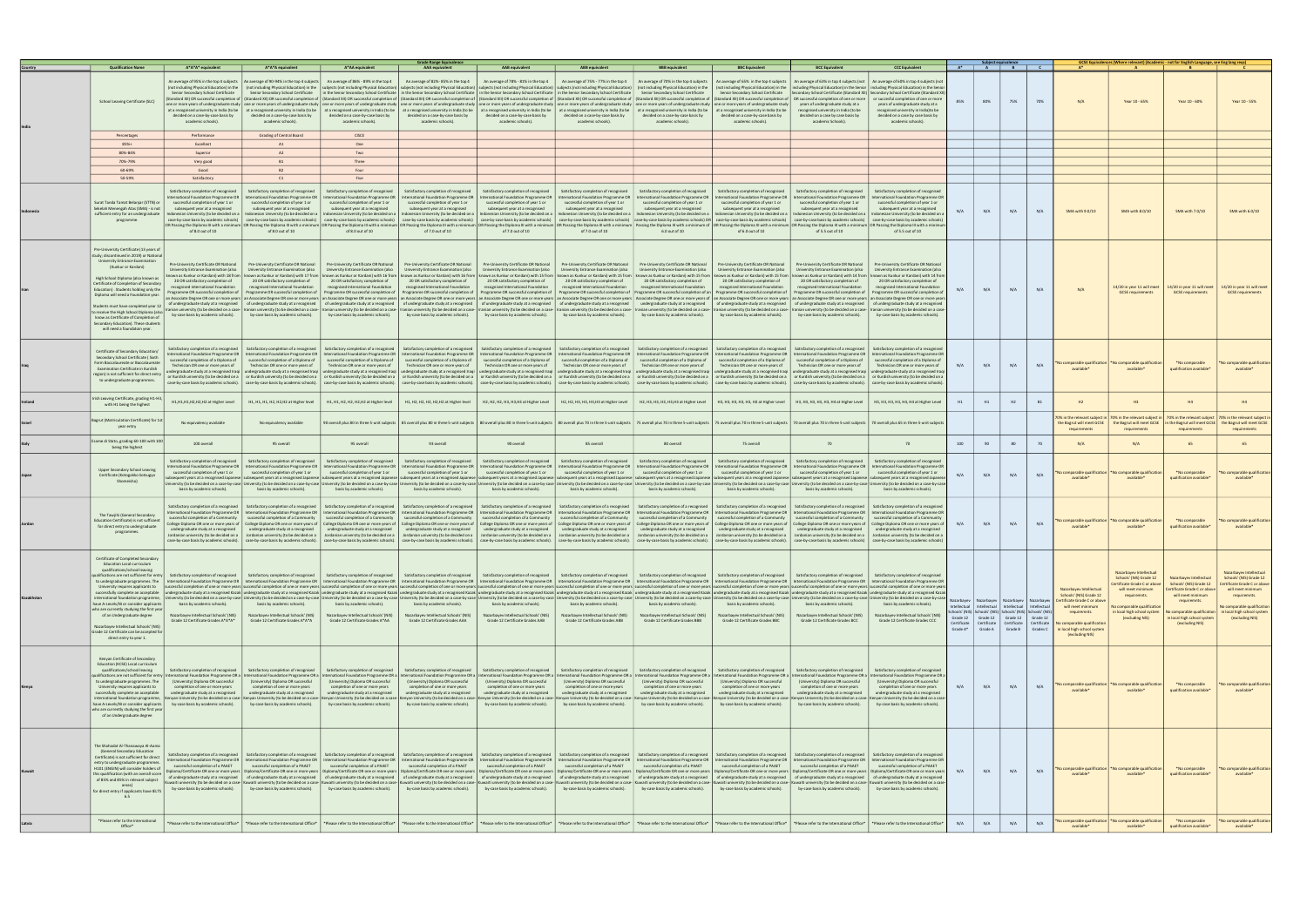| Country | Qualification Name | Grade Range Equivalence: A*A*A* equivalent | A*A*A equivalent | A*AA equivalent | AAA equivalent | AAB equivalent | ABB equivalent | BBB equivalent | BBC equivalent | BCC equivalent | CCC Equivalent | Subject equivalence: A* | A | B | C | GCSE Equivalence (Where relevant) (Academic - not for English Language, see Eng lang reqs): A* | A | B | C |
|---|---|---|---|---|---|---|---|---|---|---|---|---|---|---|---|---|---|---|---|
| India | School Leaving Certificate (SLC) | An average of 95% in the top 4 subjects (not including Physical Education) in the Senior Secondary School Certificate (Standard XII) OR successful completion of one or more years of undergraduate study at a recognised university in India (to be decided on a case-by-case basis by academic schools). | An average of 90-94% in the top 4 subjects (not including Physical Education) in the Senior Secondary School Certificate (Standard XII) OR successful completion of one or more years of undergraduate study at a recognised university in India (to be decided on a case-by-case basis by academic schools). | An average of 86% - 89% in the top 4 subjects (not including Physical Education) in the Senior Secondary School Certificate (Standard XII) OR successful completion of one or more years of undergraduate study at a recognised university in India (to be decided on a case-by-case basis by academic schools). | An average of 82% - 85% in the top 4 subjects (not including Physical Education) in the Senior Secondary School Certificate (Standard XII) OR successful completion of one or more years of undergraduate study at a recognised university in India (to be decided on a case-by-case basis by academic schools). | An average of 78% - 81% in the top 4 subjects (not including Physical Education) in the Senior Secondary School Certificate (Standard XII) OR successful completion of one or more years of undergraduate study at a recognised university in India (to be decided on a case-by-case basis by academic schools). | An average of 75% - 77% in the top 4 subjects (not including Physical Education) in the Senior Secondary School Certificate (Standard XII) OR successful completion of one or more years of undergraduate study at a recognised university in India (to be decided on a case-by-case basis by academic schools). | An average of 70% in the top 4 subjects (not including Physical Education) in the Senior Secondary School Certificate (Standard XII) OR successful completion of one or more years of undergraduate study at a recognised university in India (to be decided on a case-by-case basis by academic schools). | An average of 65% in the top 4 subjects (not including Physical Education) in the Senior Secondary School Certificate (Standard XII) OR successful completion of one or more years of undergraduate study at a recognised university in India (to be decided on a case-by-case basis by academic schools). | An average of 63% in top 4 subjects (not including Physical Education) in the Senior Secondary School Certificate (Standard XII) OR successful completion of one or more years of undergraduate study at a recognised university in India (to be decided on a case-by-case basis by academic schools). | An average of 60% in top 4 subjects (not including Physical Education) in the Senior Secondary School Certificate (Standard XII) or successful completion of one or more years of undergraduate study at a recognised university in India (to be decided on a case-by-case basis by academic schools). | 85% | 80% | 75% | 70% | N/A | Year 10 - 65% | Year 10 - 60% | Year 10 - 55% |
| | Percentages | Performance | Grading of Central Board | CISCE | | | | | | | | | | | | | | | |
| | 85%+ | Excellent | A1 | One | | | | | | | | | | | | | | | |
| | 80%-84% | Superior | A2 | Two | | | | | | | | | | | | | | | |
| | 70%-79% | Very good | B1 | Three | | | | | | | | | | | | | | | |
| | 60-69% | Good | B2 | Four | | | | | | | | | | | | | | | |
| | 50-59% | Satisfactory | C1 | Five | | | | | | | | | | | | | | | |
| Indonesia | Surat Tanda Tamat Belajar (STTB) or Sekolah Menengah Atas (SMA) - is not sufficient entry for an undergraduate programme. | Satisfactory completion of recognised International Foundation Programme OR successful completion of year 1 or subsequent year at a recognised Indonesian University (to be decided on a case-by-case basis by academic schools) OR Passing the Diploma III with a minimum of 8.0 out of 10 | Satisfactory completion of recognised International Foundation Programme OR successful completion of year 1 or subsequent year at a recognised Indonesian University (to be decided on a case-by-case basis by academic schools) OR Passing the Diploma III with a minimum of 8.0 out of 10 | Satisfactory completion of recognised International Foundation Programme OR successful completion of year 1 or subsequent year at a recognised Indonesian University (to be decided on a case-by-case basis by academic schools) OR Passing the Diploma III with a minimum of 8.0 out of 10 | Satisfactory completion of recognised International Foundation Programme OR successful completion of year 1 or subsequent year at a recognised Indonesian University (to be decided on a case-by-case basis by academic schools) OR Passing the Diploma III with a minimum of 7.0 out of 10 | Satisfactory completion of recognised International Foundation Programme OR successful completion of year 1 or subsequent year at a recognised Indonesian University (to be decided on a case-by-case basis by academic schools) OR Passing the Diploma III with a minimum of 7.0 out of 10 | Satisfactory completion of recognised International Foundation Programme OR successful completion of year 1 or subsequent year at a recognised Indonesian University (to be decided on a case-by-case basis by academic schools) OR Passing the Diploma III with a minimum of 7.0 out of 10 | Satisfactory completion of recognised International Foundation Programme OR successful completion of year 1 or subsequent year at a recognised Indonesian University (to be decided on a case-by-case basis by academic schools) OR Passing the Diploma III with a minimum of 6.0 out of 10 | Satisfactory completion of recognised International Foundation Programme OR successful completion of year 1 or subsequent year at a recognised Indonesian University (to be decided on a case-by-case basis by academic schools) OR Passing the Diploma III with a minimum of 6.0 out of 10 | Satisfactory completion of recognised International Foundation Programme OR successful completion of year 1 or subsequent year at a recognised Indonesian University (to be decided on a case-by-case basis by academic schools) OR Passing the Diploma III with a minimum of 5.5 out of 10 | Satisfactory completion of recognised International Foundation Programme OR successful completion of year 1 or subsequent year at a recognised Indonesian University (to be decided on a case-by-case basis by academic schools) OR Passing the Diploma III with a minimum of 5.5 out of 10 | N/A | N/A | N/A | N/A | SMA with 9.0/10 | SMA with 8.0/10 | SMA with 7.0/10 | SMA with 6.0/10 |
| Iran | Pre-University Certificate (4 years of study; discontinued in 2019) at National University Entrance Examination (Konkur or Kankor) High School Diploma (also known as Certificate of Completion of Secondary Education) - Students holding only the Diploma will need a Foundation year. Students must have completed year 12 to receive the High School Diploma (also know as Certificate of Completion of Secondary Education). These students will need a foundation year. | Pre-University Certificate OR National University Entrance Examination (also known as Kunkur or Kankor) with 18 from 20 OR satisfactory completion of recognised International Foundation Programme OR successful completion of an Associate Degree OR one or more years of undergraduate study at a recognised Iranian university (to be decided on a case-by-case basis by academic schools). | Pre-University Certificate OR National University Entrance Examination (also known as Kunkur or Kankor) with 17 from 20 OR satisfactory completion of recognised International Foundation Programme OR successful completion of an Associate Degree OR one or more years of undergraduate study at a recognised Iranian university (to be decided on a case-by-case basis by academic schools). | Pre-University Certificate OR National University Entrance Examination (also known as Kunkur or Kankor) with 16 from 20 OR satisfactory completion of recognised International Foundation Programme OR successful completion of an Associate Degree OR one or more years of undergraduate study at a recognised Iranian university (to be decided on a case-by-case basis by academic schools). | Pre-University Certificate OR National University Entrance Examination (also known as Kunkur or Kankor) with 16 from 20 OR satisfactory completion of recognised International Foundation Programme OR successful completion of an Associate Degree OR one or more years of undergraduate study at a recognised Iranian university (to be decided on a case-by-case basis by academic schools). | Pre-University Certificate OR National University Entrance Examination (also known as Kunkur or Kankor) with 15 from 20 OR satisfactory completion of recognised International Foundation Programme OR successful completion of an Associate Degree OR one or more years of undergraduate study at a recognised Iranian university (to be decided on a case-by-case basis by academic schools). | Pre-University Certificate OR National University Entrance Examination (also known as Kunkur or Kankor) with 15 from 20 OR satisfactory completion of recognised International Foundation Programme OR successful completion of an Associate Degree OR one or more years of undergraduate study at a recognised Iranian university (to be decided on a case-by-case basis by academic schools). | Pre-University Certificate OR National University Entrance Examination (also known as Kunkur or Kankor) with 15 from 20 OR satisfactory completion of recognised International Foundation Programme OR successful completion of an Associate Degree OR one or more years of undergraduate study at a recognised Iranian university (to be decided on a case-by-case basis by academic schools). | Pre-University Certificate OR National University Entrance Examination (also known as Kunkur or Kankor) with 15 from 20 OR satisfactory completion of recognised International Foundation Programme OR successful completion of an Associate Degree OR one or more years of undergraduate study at a recognised Iranian university (to be decided on a case-by-case basis by academic schools). | Pre-University Certificate OR National University Entrance Examination (also known as Kunkur or Kankor) with 14 from 20 OR satisfactory completion of recognised International Foundation Programme OR successful completion of an Associate Degree OR one or more years of undergraduate study at a recognised Iranian university (to be decided on a case-by-case basis by academic schools). | Pre-University Certificate OR National University Entrance Examination (also known as Kunkur or Kankor) with 14 from 20 OR satisfactory completion of recognised International Foundation Programme OR successful completion of an Associate Degree OR one or more years of undergraduate study at a recognised Iranian university (to be decided on a case-by-case basis by academic schools). | N/A | N/A | N/A | N/A | N/A | 14/20 in year 11 will meet GCSE requirements | 14/20 in year 11 will meet GCSE requirements | 10/20 in year 11 will meet GCSE requirements |
| Iraq | Certificate of Secondary Education/ Secondary School Certificate (Sixth Form Baccalaureate or Baccalaureate Examination Certificate in Kurdish region) is not sufficient for direct entry to undergraduate programmes. | Satisfactory completion of a recognised International Foundation Programme OR successful completion of a Diploma of Technician OR one or more years of undergraduate study at a recognised Iraqi or Kurdish university (to be decided on a case-by-case basis by academic schools). | Satisfactory completion of a recognised International Foundation Programme OR successful completion of a Diploma of Technician OR one or more years of undergraduate study at a recognised Iraqi or Kurdish university (to be decided on a case-by-case basis by academic schools). | Satisfactory completion of a recognised International Foundation Programme OR successful completion of a Diploma of Technician OR one or more years of undergraduate study at a recognised Iraqi or Kurdish university (to be decided on a case-by-case basis by academic schools). | Satisfactory completion of a recognised International Foundation Programme OR successful completion of a Diploma of Technician OR one or more years of undergraduate study at a recognised Iraqi or Kurdish university (to be decided on a case-by-case basis by academic schools). | Satisfactory completion of a recognised International Foundation Programme OR successful completion of a Diploma of Technician OR one or more years of undergraduate study at a recognised Iraqi or Kurdish university (to be decided on a case-by-case basis by academic schools). | Satisfactory completion of a recognised International Foundation Programme OR successful completion of a Diploma of Technician OR one or more years of undergraduate study at a recognised Iraqi or Kurdish university (to be decided on a case-by-case basis by academic schools). | Satisfactory completion of a recognised International Foundation Programme OR successful completion of a Diploma of Technician OR one or more years of undergraduate study at a recognised Iraqi or Kurdish university (to be decided on a case-by-case basis by academic schools). | Satisfactory completion of a recognised International Foundation Programme OR successful completion of a Diploma of Technician OR one or more years of undergraduate study at a recognised Iraqi or Kurdish university (to be decided on a case-by-case basis by academic schools). | Satisfactory completion of a recognised International Foundation Programme OR successful completion of a Diploma of Technician OR one or more years of undergraduate study at a recognised Iraqi or Kurdish university (to be decided on a case-by-case basis by academic schools). | Satisfactory completion of a recognised International Foundation Programme OR successful completion of a Diploma of Technician OR one or more years of undergraduate study at a recognised Iraqi or Kurdish university (to be decided on a case-by-case basis by academic schools). | N/A | N/A | N/A | N/A | *No comparable qualification available* | *No comparable qualification available* | *No comparable qualification available* | *No comparable qualification available* |
| Ireland | Irish Leaving Certificate, grading H1-H3, with H1 being the highest | H1,H1,H1,H2,H2,H2 at Higher level | H1, H1, H1, H2, H2, H3 at Higher level | H1, H1, H2, H2, H2, H2 at Higher level | H1, H2, H2, H2, H2, H2 at Higher Level | H2, H2, H2, H3, H3, H3 at Higher Level | H2, H3, H3, H3, H3, H3 at Higher Level | H2, H3, H3, H3, H3, H3 at Higher Level | H3, H3, H3, H3, H3, H3 at Higher Level | H3, H3, H3, H3, H4 at Higher Level | H3, H3, H3, H3, H4, H4 at Higher Level | H1 | H1 | H2 | H3 | H2 | H3 | H3 | H4 |
| Israel | Bagrut (Matriculation Certificate) for 1st year entry | No equivalency available | No equivalency available | 90 overall plus 80 in three 5-unit subjects | 85 overall plus 80 in three 5-unit subjects | 80 overall plus 80 in three 5-unit subjects | 80 overall plus 70 in three 5-unit subjects | 75 overall plus 70 in three 5-unit subjects | 75 overall plus 70 in three 5-unit subjects | 70 overall plus 70 in three 5-unit subjects | 70 overall plus 65 in three 5-unit subjects | | | | | 70% in the relevant subject in the Bagrut will meet GCSE requirements | 70% in the relevant subject in the Bagrut will meet GCSE requirements | 70% in the relevant subject in the Bagrut will meet GCSE requirements | 70% in the relevant subject in the Bagrut will meet GCSE requirements |
| Italy | Esame di Stato, grading 60-100 with 100 being the highest | 100 overall | 95 overall | 95 overall | 93 overall | 90 overall | 85 overall | 80 overall | 75 overall | 70 | 70 | 100 | 90 | 80 | 70 | N/A | N/A | 65 | 65 |
| Japan | Upper Secondary School Leaving Certificate (Kotogakko Sotsugyo Shomeisho) | Satisfactory completion of recognised International Foundation Programme OR successful completion of year 1 or subsequent years at a recognised Japanese University (to be decided on a case-by-case basis by academic schools). | Satisfactory completion of recognised International Foundation Programme OR successful completion of year 1 or subsequent years at a recognised Japanese University (to be decided on a case-by-case basis by academic schools). | Satisfactory completion of recognised International Foundation Programme OR successful completion of year 1 or subsequent years at a recognised Japanese University (to be decided on a case-by-case basis by academic schools). | Satisfactory completion of recognised International Foundation Programme OR successful completion of year 1 or subsequent years at a recognised Japanese University (to be decided on a case-by-case basis by academic schools). | Satisfactory completion of recognised International Foundation Programme OR successful completion of year 1 or subsequent years at a recognised Japanese University (to be decided on a case-by-case basis by academic schools). | Satisfactory completion of recognised International Foundation Programme OR successful completion of year 1 or subsequent years at a recognised Japanese University (to be decided on a case-by-case basis by academic schools). | Satisfactory completion of recognised International Foundation Programme OR successful completion of year 1 or subsequent years at a recognised Japanese University (to be decided on a case-by-case basis by academic schools). | Satisfactory completion of recognised International Foundation Programme OR successful completion of year 1 or subsequent years at a recognised Japanese University (to be decided on a case-by-case basis by academic schools). | Satisfactory completion of recognised International Foundation Programme OR successful completion of year 1 or subsequent years at a recognised Japanese University (to be decided on a case-by-case basis by academic schools). | Satisfactory completion of recognised International Foundation Programme OR successful completion of year 1 or subsequent years at a recognised Japanese University (to be decided on a case-by-case basis by academic schools). | N/A | N/A | N/A | N/A | *No comparable qualification available* | *No comparable qualification available* | *No comparable qualification available* | *No comparable qualification available* |
| Jordan | The Tawjihi (General Secondary Education Certificate) is not sufficient for direct entry to undergraduate programmes. | Satisfactory completion of a recognised International Foundation Programme OR successful completion of a Community College Diploma OR one or more years of undergraduate study at a recognised Jordanian university (to be decided on a case-by-case basis by academic schools). | Satisfactory completion of a recognised International Foundation Programme OR successful completion of a Community College Diploma OR one or more years of undergraduate study at a recognised Jordanian university (to be decided on a case-by-case basis by academic schools). | Satisfactory completion of a recognised International Foundation Programme OR successful completion of a Community College Diploma OR one or more years of undergraduate study at a recognised Jordanian university (to be decided on a case-by-case basis by academic schools). | Satisfactory completion of a recognised International Foundation Programme OR successful completion of a Community College Diploma OR one or more years of undergraduate study at a recognised Jordanian university (to be decided on a case-by-case basis by academic schools). | Satisfactory completion of a recognised International Foundation Programme OR successful completion of a Community College Diploma OR one or more years of undergraduate study at a recognised Jordanian university (to be decided on a case-by-case basis by academic schools). | Satisfactory completion of a recognised International Foundation Programme OR successful completion of a Community College Diploma OR one or more years of undergraduate study at a recognised Jordanian university (to be decided on a case-by-case basis by academic schools). | Satisfactory completion of a recognised International Foundation Programme OR successful completion of a Community College Diploma OR one or more years of undergraduate study at a recognised Jordanian university (to be decided on a case-by-case basis by academic schools). | Satisfactory completion of a recognised International Foundation Programme OR successful completion of a Community College Diploma OR one or more years of undergraduate study at a recognised Jordanian university (to be decided on a case-by-case basis by academic schools). | Satisfactory completion of a recognised International Foundation Programme OR successful completion of a Community College Diploma OR one or more years of undergraduate study at a recognised Jordanian university (to be decided on a case-by-case basis by academic schools). | Satisfactory completion of a recognised International Foundation Programme OR successful completion of a Community College Diploma OR one or more years of undergraduate study at a recognised Jordanian university (to be decided on a case-by-case basis by academic schools). | N/A | N/A | N/A | N/A | *No comparable qualification available* | *No comparable qualification available* | *No comparable qualification available* | *No comparable qualification available* |
| Kazakhstan | Certificate of Completed Secondary Education Local curriculum qualifications/school leaving qualifications are not sufficient for entry to undergraduate programmes. The University requires applicants to successfully complete an acceptable international foundation programme, have A-levels/IB or consider applicants who are currently studying the first year of an Undergraduate degree. Nazarbayev Intellectual Schools' (NIS) Grade 12 Certificate can be accepted for direct entry to year 1. | Satisfactory completion of recognised International Foundation Programme OR successful completion of one or more years of undergraduate study at a recognised Kazakh University (to be decided on a case-by-case basis by academic schools). Nazarbayev Intellectual Schools' (NIS) Grade 12 Certificate Grades A*A*A* | Satisfactory completion of recognised International Foundation Programme OR successful completion of one or more years of undergraduate study at a recognised Kazakh University (to be decided on a case-by-case basis by academic schools). Nazarbayev Intellectual Schools' (NIS) Grade 12 Certificate Grades A*A*A | Satisfactory completion of recognised International Foundation Programme OR successful completion of one or more years of undergraduate study at a recognised Kazakh University (to be decided on a case-by-case basis by academic schools). Nazarbayev Intellectual Schools' (NIS) Grade 12 Certificate Grades A*AA | Satisfactory completion of recognised International Foundation Programme OR successful completion of one or more years of undergraduate study at a recognised Kazakh University (to be decided on a case-by-case basis by academic schools). Nazarbayev Intellectual Schools' (NIS) Grade 12 Certificate Grades AAA | Satisfactory completion of recognised International Foundation Programme OR successful completion of one or more years of undergraduate study at a recognised Kazakh University (to be decided on a case-by-case basis by academic schools). Nazarbayev Intellectual Schools' (NIS) Grade 12 Certificate Grades AAB | Satisfactory completion of recognised International Foundation Programme OR successful completion of one or more years of undergraduate study at a recognised Kazakh University (to be decided on a case-by-case basis by academic schools). Nazarbayev Intellectual Schools' (NIS) Grade 12 Certificate Grades ABB | Satisfactory completion of recognised International Foundation Programme OR successful completion of one or more years of undergraduate study at a recognised Kazakh University (to be decided on a case-by-case basis by academic schools). Nazarbayev Intellectual Schools' (NIS) Grade 12 Certificate Grades BBB | Satisfactory completion of recognised International Foundation Programme OR successful completion of one or more years of undergraduate study at a recognised Kazakh University (to be decided on a case-by-case basis by academic schools). Nazarbayev Intellectual Schools' (NIS) Grade 12 Certificate Grades BBC | Satisfactory completion of recognised International Foundation Programme OR successful completion of one or more years of undergraduate study at a recognised Kazakh University (to be decided on a case-by-case basis by academic schools). Nazarbayev Intellectual Schools' (NIS) Grade 12 Certificate Grades BCC | Satisfactory completion of recognised International Foundation Programme OR successful completion of one or more years of undergraduate study at a recognised Kazakh University (to be decided on a case-by-case basis by academic schools). Nazarbayev Intellectual Schools' (NIS) Grade 12 Certificate Grades CCC | Nazarbayev Intellectual Schools' (NIS) Grade 12 Certificate Grade A* | Nazarbayev Intellectual Schools' (NIS) Grade 12 Certificate Grade A | Nazarbayev Intellectual Schools' (NIS) Grade 12 Certificate Grade B | Nazarbayev Intellectual Schools' (NIS) Grade 12 Certificate Grade C | Nazarbayev Intellectual Schools' (NIS) Grade 12 Certificate Grade C or above will meet minimum requirements. No comparable qualification in local high school system (excluding NIS) | Nazarbayev Intellectual Schools' (NIS) Grade 12 Certificate Grade C or above will meet minimum requirements. No comparable qualification in local high school system (excluding NIS) | Nazarbayev Intellectual Schools' (NIS) Grade 12 Certificate Grade C or above will meet minimum requirements. No comparable qualification in local high school system (excluding NIS) | Nazarbayev Intellectual Schools' (NIS) Grade 12 Certificate Grade C or above will meet minimum requirements. No comparable qualification in local high school system (excluding NIS) |
| Kenya | Kenyan Certificate of Secondary Education (KCSE) Local curriculum qualifications/school leaving qualifications are not sufficient for entry to undergraduate programmes. The University requires applicants to successfully complete an acceptable international foundation programme, have A-levels/IB or consider applicants who are currently studying the first year of an Undergraduate degree | Satisfactory completion of recognised International Foundation Programme OR a (University) Diploma OR successful completion of one or more years undergraduate study at a recognised Kenyan University (to be decided on a case-by-case basis by academic schools). | Satisfactory completion of recognised International Foundation Programme OR a (University) Diploma OR successful completion of one or more years undergraduate study at a recognised Kenyan University (to be decided on a case-by-case basis by academic schools). | Satisfactory completion of recognised International Foundation Programme OR a (University) Diploma OR successful completion of one or more years undergraduate study at a recognised Kenyan University (to be decided on a case-by-case basis by academic schools). | Satisfactory completion of recognised International Foundation Programme OR a (University) Diploma OR successful completion of one or more years undergraduate study at a recognised Kenyan University (to be decided on a case-by-case basis by academic schools). | Satisfactory completion of recognised International Foundation Programme OR a (University) Diploma OR successful completion of one or more years undergraduate study at a recognised Kenyan University (to be decided on a case-by-case basis by academic schools). | Satisfactory completion of recognised International Foundation Programme OR a (University) Diploma OR successful completion of one or more years undergraduate study at a recognised Kenyan University (to be decided on a case-by-case basis by academic schools). | Satisfactory completion of recognised International Foundation Programme OR a (University) Diploma OR successful completion of one or more years undergraduate study at a recognised Kenyan University (to be decided on a case-by-case basis by academic schools). | Satisfactory completion of recognised International Foundation Programme OR a (University) Diploma OR successful completion of one or more years undergraduate study at a recognised Kenyan University (to be decided on a case-by-case basis by academic schools). | Satisfactory completion of recognised International Foundation Programme OR a (University) Diploma OR successful completion of one or more years undergraduate study at a recognised Kenyan University (to be decided on a case-by-case basis by academic schools). | Satisfactory completion of recognised International Foundation Programme OR a (University) Diploma OR successful completion of one or more years undergraduate study at a recognised Kenyan University (to be decided on a case-by-case basis by academic schools). | N/A | N/A | N/A | N/A | *No comparable qualification available* | *No comparable qualification available* | *No comparable qualification available* | *No comparable qualification available* |
| Kuwait | The Shahadat Al-Thanawiya Al-Aama (General Secondary Education Certificate) is not sufficient for direct entry to undergraduate programmes. H101 (HNDN) will consider holders of this qualification (with an overall score of 85% and 85% in relevant subject areas) for direct entry if applicants have IELTS 6.5 | Satisfactory completion of a recognised International Foundation Programme OR successful completion of a PAAET Diploma/Certificate OR one or more years of undergraduate study at a recognised Kuwaiti university (to be decided on a case-by-case basis by academic schools). | Satisfactory completion of a recognised International Foundation Programme OR successful completion of a PAAET Diploma/Certificate OR one or more years of undergraduate study at a recognised Kuwaiti university (to be decided on a case-by-case basis by academic schools). | Satisfactory completion of a recognised International Foundation Programme OR successful completion of a PAAET Diploma/Certificate OR one or more years of undergraduate study at a recognised Kuwaiti university (to be decided on a case-by-case basis by academic schools). | Satisfactory completion of a recognised International Foundation Programme OR successful completion of a PAAET Diploma/Certificate OR one or more years of undergraduate study at a recognised Kuwaiti university (to be decided on a case-by-case basis by academic schools). | Satisfactory completion of a recognised International Foundation Programme OR successful completion of a PAAET Diploma/Certificate OR one or more years of undergraduate study at a recognised Kuwaiti university (to be decided on a case-by-case basis by academic schools). | Satisfactory completion of a recognised International Foundation Programme OR successful completion of a PAAET Diploma/Certificate OR one or more years of undergraduate study at a recognised Kuwaiti university (to be decided on a case-by-case basis by academic schools). | Satisfactory completion of a recognised International Foundation Programme OR successful completion of a PAAET Diploma/Certificate OR one or more years of undergraduate study at a recognised Kuwaiti university (to be decided on a case-by-case basis by academic schools). | Satisfactory completion of a recognised International Foundation Programme OR successful completion of a PAAET Diploma/Certificate OR one or more years of undergraduate study at a recognised Kuwaiti university (to be decided on a case-by-case basis by academic schools). | Satisfactory completion of a recognised International Foundation Programme OR successful completion of a PAAET Diploma/Certificate OR one or more years of undergraduate study at a recognised Kuwaiti university (to be decided on a case-by-case basis by academic schools). | Satisfactory completion of a recognised International Foundation Programme OR successful completion of a PAAET Diploma/Certificate OR one or more years of undergraduate study at a recognised Kuwaiti university (to be decided on a case-by-case basis by academic schools). | N/A | N/A | N/A | N/A | *No comparable qualification available* | *No comparable qualification available* | *No comparable qualification available* | *No comparable qualification available* |
| Latvia | *Please refer to the International Office* | *Please refer to the International Office* | *Please refer to the International Office* | *Please refer to the International Office* | *Please refer to the International Office* | *Please refer to the International Office* | *Please refer to the International Office* | *Please refer to the International Office* | *Please refer to the International Office* | *Please refer to the International Office* | *Please refer to the International Office* | N/A | N/A | N/A | N/A | *No comparable qualification available* | *No comparable qualification available* | *No comparable qualification available* | *No comparable qualification available* |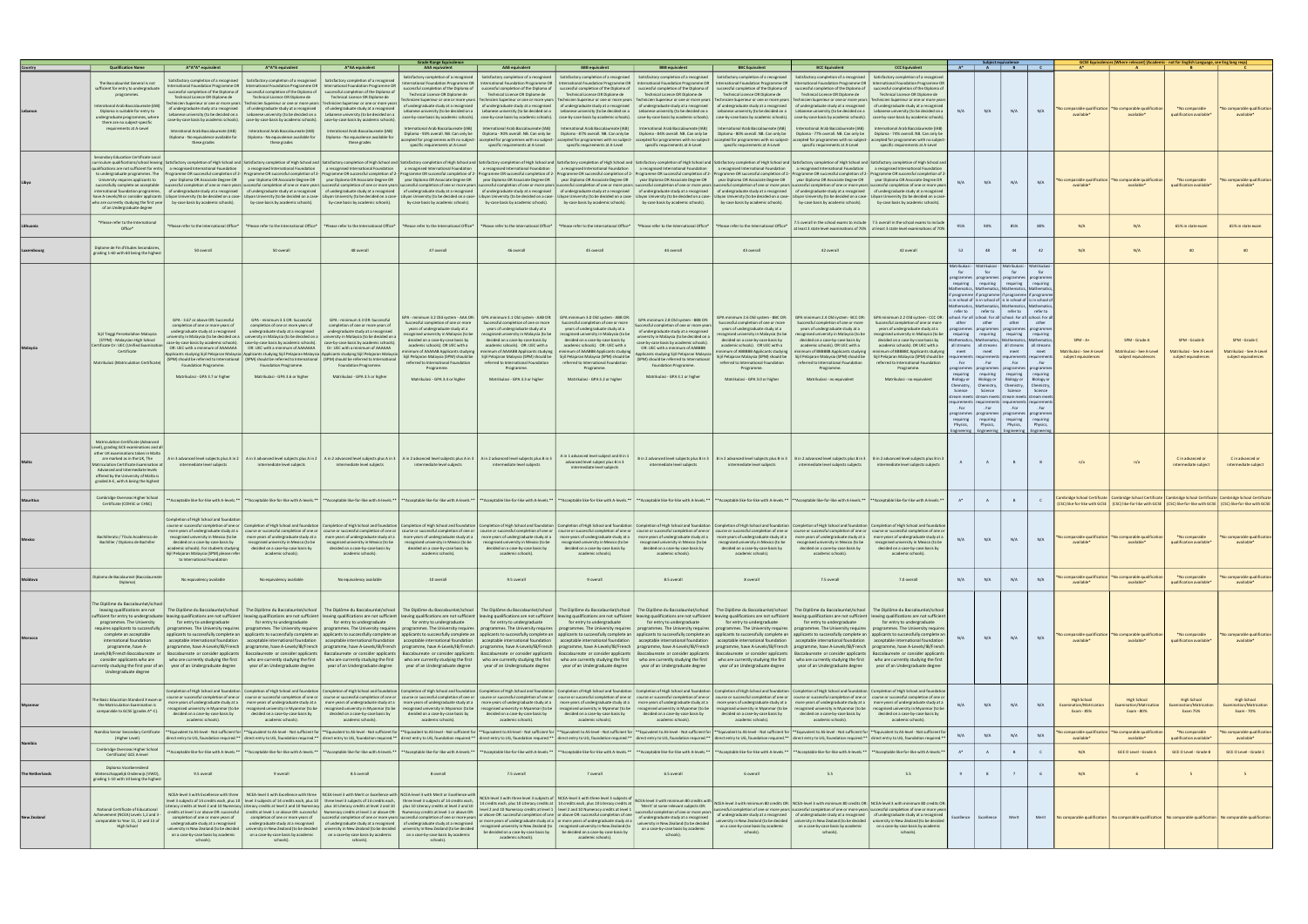| Country | Qualification Name | Grade Range Equivalence | | | | | | | | | | Subject equivalence | | | | GCSE Equivalences (Where relevant) (Academic - not for English Language, see Eng lang reqs) | | | |
|---|---|---|---|---|---|---|---|---|---|---|---|---|---|---|---|---|---|---|---|
| | | A*A*A* equivalent | A*A*A equivalent | A*AA equivalent | AAA equivalent | AAB equivalent | ABB equivalent | BBB equivalent | BBC equivalent | BCC Equivalent | CCC Equivalent | A* | A | B | C | A* | A | B | C |
| Lebanon | The Baccalauréat General is not sufficient for entry to undergraduate programmes. International Arab Baccalaureate (IAB) Diploma is suitable for entry to undergraduate programmes, where there are no subject-specific requirements at A-Level | Satisfactory completion of a recognised International Foundation Programme OR successful completion of the Diploma of Technical Licence OR Diplome de Technicien Superieur or one or more years of undergraduate study at a recognised Lebanese university (to be decided on a case-by-case basis by academic schools). International Arab Baccalaureate (IAB) Diploma - No equivalence available for these grades | Satisfactory completion of a recognised International Foundation Programme OR successful completion of the Diploma of Technical Licence OR Diplome de Technicien Superieur or one or more years of undergraduate study at a recognised Lebanese university (to be decided on a case-by-case basis by academic schools). International Arab Baccalaureate (IAB) Diploma - No equivalence available for these grades | Satisfactory completion of a recognised International Foundation Programme OR successful completion of the Diploma of Technical Licence OR Diplome de Technicien Superieur or one or more years of undergraduate study at a recognised Lebanese university (to be decided on a case-by-case basis by academic schools). International Arab Baccalaureate (IAB) Diploma - No equivalence available for these grades | Satisfactory completion of a recognised International Foundation Programme OR successful completion of the Diploma of Technical Licence OR Diplome de Technicien Superieur or one or more years of undergraduate study at a recognised Lebanese university (to be decided on a case-by-case basis by academic schools). International Arab Baccalaureate (IAB) Diploma - 93% overall. NB. Can only be accepted for programmes with no subject-specific requirements at A-Level | Satisfactory completion of a recognised International Foundation Programme OR successful completion of the Diploma of Technical Licence OR Diplome de Technicien Superieur or one or more years of undergraduate study at a recognised Lebanese university (to be decided on a case-by-case basis by academic schools). International Arab Baccalaureate (IAB) Diploma - 90% overall. NB. Can only be accepted for programmes with no subject-specific requirements at A-Level | Satisfactory completion of a recognised International Foundation Programme OR successful completion of the Diploma of Technical Licence OR Diplome de Technicien Superieur or one or more years of undergraduate study at a recognised Lebanese university (to be decided on a case-by-case basis by academic schools). International Arab Baccalaureate (IAB) Diploma - 87% overall. NB. Can only be accepted for programmes with no subject-specific requirements at A-Level | Satisfactory completion of a recognised International Foundation Programme OR successful completion of the Diploma of Technical Licence OR Diplome de Technicien Superieur or one or more years of undergraduate study at a recognised Lebanese university (to be decided on a case-by-case basis by academic schools). International Arab Baccalaureate (IAB) Diploma - 84% overall. NB. Can only be accepted for programmes with no subject-specific requirements at A-Level | Satisfactory completion of a recognised International Foundation Programme OR successful completion of the Diploma of Technical Licence OR Diplome de Technicien Superieur or one or more years of undergraduate study at a recognised Lebanese university (to be decided on a case-by-case basis by academic schools). International Arab Baccalaureate (IAB) Diploma - 80% overall. NB. Can only be accepted for programmes with no subject-specific requirements at A-Level | Satisfactory completion of a recognised International Foundation Programme OR successful completion of the Diploma of Technical Licence OR Diplome de Technicien Superieur or one or more years of undergraduate study at a recognised Lebanese university (to be decided on a case-by-case basis by academic schools). International Arab Baccalaureate (IAB) Diploma - 77% overall. NB. Can only be accepted for programmes with no subject-specific requirements at A-Level | Satisfactory completion of a recognised International Foundation Programme OR successful completion of the Diploma of Technical Licence OR Diplome de Technicien Superieur or one or more years of undergraduate study at a recognised Lebanese university (to be decided on a case-by-case basis by academic schools). International Arab Baccalaureate (IAB) Diploma - 74% overall. NB. Can only be accepted for programmes with no subject-specific requirements at A-Level | N/A | N/A | N/A | N/A | *No comparable qualification available* | *No comparable qualification available* | *No comparable qualification available* | *No comparable qualification available* |
| Libya | Secondary Education Certificate Local curriculum qualifications/school leaving qualifications are not sufficient for entry to undergraduate programmes. The University requires applicants to successfully complete an acceptable international foundation programme, have A-levels/IB or consider applicants who are currently studying the first year of an Undergraduate degree | Satisfactory completion of High School and a recognised International Foundation Programme OR successful completion of 2-year Diploma OR Associate Degree OR successful completion of one or more years of undergraduate study at a recognised Libyan University (to be decided on a case-by-case basis by academic schools). | Satisfactory completion of High School and a recognised International Foundation Programme OR successful completion of 2-year Diploma OR Associate Degree OR successful completion of one or more years of undergraduate study at a recognised Libyan University (to be decided on a case-by-case basis by academic schools). | Satisfactory completion of High School and a recognised International Foundation Programme OR successful completion of 2-year Diploma OR Associate Degree OR successful completion of one or more years of undergraduate study at a recognised Libyan University (to be decided on a case-by-case basis by academic schools). | Satisfactory completion of High School and a recognised International Foundation Programme OR successful completion of 2-year Diploma OR Associate Degree OR successful completion of one or more years of undergraduate study at a recognised Libyan University (to be decided on a case-by-case basis by academic schools). | Satisfactory completion of High School and a recognised International Foundation Programme OR successful completion of 2-year Diploma OR Associate Degree OR successful completion of one or more years of undergraduate study at a recognised Libyan University (to be decided on a case-by-case basis by academic schools). | Satisfactory completion of High School and a recognised International Foundation Programme OR successful completion of 2-year Diploma OR Associate Degree OR successful completion of one or more years of undergraduate study at a recognised Libyan University (to be decided on a case-by-case basis by academic schools). | Satisfactory completion of High School and a recognised International Foundation Programme OR successful completion of 2-year Diploma OR Associate Degree OR successful completion of one or more years of undergraduate study at a recognised Libyan University (to be decided on a case-by-case basis by academic schools). | Satisfactory completion of High School and a recognised International Foundation Programme OR successful completion of 2-year Diploma OR Associate Degree OR successful completion of one or more years of undergraduate study at a recognised Libyan University (to be decided on a case-by-case basis by academic schools). | Satisfactory completion of High School and a recognised International Foundation Programme OR successful completion of 2-year Diploma OR Associate Degree OR successful completion of one or more years of undergraduate study at a recognised Libyan University (to be decided on a case-by-case basis by academic schools). | Satisfactory completion of High School and a recognised International Foundation Programme OR successful completion of 2-year Diploma OR Associate Degree OR successful completion of one or more years of undergraduate study at a recognised Libyan University (to be decided on a case-by-case basis by academic schools). | N/A | N/A | N/A | N/A | *No comparable qualification available* | *No comparable qualification available* | *No comparable qualification available* | *No comparable qualification available* |
| Lithuania | *Please refer to the International Office* | *Please refer to the International Office* | *Please refer to the International Office* | *Please refer to the International Office* | *Please refer to the International Office* | *Please refer to the International Office* | *Please refer to the International Office* | *Please refer to the International Office* | *Please refer to the International Office* | 7.5 overall in the school exams to include at least 3 state level examinations of 70% | 7.5 overall in the school exams to include at least 3 state level examinations of 70% | 95% | 90% | 85% | 80% | N/A | N/A | 65% in state exam | 65% in state exam |
| Luxembourg | Diplome de Fin d'Etudes Secondaires, grading 1-60 with 60 being the highest | 50 overall | 50 overall | 48 overall | 47 overall | 46 overall | 45 overall | 44 overall | 43 overall | 42 overall | 42 overall | 52 | 48 | 44 | 42 | N/A | N/A | 40 | 40 |
| Malaysia | Sijil Tinggi Persekolahan Malaysia (STPM) - Malaysian High School Certificate Or: UEC (Unified Examination Certificate) Matrikulasi (Matriculation Certificate) | GPA - 4.67 or above OR: Successful completion of one or more years of undergraduate study at a recognised university in Malaysia (to be decided on a case-by-case basis by academic schools). OR: UEC with a minimum of AAAAAA Applicants studying Sijil Pelajaran Malaysia (SPM) should be referred to International Foundation Programme. Matrikulasi - GPA 3.7 or higher | GPA - minimum 3.3 OR: Successful completion of one or more years of undergraduate study at a recognised university in Malaysia (to be decided on a case-by-case basis by academic schools). OR: UEC with a minimum of AAAAAA Applicants studying Sijil Pelajaran Malaysia (SPM) should be referred to International Foundation Programme. Matrikulasi - GPA 3.6 or higher | GPA - minimum 3.3 OR: Successful completion of one or more years of undergraduate study at a recognised university in Malaysia (to be decided on a case-by-case basis by academic schools). OR: UEC with a minimum of AAAAAB Applicants studying Sijil Pelajaran Malaysia (SPM) should be referred to International Foundation Programme. Matrikulasi - GPA 3.5 or higher | GPA - minimum 3.2 Old system - AAA OR: Successful completion of one or more years of undergraduate study at a recognised university in Malaysia (to be decided on a case-by-case basis by academic schools). OR: UEC with a minimum of AAAAAB Applicants studying Sijil Pelajaran Malaysia (SPM) should be referred to International Foundation Programme. Matrikulasi - GPA 3.4 or higher | GPA minimum 3.1 Old system - AAB OR: Successful completion of one or more years of undergraduate study at a recognised university in Malaysia (to be decided on a case-by-case basis by academic schools). OR: UEC with a minimum of AAAABB Applicants studying Sijil Pelajaran Malaysia (SPM) should be referred to International Foundation Programme. Matrikulasi - GPA 3.3 or higher | GPA minimum 3.0 Old system - ABB OR: Successful completion of one or more years of undergraduate study at a recognised university in Malaysia (to be decided on a case-by-case basis by academic schools). OR: UEC with a minimum of AAABBB Applicants studying Sijil Pelajaran Malaysia (SPM) should be referred to International Foundation Programme. Matrikulasi - GPA 3.2 or higher | GPA minimum 2.8 Old system - BBB OR: Successful completion of one or more years of undergraduate study at a recognised university in Malaysia (to be decided on a case-by-case basis by academic schools). OR: UEC with a minimum of AABBBB Applicants studying Sijil Pelajaran Malaysia (SPM) should be referred to International Foundation Programme. Matrikulasi - GPA 3.1 or higher | GPA minimum 2.6 Old system - BBC OR: Successful completion of one or more years of undergraduate study at a recognised university in Malaysia (to be decided on a case-by-case basis by academic schools). OR: UEC with a minimum of ABBBBB Applicants studying Sijil Pelajaran Malaysia (SPM) should be referred to International Foundation Programme. Matrikulasi - GPA 3.0 or higher | GPA minimum 2.4 Old system - BCC OR: Successful completion of one or more years of undergraduate study at a recognised university in Malaysia (to be decided on a case-by-case basis by academic schools). OR: UEC with a minimum of BBBBBB Applicants studying Sijil Pelajaran Malaysia (SPM) should be referred to International Foundation Programme. Matrikulasi - no equivalent | GPA minimum 2.2 Old system - CCC OR: Successful completion of one or more years of undergraduate study at a recognised university in Malaysia (to be decided on a case-by-case basis by academic schools). OR: UEC with a minimum of BBBBBC Applicants studying Sijil Pelajaran Malaysia (SPM) should be referred to International Foundation Programme. Matrikulasi - no equivalent | Matrikulasi - for programmes requiring Mathematics, if programme is in school of Mathematics, refer to school. For all other programmes requiring Mathematics, all streams meet requirements. For programmes requiring Biology or Chemistry, Science stream meets requirements. For programmes requiring Physics, Engineering | Matrikulasi - for programmes requiring Mathematics, if programme is in school of Mathematics, refer to school. For all other programmes requiring Mathematics, all streams meet requirements. For programmes requiring Biology or Chemistry, Science stream meets requirements. For programmes requiring Physics, Engineering | Matrikulasi - for programmes requiring Mathematics, if programme is in school of Mathematics, refer to school. For all other programmes requiring Mathematics, all streams meet requirements. For programmes requiring Biology or Chemistry, Science stream meets requirements. For programmes requiring Physics, Engineering | Matrikulasi - for programmes requiring Mathematics, if programme is in school of Mathematics, refer to school. For all other programmes requiring Mathematics, all streams meet requirements. For programmes requiring Biology or Chemistry, Science stream meets requirements. For programmes requiring Physics, Engineering | SPM - A+ Matrikulasi - See A-Level subject equivalences | SPM - Grade A Matrikulasi - See A-Level subject equivalences | SPM - Grade B Matrikulasi - See A-Level subject equivalences | SPM - Grade C Matrikulasi - See A-Level subject equivalences |
| Malta | Matriculation Certificate (Advanced Level), grading GCE examinations and all other UK examinations taken in Malta are marked as in the UK. The Matriculation Certificate Examination at Advanced and intermediate levels offered by the University of Malta is graded A-E, with A being the highest | A in 3 advanced level subjects plus A in 2 intermediate level subjects | A in 3 advanced level subjects plus A in 2 intermediate level subjects | A in 2 advanced level subjects plus A in 3 intermediate level subjects | A in 2 advanced level subjects plus A in 3 intermediate level subjects | A in 2 advanced level subjects plus B in 3 intermediate level subjects | A in 1 advanced level subject and B in 1 advanced level plus B in 3 intermediate level subjects | B in 2 advanced level subjects plus B in 3 intermediate level subjects | B in 2 advanced level subjects plus B in 3 intermediate level subjects | B in 2 advanced level subjects plus B in 3 intermediate level subjects | B in 2 advanced level subjects plus B in 3 intermediate level subjects | A | A | B | B | n/a | n/a | C in advanced or intermediate subject | C in advanced or intermediate subject |
| Mauritius | Cambridge Overseas Higher School Certificate (COHSC or CHSC) | **Acceptable like-for-like with A-levels ** | **Acceptable like-for-like with A-levels ** | **Acceptable like-for-like with A-levels ** | **Acceptable like-for-like with A-levels ** | **Acceptable like-for-like with A-levels ** | **Acceptable like-for-like with A-levels ** | **Acceptable like-for-like with A-levels ** | **Acceptable like-for-like with A-levels ** | **Acceptable like-for-like with A-levels ** | **Acceptable like-for-like with A-levels ** | A* | A | B | C | Cambridge School Certificate (CSC) like-for-like with GCSE | Cambridge School Certificate (CSC) like-for-like with GCSE | Cambridge School Certificate (CSC) like-for-like with GCSE | Cambridge School Certificate (CSC) like-for-like with GCSE |
| Mexico | Bachillerato / Título Académico de Bachiller / Diploma de Bachiller | Completion of High School and foundation course or successful completion of one or more years of undergraduate study at a recognised university in Mexico (to be decided on a case-by-case basis by academic schools). For students studying Sijil Pelajaran Malaysia (SPM) please refer to International Foundation | Completion of High School and foundation course or successful completion of one or more years of undergraduate study at a recognised university in Mexico (to be decided on a case-by-case basis by academic schools). | Completion of High School and foundation course or successful completion of one or more years of undergraduate study at a recognised university in Mexico (to be decided on a case-by-case basis by academic schools). | Completion of High School and foundation course or successful completion of one or more years of undergraduate study at a recognised university in Mexico (to be decided on a case-by-case basis by academic schools). | Completion of High School and foundation course or successful completion of one or more years of undergraduate study at a recognised university in Mexico (to be decided on a case-by-case basis by academic schools). | Completion of High School and foundation course or successful completion of one or more years of undergraduate study at a recognised university in Mexico (to be decided on a case-by-case basis by academic schools). | Completion of High School and foundation course or successful completion of one or more years of undergraduate study at a recognised university in Mexico (to be decided on a case-by-case basis by academic schools). | Completion of High School and foundation course or successful completion of one or more years of undergraduate study at a recognised university in Mexico (to be decided on a case-by-case basis by academic schools). | Completion of High School and foundation course or successful completion of one or more years of undergraduate study at a recognised university in Mexico (to be decided on a case-by-case basis by academic schools). | Completion of High School and foundation course or successful completion of one or more years of undergraduate study at a recognised university in Mexico (to be decided on a case-by-case basis by academic schools). | N/A | N/A | N/A | N/A | *No comparable qualification available* | *No comparable qualification available* | *No comparable qualification available* | *No comparable qualification available* |
| Moldova | Diploma de Bacalaureat (Baccalaureate Diploma) | No equivalency available | No equivalency available | No equivalency available | 10 overall | 9.5 overall | 9 overall | 8.5 overall | 8 overall | 7.5 overall | 7.0 overall | N/A | N/A | N/A | N/A | *No comparable qualification available* | *No comparable qualification available* | *No comparable qualification available* | *No comparable qualification available* |
| Morocco | The Diplôme du Baccalauréat/school leaving qualifications are not sufficient for entry to undergraduate programmes. The University requires applicants to successfully complete an acceptable international foundation programme, have A-Levels/IB/French Baccalaureate or consider applicants who are currently studying the first year of an Undergraduate degree | The Diplôme du Baccalauréat/school leaving qualifications are not sufficient for entry to undergraduate programmes. The University requires applicants to successfully complete an acceptable international foundation programme, have A-Levels/IB/French Baccalaureate or consider applicants who are currently studying the first year of an Undergraduate degree | The Diplôme du Baccalauréat/school leaving qualifications are not sufficient for entry to undergraduate programmes. The University requires applicants to successfully complete an acceptable international foundation programme, have A-Levels/IB/French Baccalaureate or consider applicants who are currently studying the first year of an Undergraduate degree | The Diplôme du Baccalauréat/school leaving qualifications are not sufficient for entry to undergraduate programmes. The University requires applicants to successfully complete an acceptable international foundation programme, have A-Levels/IB/French Baccalaureate or consider applicants who are currently studying the first year of an Undergraduate degree | The Diplôme du Baccalauréat/school leaving qualifications are not sufficient for entry to undergraduate programmes. The University requires applicants to successfully complete an acceptable international foundation programme, have A-Levels/IB/French Baccalaureate or consider applicants who are currently studying the first year of an Undergraduate degree | The Diplôme du Baccalauréat/school leaving qualifications are not sufficient for entry to undergraduate programmes. The University requires applicants to successfully complete an acceptable international foundation programme, have A-Levels/IB/French Baccalaureate or consider applicants who are currently studying the first year of an Undergraduate degree | The Diplôme du Baccalauréat/school leaving qualifications are not sufficient for entry to undergraduate programmes. The University requires applicants to successfully complete an acceptable international foundation programme, have A-Levels/IB/French Baccalaureate or consider applicants who are currently studying the first year of an Undergraduate degree | The Diplôme du Baccalauréat/school leaving qualifications are not sufficient for entry to undergraduate programmes. The University requires applicants to successfully complete an acceptable international foundation programme, have A-Levels/IB/French Baccalaureate or consider applicants who are currently studying the first year of an Undergraduate degree | The Diplôme du Baccalauréat/school leaving qualifications are not sufficient for entry to undergraduate programmes. The University requires applicants to successfully complete an acceptable international foundation programme, have A-Levels/IB/French Baccalaureate or consider applicants who are currently studying the first year of an Undergraduate degree | The Diplôme du Baccalauréat/school leaving qualifications are not sufficient for entry to undergraduate programmes. The University requires applicants to successfully complete an acceptable international foundation programme, have A-Levels/IB/French Baccalaureate or consider applicants who are currently studying the first year of an Undergraduate degree | The Diplôme du Baccalauréat/school leaving qualifications are not sufficient for entry to undergraduate programmes. The University requires applicants to successfully complete an acceptable international foundation programme, have A-Levels/IB/French Baccalaureate or consider applicants who are currently studying the first year of an Undergraduate degree | N/A | N/A | N/A | N/A | *No comparable qualification available* | *No comparable qualification available* | *No comparable qualification available* | *No comparable qualification available* |
| Myanmar | The Basic Education Standard X exam or the Matriculation Examination is comparable to GCSE (grades A*-C). | Completion of High School and foundation course or successful completion of one or more years of undergraduate study at a recognised university in Myanmar (to be decided on a case-by-case basis by academic schools). | Completion of High School and foundation course or successful completion of one or more years of undergraduate study at a recognised university in Myanmar (to be decided on a case-by-case basis by academic schools). | Completion of High School and foundation course or successful completion of one or more years of undergraduate study at a recognised university in Myanmar (to be decided on a case-by-case basis by academic schools). | Completion of High School and foundation course or successful completion of one or more years of undergraduate study at a recognised university in Myanmar (to be decided on a case-by-case basis by academic schools). | Completion of High School and foundation course or successful completion of one or more years of undergraduate study at a recognised university in Myanmar (to be decided on a case-by-case basis by academic schools). | Completion of High School and foundation course or successful completion of one or more years of undergraduate study at a recognised university in Myanmar (to be decided on a case-by-case basis by academic schools). | Completion of High School and foundation course or successful completion of one or more years of undergraduate study at a recognised university in Myanmar (to be decided on a case-by-case basis by academic schools). | Completion of High School and foundation course or successful completion of one or more years of undergraduate study at a recognised university in Myanmar (to be decided on a case-by-case basis by academic schools). | Completion of High School and foundation course or successful completion of one or more years of undergraduate study at a recognised university in Myanmar (to be decided on a case-by-case basis by academic schools). | Completion of High School and foundation course or successful completion of one or more years of undergraduate study at a recognised university in Myanmar (to be decided on a case-by-case basis by academic schools). | N/A | N/A | N/A | N/A | High School Examination/Matriculation Exam - 85% | High School Examination/Matriculation Exam - 80% | High School Examination/Matriculation Exam - 75% | High School Examination/Matriculation Exam - 70% |
| Namibia | Namibia Senior Secondary Certificate (Higher Level) | **Equivalent to AS-level - Not sufficient for direct entry to UG, foundation required.** | **Equivalent to AS-level - Not sufficient for direct entry to UG, foundation required.** | **Equivalent to AS-level - Not sufficient for direct entry to UG, foundation required.** | **Equivalent to AS-level - Not sufficient for direct entry to UG, foundation required.** | **Equivalent to AS-level - Not sufficient for direct entry to UG, foundation required.** | **Equivalent to AS-level - Not sufficient for direct entry to UG, foundation required.** | **Equivalent to AS-level - Not sufficient for direct entry to UG, foundation required.** | **Equivalent to AS-level - Not sufficient for direct entry to UG, foundation required.** | **Equivalent to AS-level - Not sufficient for direct entry to UG, foundation required.** | **Equivalent to AS-level - Not sufficient for direct entry to UG, foundation required.** | N/A | N/A | N/A | N/A | *No comparable qualification available* | *No comparable qualification available* | *No comparable qualification available* | *No comparable qualification available* |
| | Cambridge Overseas Higher School Certificate/ GCE A-level | **Acceptable like-for-like with A-levels.** | **Acceptable like-for-like with A-levels.** | **Acceptable like-for-like with A-levels.** | **Acceptable like-for-like with A-levels.** | **Acceptable like-for-like with A-levels.** | **Acceptable like-for-like with A-levels.** | **Acceptable like-for-like with A-levels.** | **Acceptable like-for-like with A-levels.** | **Acceptable like-for-like with A-levels.** | **Acceptable like-for-like with A-levels.** | A* | A | B | C | N/A | GCE O Level - Grade A | GCE O Level - Grade B | GCE O Level - Grade C |
| The Netherlands | Diploma Voorbereidend Wetenschappelijk Onderwijs (VWO), grading 1-10 with 10 being the highest | 9.5 overall | 9 overall | 8.5 overall | 8 overall | 7.5 overall | 7 overall | 6.5 overall | 6 overall | 5.5 | 5.5 | 9 | 8 | 7 | 6 | N/A | 6 | 5 | 5 |
| New Zealand | National Certificate of Educational Achievement (NCEA) Levels 1,2 and 3 comparable to Year 11, 12 and 13 of High School | NCEA-level 3 with Excellence with three level 3 subjects of 14 credits each, plus 10 Literacy credits at level 2 and 10 Numeracy credits at level 1 or above OR: successful completion of one or more years of undergraduate study at a recognised university in New Zealand (to be decided on a case-by-case basis by academic schools). | NCEA-level 3 with Excellence with three level 3 subjects of 14 credits each, plus 10 Literacy credits at level 2 and 10 Numeracy credits at level 1 or above OR: successful completion of one or more years of undergraduate study at a recognised university in New Zealand (to be decided on a case-by-case basis by academic schools). | NCEA-level 3 with Merit or Excellence with three level 3 subjects of 14 credits each, plus 10 Literacy credits at level 2 and 10 Numeracy credits at level 1 or above OR: successful completion of one or more years of undergraduate study at a recognised university in New Zealand (to be decided on a case-by-case basis by academic schools). | NCEA-level 3 with Merit with three level 3 subjects of 14 credits each, plus 10 Literacy credits at level 2 and 10 Numeracy credits at level 1 or above OR: successful completion of one or more years of undergraduate study at a recognised university in New Zealand (to be decided on a case-by-case basis by academic schools). | NCEA-level 3 with three level 3 subjects of 14 credits each, plus 10 Literacy credits at level 2 and 10 Numeracy credits at level 1 or above OR: successful completion of one or more years of undergraduate study at a recognised university in New Zealand (to be decided on a case-by-case basis by academic schools). | NCEA-level 3 with three level 3 subjects of 14 credits each, plus 10 Literacy credits at level 2 and 10 Numeracy credits at level 1 or above OR: successful completion of one or more years of undergraduate study at a recognised university in New Zealand (to be decided on a case-by-case basis by academic schools). | NCEA-level 3 with minimum 80 credits with 'Merit' at some relevant subjects OR: successful completion of one or more years of undergraduate study at a recognised university in New Zealand (to be decided on a case-by-case basis by academic schools). | NCEA-level 3 with minimum 80 credits OR: successful completion of one or more years of undergraduate study at a recognised university in New Zealand (to be decided on a case-by-case basis by academic schools). | NCEA-level 3 with minimum 80 credits OR: successful completion of one or more years of undergraduate study at a recognised university in New Zealand (to be decided on a case-by-case basis by academic schools). | NCEA-level 3 with minimum 80 credits OR: successful completion of one or more years of undergraduate study at a recognised university in New Zealand (to be decided on a case-by-case basis by academic schools). | Excellence | Excellence | Merit | Merit | No comparable qualification | No comparable qualification | No comparable qualification | No comparable qualification |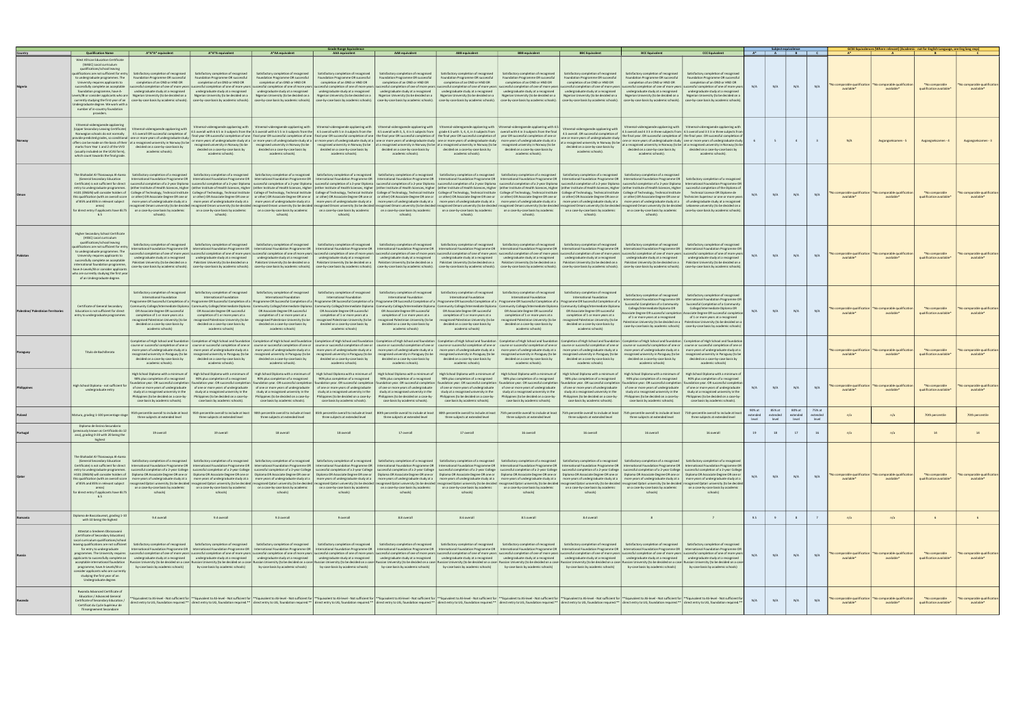| Country | Qualification Name | Grade Range Equivalence | | | | | | | | | | Subject equivalence | | | | GCSE Equivalences (Where relevant) (Academic - not for English Language, see Eng lang reqs) | | | |
|---|---|---|---|---|---|---|---|---|---|---|---|---|---|---|---|---|---|---|---|
| | | A*A*A* equivalent | A*A*A equivalent | A*AA equivalent | AAA equivalent | AAB equivalent | ABB equivalent | BBB equivalent | BBC Equivalent | BCC Equivalent | CCC Equivalent | A* | A | B | C | A* | A | B | C |
| Nigeria | West African Education Certificate (WASC) Local curriculum qualifications/school leaving qualifications are not sufficient for entry to undergraduate programmes. The University requires applicants to successfully complete an acceptable foundation programme, have A-Levels/IB or consider applicants who are currently studying the first year of an Undergraduate degree. We work with a number of in-country foundation providers. | Satisfactory completion of recognised Foundation Programme OR successful completion of an OND or HND OR successful completion of one of more years of undergraduate study at a recognised Nigerian University (to be decided on a case-by-case basis by academic schools). | Satisfactory completion of recognised Foundation Programme OR successful completion of an OND or HND OR successful completion of one of more years of undergraduate study at a recognised Nigerian University (to be decided on a case-by-case basis by academic schools). | Satisfactory completion of recognised Foundation Programme OR successful completion of an OND or HND OR successful completion of one of more years of undergraduate study at a recognised Nigerian University (to be decided on a case-by-case basis by academic schools). | Satisfactory completion of recognised Foundation Programme OR successful completion of an OND or HND OR successful completion of one of more years of undergraduate study at a recognised Nigerian University (to be decided on a case-by-case basis by academic schools). | Satisfactory completion of recognised Foundation Programme OR successful completion of an OND or HND OR successful completion of one of more years of undergraduate study at a recognised Nigerian University (to be decided on a case-by-case basis by academic schools). | Satisfactory completion of recognised Foundation Programme OR successful completion of an OND or HND OR successful completion of one of more years of undergraduate study at a recognised Nigerian University (to be decided on a case-by-case basis by academic schools). | Satisfactory completion of recognised Foundation Programme OR successful completion of an OND or HND OR successful completion of one of more years of undergraduate study at a recognised Nigerian University (to be decided on a case-by-case basis by academic schools). | Satisfactory completion of recognised Foundation Programme OR successful completion of an OND or HND OR successful completion of one of more years of undergraduate study at a recognised Nigerian University (to be decided on a case-by-case basis by academic schools). | Satisfactory completion of recognised Foundation Programme OR successful completion of an OND or HND OR successful completion of one of more years of undergraduate study at a recognised Nigerian University (to be decided on a case-by-case basis by academic schools). | Satisfactory completion of recognised Foundation Programme OR successful completion of an OND or HND OR successful completion of one of more years of undergraduate study at a recognised Nigerian University (to be decided on a case-by-case basis by academic schools). | N/A | N/A | N/A | N/A | *No comparable qualification available* | *No comparable qualification available* | *No comparable qualification available* | *No comparable qualification available* |
| Norway | Vitnemål videregående opplæring (Upper Secondary Leaving Certificate) Norwegian schools do not normally provide predicted grades, so conditional offers can be made on the basis of their marks from Year 1 and 2 of the VVO (usually included on the UCAS form), which count towards the final grade. | Vitnemål videregående opplæring with 4.5 overall OR successful completion of one or more years of undergraduate study at a recognised university in Norway (to be decided on a case-by-case basis by academic schools). | Vitnemål videregående opplæring with 4.5 overall with 6 in 3 subjects from the final year OR successful completion of one or more years of undergraduate study at a recognised university in Norway (to be decided on a case-by-case basis by academic schools). | Vitnemål videregående opplæring with 4.5 overall with 6 5 5 in 3 subjects from the final year OR successful completion of one or more years of undergraduate study at a recognised university in Norway (to be decided on a case-by-case basis by academic schools). | Vitnemål videregående opplæring with 4.5 overall with 5 in 3 subjects from the final year OR successful completion of one or more years of undergraduate study at a recognised university in Norway (to be decided on a case-by-case basis by academic schools). | Vitnemål videregående opplæring with 4.5 overall with 5, 5, 4 in 3 subjects from the final year OR successful completion of one or more years of undergraduate study at a recognised university in Norway (to be decided on a case-by-case basis by academic schools). | Vitnemål videregående opplæring with grade 4.5 with 5, 4, 4 in 3 subjects from the final year OR successful completion of one or more years of undergraduate study at a recognised university in Norway (to be decided on a case-by-case basis by academic schools). | Vitnemål videregående opplæring with 4.5 overall with 4 in 3 subjects from the final year OR successful completion of one or more years of undergraduate study at a recognised university in Norway (to be decided on a case-by-case basis by academic schools). | Vitnemål videregående opplæring with 4.5 overall. OR successful completion of one or more years of undergraduate study at a recognised university in Norway (to be decided on a case-by-case basis by academic schools). | Vitnemål videregående opplæring with 4.5 overall and 4 3 3 in three subjects from the final year. OR successful completion of one or more years of undergraduate study at a recognised university in Norway (to be decided on a case-by-case basis by academic schools). | Vitnemål videregående opplæring with 4.5 overall and 3 3 3 in three subjects from the final year. OR successful completion of one or more years of undergraduate study at a recognised university in Norway (to be decided on a case-by-case basis by academic schools). | 6 | 5 | 4 | 3 | N/A | Avgangseksamen - 5 | Avgangseksamen - 4 | Avgangseksamen - 3 |
| Oman | The Shahadat Al-Thanawiya Al-Aama (General Secondary Education Certificate) is not sufficient for direct entry to undergraduate programmes. H101 (ENG04) will consider holders of this qualification (with an overall score of 85% and 85% in relevant subject areas) for direct entry if applicants have IELTS 6.5 | Satisfactory completion of a recognised International Foundation Programme OR successful completion of a 2-year Diploma (either Institute of Health Sciences, Higher College of Technology, Technical Institute or other) OR Associate Degree OR one or more years of undergraduate study at a recognised Omani university (to be decided on a case-by-case basis by academic schools). | Satisfactory completion of a recognised International Foundation Programme OR successful completion of a 2-year Diploma (either Institute of Health Sciences, Higher College of Technology, Technical Institute or other) OR Associate Degree OR one or more years of undergraduate study at a recognised Omani university (to be decided on a case-by-case basis by academic schools). | Satisfactory completion of a recognised International Foundation Programme OR successful completion of a 2-year Diploma (either Institute of Health Sciences, Higher College of Technology, Technical Institute or other) OR Associate Degree OR one or more years of undergraduate study at a recognised Omani university (to be decided on a case-by-case basis by academic schools). | Satisfactory completion of a recognised International Foundation Programme OR successful completion of a 2-year Diploma (either Institute of Health Sciences, Higher College of Technology, Technical Institute or other) OR Associate Degree OR one or more years of undergraduate study at a recognised Omani university (to be decided on a case-by-case basis by academic schools). | Satisfactory completion of a recognised International Foundation Programme OR successful completion of a 2-year Diploma (either Institute of Health Sciences, Higher College of Technology, Technical Institute or other) OR Associate Degree OR one or more years of undergraduate study at a recognised Omani university (to be decided on a case-by-case basis by academic schools). | Satisfactory completion of a recognised International Foundation Programme OR successful completion of a 2-year Diploma (either Institute of Health Sciences, Higher College of Technology, Technical Institute or other) OR Associate Degree OR one or more years of undergraduate study at a recognised Omani university (to be decided on a case-by-case basis by academic schools). | Satisfactory completion of a recognised International Foundation Programme OR successful completion of a 2-year Diploma (either Institute of Health Sciences, Higher College of Technology, Technical Institute or other) OR Associate Degree OR one or more years of undergraduate study at a recognised Omani university (to be decided on a case-by-case basis by academic schools). | Satisfactory completion of a recognised International Foundation Programme OR successful completion of a 2-year Diploma (either Institute of Health Sciences, Higher College of Technology, Technical Institute or other) OR Associate Degree OR one or more years of undergraduate study at a recognised Omani university (to be decided on a case-by-case basis by academic schools). | Satisfactory completion of a recognised International Foundation Programme OR successful completion of a 2-year Diploma (either Institute of Health Sciences, Higher College of Technology, Technical Institute or other) OR Associate Degree OR one or more years of undergraduate study at a recognised Omani university (to be decided on a case-by-case basis by academic schools). | Satisfactory completion of a recognised International Foundation Programme OR successful completion of the Diploma of Technical License OR Diploma de Technicien Supérieur or one or more years of undergraduate study at a recognised Lebanese university (to be decided on a case-by-case basis by academic schools). | N/A | N/A | N/A | N/A | *No comparable qualification available* | *No comparable qualification available* | *No comparable qualification available* | *No comparable qualification available* |
| Pakistan | Higher Secondary School Certificate (HSSC) Local curriculum qualifications/school leaving qualifications are not sufficient for entry to undergraduate programmes. The University requires applicants to successfully complete an acceptable international foundation programme, have A-Levels/IB or consider applicants who are currently studying the first year of an Undergraduate degree. | Satisfactory completion of recognised International Foundation Programme OR successful completion of one of more years of undergraduate study at a recognised Pakistani University (to be decided on a case-by-case basis by academic schools). | Satisfactory completion of recognised International Foundation Programme OR successful completion of one of more years of undergraduate study at a recognised Pakistani University (to be decided on a case-by-case basis by academic schools). | Satisfactory completion of recognised International Foundation Programme OR successful completion of one of more years of undergraduate study at a recognised Pakistani University (to be decided on a case-by-case basis by academic schools). | Satisfactory completion of recognised International Foundation Programme OR successful completion of one of more years of undergraduate study at a recognised Pakistani University (to be decided on a case-by-case basis by academic schools). | Satisfactory completion of recognised International Foundation Programme OR successful completion of one of more years of undergraduate study at a recognised Pakistani University (to be decided on a case-by-case basis by academic schools). | Satisfactory completion of recognised International Foundation Programme OR successful completion of one of more years of undergraduate study at a recognised Pakistani University (to be decided on a case-by-case basis by academic schools). | Satisfactory completion of recognised International Foundation Programme OR successful completion of one of more years of undergraduate study at a recognised Pakistani University (to be decided on a case-by-case basis by academic schools). | Satisfactory completion of recognised International Foundation Programme OR successful completion of one of more years of undergraduate study at a recognised Pakistani University (to be decided on a case-by-case basis by academic schools). | Satisfactory completion of recognised International Foundation Programme OR successful completion of one of more years of undergraduate study at a recognised Pakistani University (to be decided on a case-by-case basis by academic schools). | Satisfactory completion of recognised International Foundation Programme OR successful completion of one of more years of undergraduate study at a recognised Pakistani University (to be decided on a case-by-case basis by academic schools). | N/A | N/A | N/A | N/A | *No comparable qualification available* | *No comparable qualification available* | *No comparable qualification available* | *No comparable qualification available* |
| Palestine/ Palestinian Territories | Certificate of General Secondary Education is not sufficient for direct entry to undergraduate programmes | Satisfactory completion of recognised International Foundation Programme OR Successful Completion of a Community College/Intermediate Diploma OR Associate Degree OR successful completion of 1 or more years at a recognised Palestinian University (to be decided on a case-by-case basis by academic schools) | Satisfactory completion of recognised International Foundation Programme OR Successful Completion of a Community College/Intermediate Diploma OR Associate Degree OR successful completion of 1 or more years at a recognised Palestinian University (to be decided on a case-by-case basis by academic schools) | Satisfactory completion of recognised International Foundation Programme OR Successful Completion of a Community College/Intermediate Diploma OR Associate Degree OR successful completion of 1 or more years at a recognised Palestinian University (to be decided on a case-by-case basis by academic schools) | Satisfactory completion of recognised International Foundation Programme OR Successful Completion of a Community College/Intermediate Diploma OR Associate Degree OR successful completion of 1 or more years at a recognised Palestinian University (to be decided on a case-by-case basis by academic schools) | Satisfactory completion of recognised International Foundation Programme OR Successful Completion of a Community College/Intermediate Diploma OR Associate Degree OR successful completion of 1 or more years at a recognised Palestinian University (to be decided on a case-by-case basis by academic schools) | Satisfactory completion of recognised International Foundation Programme OR Successful Completion of a Community College/Intermediate Diploma OR Associate Degree OR successful completion of 1 or more years at a recognised Palestinian University (to be decided on a case-by-case basis by academic schools) | Satisfactory completion of recognised International Foundation Programme OR Successful Completion of a Community College/Intermediate Diploma OR Associate Degree OR successful completion of 1 or more years at a recognised Palestinian University (to be decided on a case-by-case basis by academic schools) | Satisfactory completion of recognised International Foundation Programme OR Successful Completion of a Community College/Intermediate Diploma OR Associate Degree OR successful completion of 1 or more years at a recognised Palestinian University (to be decided on a case-by-case basis by academic schools) | Satisfactory completion of recognised International Foundation Programme OR Successful Completion of a Community College/Intermediate Diploma OR Associate Degree OR successful completion of 1 or more years at a recognised Palestinian University (to be decided on a case-by-case basis by academic schools) | Satisfactory completion of recognised International Foundation Programme OR Successful Completion of a Community College/Intermediate Diploma OR Associate Degree OR successful completion of 1 or more years at a recognised Palestinian University (to be decided on a case-by-case basis by academic schools) | N/A | N/A | N/A | N/A | *No comparable qualification available* | *No comparable qualification available* | *No comparable qualification available* | *No comparable qualification available* |
| Paraguay | Titulo de Bachillerato | Completion of High School and foundation course or successful completion of one or more years of undergraduate study at a recognised university in Paraguay (to be decided on a case-by-case basis by academic schools). | Completion of High School and foundation course or successful completion of one or more years of undergraduate study at a recognised university in Paraguay (to be decided on a case-by-case basis by academic schools). | Completion of High School and foundation course or successful completion of one or more years of undergraduate study at a recognised university in Paraguay (to be decided on a case-by-case basis by academic schools). | Completion of High School and foundation course or successful completion of one or more years of undergraduate study at a recognised university in Paraguay (to be decided on a case-by-case basis by academic schools). | Completion of High School and foundation course or successful completion of one or more years of undergraduate study at a recognised university in Paraguay (to be decided on a case-by-case basis by academic schools). | Completion of High School and foundation course or successful completion of one or more years of undergraduate study at a recognised university in Paraguay (to be decided on a case-by-case basis by academic schools). | Completion of High School and foundation course or successful completion of one or more years of undergraduate study at a recognised university in Paraguay (to be decided on a case-by-case basis by academic schools). | Completion of High School and foundation course or successful completion of one or more years of undergraduate study at a recognised university in Paraguay (to be decided on a case-by-case basis by academic schools). | Completion of High School and foundation course or successful completion of one or more years of undergraduate study at a recognised university in Paraguay (to be decided on a case-by-case basis by academic schools). | Completion of High School and foundation course or successful completion of one or more years of undergraduate study at a recognised university in Paraguay (to be decided on a case-by-case basis by academic schools). | | | | | *No comparable qualification available* | *No comparable qualification available* | *No comparable qualification available* | *No comparable qualification available* |
| Philippines | High School Diploma - not sufficient for undergraduate entry | High School Diploma with a minimum of 90% plus completion of a recognised foundation year, OR successful completion of one or more years of undergraduate study at a recognised university in the Philippines (to be decided on a case-by-case basis by academic schools). | High School Diploma with a minimum of 90% plus completion of a recognised foundation year, OR successful completion of one or more years of undergraduate study at a recognised university in the Philippines (to be decided on a case-by-case basis by academic schools). | High School Diploma with a minimum of 90% plus completion of a recognised foundation year, OR successful completion of one or more years of undergraduate study at a recognised university in the Philippines (to be decided on a case-by-case basis by academic schools). | High School Diploma with a minimum of 90% plus completion of a recognised foundation year, OR successful completion of one or more years of undergraduate study at a recognised university in the Philippines (to be decided on a case-by-case basis by academic schools). | High School Diploma with a minimum of 90% plus completion of a recognised foundation year, OR successful completion of one or more years of undergraduate study at a recognised university in the Philippines (to be decided on a case-by-case basis by academic schools). | High School Diploma with a minimum of 90% plus completion of a recognised foundation year, OR successful completion of one or more years of undergraduate study at a recognised university in the Philippines (to be decided on a case-by-case basis by academic schools). | High School Diploma with a minimum of 90% plus completion of a recognised foundation year, OR successful completion of one or more years of undergraduate study at a recognised university in the Philippines (to be decided on a case-by-case basis by academic schools). | High School Diploma with a minimum of 90% plus completion of a recognised foundation year, OR successful completion of one or more years of undergraduate study at a recognised university in the Philippines (to be decided on a case-by-case basis by academic schools). | High School Diploma with a minimum of 90% plus completion of a recognised foundation year, OR successful completion of one or more years of undergraduate study at a recognised university in the Philippines (to be decided on a case-by-case basis by academic schools). | High School Diploma with a minimum of 90% plus completion of a recognised foundation year, OR successful completion of one or more years of undergraduate study at a recognised university in the Philippines (to be decided on a case-by-case basis by academic schools). | N/A | N/A | N/A | N/A | *No comparable qualification available* | *No comparable qualification available* | *No comparable qualification available* | *No comparable qualification available* |
| Poland | Matura, grading 1-100 percentage stage | 95th percentile overall to include at least three subjects at extended level | 95th percentile overall to include at least three subjects at extended level | 90th percentile overall to include at least three subjects at extended level | 85th percentile overall to include at least three subjects at extended level | 80th percentile overall to include at least three subjects at extended level | 80th percentile overall to include at least three subjects at extended level | 75th percentile overall to include at least three subjects at extended level | 75th percentile overall to include at least three subjects at extended level | 75th percentile overall to include at least three subjects at extended level | 75th percentile overall to include at least three subjects at extended level | 90% at extended level | 85% at extended level | 80% at extended level | 75% at extended level | n/a | n/a | 70th percentile | 70th percentile |
| Portugal | Diploma de Ensino Secundario (previously known as Certificado do 12 ano), grading 0-20 with 20 being the highest | 19 overall | 19 overall | 18 overall | 18 overall | 17 overall | 17 overall | 16 overall | 16 overall | 16 overall | 16 overall | 19 | 18 | 17 | 16 | n/a | n/a | 14 | 14 |
| Qatar | The Shahadat Al-Thanawiya Al-Aama (General Secondary Education Certificate) is not sufficient for direct entry to undergraduate programmes. H101 (ENG04) will consider holders of this qualification (with an overall score of 85% and 85% in relevant subject areas) for direct entry if applicants have IELTS 6.5 | Satisfactory completion of a recognised International Foundation Programme OR successful completion of a 2-year College Diploma OR Associate Degree OR one or more years of undergraduate study at a recognised Qatari university (to be decided on a case-by-case basis by academic schools) | Satisfactory completion of a recognised International Foundation Programme OR successful completion of a 2-year College Diploma OR Associate Degree OR one or more years of undergraduate study at a recognised Qatari university (to be decided on a case-by-case basis by academic schools) | Satisfactory completion of a recognised International Foundation Programme OR successful completion of a 2-year College Diploma OR Associate Degree OR one or more years of undergraduate study at a recognised Qatari university (to be decided on a case-by-case basis by academic schools) | Satisfactory completion of a recognised International Foundation Programme OR successful completion of a 2-year College Diploma OR Associate Degree OR one or more years of undergraduate study at a recognised Qatari university (to be decided on a case-by-case basis by academic schools) | Satisfactory completion of a recognised International Foundation Programme OR successful completion of a 2-year College Diploma OR Associate Degree OR one or more years of undergraduate study at a recognised Qatari university (to be decided on a case-by-case basis by academic schools) | Satisfactory completion of a recognised International Foundation Programme OR successful completion of a 2-year College Diploma OR Associate Degree OR one or more years of undergraduate study at a recognised Qatari university (to be decided on a case-by-case basis by academic schools) | Satisfactory completion of a recognised International Foundation Programme OR successful completion of a 2-year College Diploma OR Associate Degree OR one or more years of undergraduate study at a recognised Qatari university (to be decided on a case-by-case basis by academic schools) | Satisfactory completion of a recognised International Foundation Programme OR successful completion of a 2-year College Diploma OR Associate Degree OR one or more years of undergraduate study at a recognised Qatari university (to be decided on a case-by-case basis by academic schools) | Satisfactory completion of a recognised International Foundation Programme OR successful completion of a 2-year College Diploma OR Associate Degree OR one or more years of undergraduate study at a recognised Qatari university (to be decided on a case-by-case basis by academic schools) | Satisfactory completion of a recognised International Foundation Programme OR successful completion of a 2-year College Diploma OR Associate Degree OR one or more years of undergraduate study at a recognised Qatari university (to be decided on a case-by-case basis by academic schools) | N/A | N/A | N/A | N/A | *No comparable qualification available* | *No comparable qualification available* | *No comparable qualification available* | *No comparable qualification available* |
| Romania | Diploma de Baccalaureat, grading 1-10 with 10 being the highest | 9.4 overall | 9.4 overall | 9.3 overall | 9 overall | 8.8 overall | 8.6 overall | 8.5 overall | 8.4 overall | 8 | 7 | 9.5 | 9 | 8 | 7 | n/a | n/a | 6 | 6 |
| Russia | Attestat o Srednem Obrazovanii (Certificate of Secondary Education) Local curriculum qualifications/school leaving qualifications are not sufficient for entry to undergraduate programmes. The University requires applicants to successfully complete an acceptable international foundation programme, have A-Levels/IB or consider applicants who are currently studying the first year of an Undergraduate degree. | Satisfactory completion of recognised International Foundation Programme OR successful completion of one of more years of undergraduate study at a recognised Russian University (to be decided on a case-by-case basis by academic schools) | Satisfactory completion of recognised International Foundation Programme OR successful completion of one of more years of undergraduate study at a recognised Russian University (to be decided on a case-by-case basis by academic schools) | Satisfactory completion of recognised International Foundation Programme OR successful completion of one of more years of undergraduate study at a recognised Russian University (to be decided on a case-by-case basis by academic schools) | Satisfactory completion of recognised International Foundation Programme OR successful completion of one of more years of undergraduate study at a recognised Russian University (to be decided on a case-by-case basis by academic schools) | Satisfactory completion of recognised International Foundation Programme OR successful completion of one of more years of undergraduate study at a recognised Russian University (to be decided on a case-by-case basis by academic schools) | Satisfactory completion of recognised International Foundation Programme OR successful completion of one of more years of undergraduate study at a recognised Russian University (to be decided on a case-by-case basis by academic schools) | Satisfactory completion of recognised International Foundation Programme OR successful completion of one of more years of undergraduate study at a recognised Russian University (to be decided on a case-by-case basis by academic schools) | Satisfactory completion of recognised International Foundation Programme OR successful completion of one of more years of undergraduate study at a recognised Russian University (to be decided on a case-by-case basis by academic schools) | Satisfactory completion of recognised International Foundation Programme OR successful completion of one of more years of undergraduate study at a recognised Russian University (to be decided on a case-by-case basis by academic schools) | Satisfactory completion of recognised International Foundation Programme OR successful completion of one of more years of undergraduate study at a recognised Russian University (to be decided on a case-by-case basis by academic schools) | N/A | N/A | N/A | N/A | *No comparable qualification available* | *No comparable qualification available* | *No comparable qualification available* | *No comparable qualification available* |
| Rwanda | Rwanda Advanced Certificate of Education / Advanced General Certificate of Secondary Education / Certificat du Cycle Supérieur de l'Enseignement Secondaire | **Equivalent to AS-level - Not sufficient for direct entry to UG, foundation required.** | **Equivalent to AS-level - Not sufficient for direct entry to UG, foundation required.** | **Equivalent to AS-level - Not sufficient for direct entry to UG, foundation required.** | **Equivalent to AS-level - Not sufficient for direct entry to UG, foundation required.** | **Equivalent to AS-level - Not sufficient for direct entry to UG, foundation required.** | **Equivalent to AS-level - Not sufficient for direct entry to UG, foundation required.** | **Equivalent to AS-level - Not sufficient for direct entry to UG, foundation required.** | **Equivalent to AS-level - Not sufficient for direct entry to UG, foundation required.** | **Equivalent to AS-level - Not sufficient for direct entry to UG, foundation required.** | **Equivalent to AS-level - Not sufficient for direct entry to UG, foundation required.** | N/A | N/A | N/A | N/A | *No comparable qualification available* | *No comparable qualification available* | *No comparable qualification available* | *No comparable qualification available* |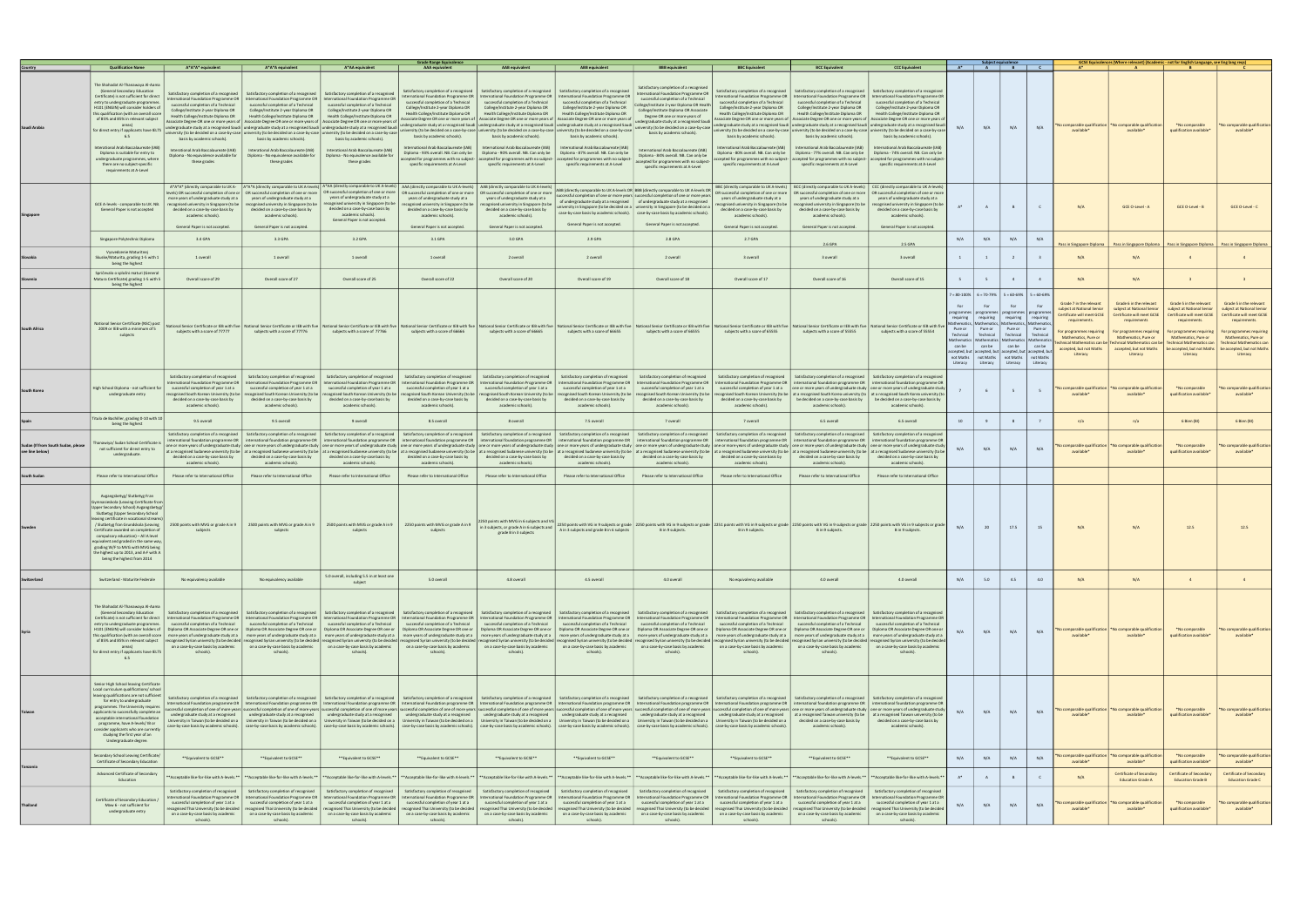| Country | Qualification Name | Grade Range Equivalence | | | | | | | | | | Subject equivalence | | | | GCSE Equivalences (Where relevant) (Academic - not for English Language, see Eng lang reqs) | | | |
|---|---|---|---|---|---|---|---|---|---|---|---|---|---|---|---|---|---|---|---|
| | | A*A*A* equivalent | A*A*A equivalent | A*AA equivalent | AAA equivalent | AAB equivalent | ABB equivalent | BBB equivalent | BBC Equivalent | BCC Equivalent | CCC Equivalent | A* | A | B | C | A* | A | B | C |
| Saudi Arabia | The Shahadat Al-Thanawaya Al-Aama (General Secondary Education Certificate) is not sufficient for direct entry to undergraduate programmes. H101 (ENGIN) will consider holders of this qualification (with an overall score of 85% and 85% in relevant subject areas) for direct entry if applicants have IELTS 6.5<br><br>International Arab Baccalaureate (IAB) Diploma is suitable for entry to undergraduate programmes, where there are no subject-specific requirements at A-Level | Satisfactory completion of a recognised International Foundation Programme OR successful completion of a Technical College/Institute 2-year Diploma OR Health College/Institute Diploma OR Associate Degree OR one or more years of undergraduate study at a recognised Saudi university (to be decided on a case-by-case basis by academic schools).<br><br>International Arab Baccalaureate (IAB) Diploma - No equivalence available for these grades | Satisfactory completion of a recognised International Foundation Programme OR successful completion of a Technical College/Institute 2-year Diploma OR Health College/Institute Diploma OR Associate Degree OR one or more years of undergraduate study at a recognised Saudi university (to be decided on a case-by-case basis by academic schools).<br><br>International Arab Baccalaureate (IAB) Diploma - No equivalence available for these grades | Satisfactory completion of a recognised International Foundation Programme OR successful completion of a Technical College/Institute 2-year Diploma OR Health College/Institute Diploma OR Associate Degree OR one or more years of undergraduate study at a recognised Saudi university (to be decided on a case-by-case basis by academic schools).<br><br>International Arab Baccalaureate (IAB) Diploma - No equivalence available for these grades | Satisfactory completion of a recognised International Foundation Programme OR successful completion of a Technical College/Institute 2-year Diploma OR Health College/Institute Diploma OR Associate Degree OR one or more years of undergraduate study at a recognised Saudi university (to be decided on a case-by-case basis by academic schools).<br><br>International Arab Baccalaureate (IAB) Diploma - 93% overall. NB. Can only be accepted for programmes with no subject-specific requirements at A-Level | Satisfactory completion of a recognised International Foundation Programme OR successful completion of a Technical College/Institute 2-year Diploma OR Health College/Institute Diploma OR Associate Degree OR one or more years of undergraduate study at a recognised Saudi university (to be decided on a case-by-case basis by academic schools).<br><br>International Arab Baccalaureate (IAB) Diploma - 90% overall. NB. Can only be accepted for programmes with no subject-specific requirements at A-Level | Satisfactory completion of a recognised International Foundation Programme OR successful completion of a Technical College/Institute 2-year Diploma OR Health College/Institute Diploma OR Associate Degree OR one or more years of undergraduate study at a recognised Saudi university (to be decided on a case-by-case basis by academic schools).<br><br>International Arab Baccalaureate (IAB) Diploma - 87% overall. NB. Can only be accepted for programmes with no subject-specific requirements at A-Level | Satisfactory completion of a recognised International Foundation Programme OR successful completion of a Technical College/Institute 2-year Diploma OR Health College/Institute Diploma OR Associate Degree OR one or more years of undergraduate study at a recognised Saudi university (to be decided on a case-by-case basis by academic schools).<br><br>International Arab Baccalaureate (IAB) Diploma - 84% overall. NB. Can only be accepted for programmes with no subject-specific requirements at A-Level | Satisfactory completion of a recognised International Foundation Programme OR successful completion of a Technical College/Institute 2-year Diploma OR Health College/Institute Diploma OR Associate Degree OR one or more years of undergraduate study at a recognised Saudi university (to be decided on a case-by-case basis by academic schools).<br><br>International Arab Baccalaureate (IAB) Diploma - 80% overall. NB. Can only be accepted for programmes with no subject-specific requirements at A-Level | Satisfactory completion of a recognised International Foundation Programme OR successful completion of a Technical College/Institute 2-year Diploma OR Health College/Institute Diploma OR Associate Degree OR one or more years of undergraduate study at a recognised Saudi university (to be decided on a case-by-case basis by academic schools).<br><br>International Arab Baccalaureate (IAB) Diploma - 77% overall. NB. Can only be accepted for programmes with no subject-specific requirements at A-Level | Satisfactory completion of a recognised International Foundation Programme OR successful completion of a Technical College/Institute 2-year Diploma OR Health College/Institute Diploma OR Associate Degree OR one or more years of undergraduate study at a recognised Saudi university (to be decided on a case-by-case basis by academic schools).<br><br>International Arab Baccalaureate (IAB) Diploma - 74% overall. NB. Can only be accepted for programmes with no subject-specific requirements at A-Level | N/A | N/A | N/A | N/A | *No comparable qualification available* | *No comparable qualification available* | *No comparable qualification available* | *No comparable qualification available* |
| Singapore | GCE A-levels - comparable to UK. NB. General Paper is not accepted | A*A*A* (directly comparable to UK A-levels) OR successful completion of one or more years of undergraduate study at a recognised university in Singapore (to be decided on a case-by-case basis by academic schools).<br><br>General Paper is not accepted. | A*A*A (directly comparable to UK A-levels) OR successful completion of one or more years of undergraduate study at a recognised university in Singapore (to be decided on a case-by-case basis by academic schools).<br><br>General Paper is not accepted. | A*AA (directly comparable to UK A-levels) OR successful completion of one or more years of undergraduate study at a recognised university in Singapore (to be decided on a case-by-case basis by academic schools).<br><br>General Paper is not accepted. | AAA (directly comparable to UK A-levels) OR successful completion of one or more years of undergraduate study at a recognised university in Singapore (to be decided on a case-by-case basis by academic schools).<br><br>General Paper is not accepted. | AAB (directly comparable to UK A-levels) OR successful completion of one or more years of undergraduate study at a recognised university in Singapore (to be decided on a case-by-case basis by academic schools).<br><br>General Paper is not accepted. | ABB (directly comparable to UK A-levels) OR successful completion of one or more years of undergraduate study at a recognised university in Singapore (to be decided on a case-by-case basis by academic schools).<br><br>General Paper is not accepted. | BBB (directly comparable to UK A-levels) OR successful completion of one or more years of undergraduate study at a recognised university in Singapore (to be decided on a case-by-case basis by academic schools).<br><br>General Paper is not accepted. | BBC (directly comparable to UK A-levels) OR successful completion of one or more years of undergraduate study at a recognised university in Singapore (to be decided on a case-by-case basis by academic schools).<br><br>General Paper is not accepted. | BCC (directly comparable to UK A-levels) OR successful completion of one or more years of undergraduate study at a recognised university in Singapore (to be decided on a case-by-case basis by academic schools).<br><br>General Paper is not accepted. | CCC (directly comparable to UK A-levels) OR successful completion of one or more years of undergraduate study at a recognised university in Singapore (to be decided on a case-by-case basis by academic schools).<br><br>General Paper is not accepted. | A* | A | B | C | N/A | GCE O-Level - A | GCE O-Level - B | GCE O-Level - C |
| | Singapore Polytechnic Diploma | 3.4 GPA | 3.3 GPA | 3.2 GPA | 3.1 GPA | 3.0 GPA | 2.9 GPA | 2.8 GPA | 2.7 GPA | 2.6 GPA | 2.5 GPA | N/A | N/A | N/A | N/A | Pass in Singapore Diploma | Pass in Singapore Diploma | Pass in Singapore Diploma | Pass in Singapore Diploma |
| Slovakia | Vysvedcenie Maturitnej Skuske/Maturita, grading 1-5 with 1 being the highest | 1 overall | 1 overall | 1 overall | 1 overall | 2 overall | 2 overall | 2 overall | 3 overall | 3 overall | 3 overall | 1 | 1 | 2 | 3 | N/A | N/A | 3 | 3 |
| Slovenia | Spričevalo o splošni maturi (General Matura Certificate) grading 1-5 with 5 being the highest | Overall score of 29 | Overall score of 27 | Overall score of 25 | Overall score of 22 | Overall score of 20 | Overall score of 19 | Overall score of 18 | Overall score of 17 | Overall score of 16 | Overall score of 15 | 5 | 5 | 4 | 4 | N/A | N/A | 3 | 3 |
| South Africa | National Senior Certificate (NSC) post 2009 or IEB with a minimum of 5 subjects | National Senior Certificate or IEB with five subjects with a score of 77777 | National Senior Certificate or IEB with five subjects with a score of 77776 | National Senior Certificate or IEB with five subjects with a score of 77766 | National Senior Certificate or IEB with five subjects with a score of 66666 | National Senior Certificate or IEB with five subjects with a score of 66665 | National Senior Certificate or IEB with five subjects with a score of 66655 | National Senior Certificate or IEB with five subjects with a score of 66555 | National Senior Certificate or IEB with five subjects with a score of 65555 | National Senior Certificate or IEB with five subjects with a score of 55555 | National Senior Certificate or IEB with five subjects with a score of 55554 | 7 = 80-100%<br><br>For programmes requiring Mathematics, Pure or Technical Mathematics can be accepted, but not Maths Literacy. | 6 = 70-79%<br><br>For programmes requiring Mathematics, Pure or Technical Mathematics can be accepted, but not Maths Literacy. | 5 = 60-69%<br><br>For programmes requiring Mathematics, Pure or Technical Mathematics can be accepted, but not Maths Literacy. | 5 = 60-69%<br><br>For programmes requiring Mathematics, Pure or Technical Mathematics can be accepted, but not Maths Literacy. | Grade 7 in the relevant subject at National Senior Certificate will meet GCSE requirements.<br><br>For programmes requiring Mathematics, Pure or Technical Mathematics can be accepted, but not Maths Literacy | Grade 6 in the relevant subject at National Senior Certificate will meet GCSE requirements.<br><br>For programmes requiring Mathematics, Pure or Technical Mathematics can be accepted, but not Maths Literacy | Grade 5 in the relevant subject at National Senior Certificate will meet GCSE requirements.<br><br>For programmes requiring Mathematics, Pure or Technical Mathematics can be accepted, but not Maths Literacy | Grade 5 in the relevant subject at National Senior Certificate will meet GCSE requirements.<br><br>For programmes requiring Mathematics, Pure or Technical Mathematics can be accepted, but not Maths Literacy |
| South Korea | High School Diploma - not sufficient for undergraduate entry | Satisfactory completion of a recognised International Foundation Programme OR successful completion of year 1 at a recognised South Korean University (to be decided on a case-by-case basis by academic schools). | Satisfactory completion of a recognised International Foundation Programme OR successful completion of year 1 at a recognised South Korean University (to be decided on a case-by-case basis by academic schools). | Satisfactory completion of a recognised International Foundation Programme OR successful completion of year 1 at a recognised South Korean University (to be decided on a case-by-case basis by academic schools). | Satisfactory completion of a recognised International Foundation Programme OR successful completion of year 1 at a recognised South Korean University (to be decided on a case-by-case basis by academic schools). | Satisfactory completion of a recognised International Foundation Programme OR successful completion of year 1 at a recognised South Korean University (to be decided on a case-by-case basis by academic schools). | Satisfactory completion of a recognised International Foundation Programme OR successful completion of year 1 at a recognised South Korean University (to be decided on a case-by-case basis by academic schools). | Satisfactory completion of a recognised International Foundation Programme OR successful completion of year 1 at a recognised South Korean University (to be decided on a case-by-case basis by academic schools). | Satisfactory completion of a recognised International Foundation Programme OR successful completion of year 1 at a recognised South Korean University (to be decided on a case-by-case basis by academic schools). | Satisfactory completion of a recognised International Foundation Programme OR successful completion of year 1 at a recognised South Korean University (to be decided on a case-by-case basis by academic schools). | Satisfactory completion of a recognised International Foundation Programme OR successful completion of year 1 at a recognised South Korean University (to be decided on a case-by-case basis by academic schools). | 7 | 6 | 5 | 5 | *No comparable qualification available* | *No comparable qualification available* | *No comparable qualification available* | *No comparable qualification available* |
| Spain | Título de Bachiller, grading 0-10 with 10 being the highest | 9.5 overall | 9.5 overall | 9 overall | 8.5 overall | 8 overall | 7.5 overall | 7 overall | 7 overall | 6.5 overall | 6.5 overall | 10 | 9 | 8 | 7 | n/a | n/a | 6 Bien (BI) | 6 Bien (BI) |
| Sudan (If from South Sudan, please see line below) | Thanawiya/ Sudan School Certificate is not sufficient for direct entry to undergraduate. | Satisfactory completion of a recognised international foundation programme OR one or more years of undergraduate study at a recognised Sudanese university (to be decided on a case-by-case basis by academic schools). | Satisfactory completion of a recognised international foundation programme OR one or more years of undergraduate study at a recognised Sudanese university (to be decided on a case-by-case basis by academic schools). | Satisfactory completion of a recognised international foundation programme OR one or more years of undergraduate study at a recognised Sudanese university (to be decided on a case-by-case basis by academic schools). | Satisfactory completion of a recognised international foundation programme OR one or more years of undergraduate study at a recognised Sudanese university (to be decided on a case-by-case basis by academic schools). | Satisfactory completion of a recognised international foundation programme OR one or more years of undergraduate study at a recognised Sudanese university (to be decided on a case-by-case basis by academic schools). | Satisfactory completion of a recognised international foundation programme OR one or more years of undergraduate study at a recognised Sudanese university (to be decided on a case-by-case basis by academic schools). | Satisfactory completion of a recognised international foundation programme OR one or more years of undergraduate study at a recognised Sudanese university (to be decided on a case-by-case basis by academic schools). | Satisfactory completion of a recognised international foundation programme OR one or more years of undergraduate study at a recognised Sudanese university (to be decided on a case-by-case basis by academic schools). | Satisfactory completion of a recognised international foundation programme OR one or more years of undergraduate study at a recognised Sudanese university (to be decided on a case-by-case basis by academic schools). | Satisfactory completion of a recognised international foundation programme OR one or more years of undergraduate study at a recognised Sudanese university (to be decided on a case-by-case basis by academic schools). | N/A | N/A | N/A | N/A | *No comparable qualification available* | *No comparable qualification available* | *No comparable qualification available* | *No comparable qualification available* |
| South Sudan | Please refer to International Office | Please refer to International Office | Please refer to International Office | Please refer to International Office | Please refer to International Office | Please refer to International Office | Please refer to International Office | Please refer to International Office | Please refer to International Office | Please refer to International Office | Please refer to International Office | | | | | | | | |
| Sweden | Avgangsbetyg/ Slutbetyg Fran Gymnasieskola (Leaving Certificate from Upper Secondary School) Avgangsbetyg/ Slutbetyg (Upper Secondary School leaving certificate in vocational streams) / Slutbetyg fran Grundskola (Leaving Certificate awarded on completion of compulsory education) – All A level equivalent and graded in the same way, grading MVG to MVG with MVG being the highest up to 2013, and A-F with A being the highest from 2014 | 2500 points with MVG or grade A in 9 subjects | 2500 points with MVG or grade A in 9 subjects | 2500 points with MVG or grade A in 9 subjects | 2250 points with MVG or grade A in 8 subjects | 2250 points with MVG in 8 subjects and VG in 3 subjects, or grade A in 8 subjects and grade B in 3 subjects | 2250 points with VG in 9 subjects or grade A in 3 subjects and grade B in 6 subjects | 2250 points with VG in 9 subjects or grade B in 9 subjects | 2251 points with VG in 9 subjects or grade B in 9 subjects | 2250 points with VG in 9 subjects or grade B in 9 subjects | 2250 points with VG in 9 subjects or grade B in 9 subjects | N/A | 20 | 17.5 | 15 | N/A | N/A | 12.5 | 12.5 |
| Switzerland | Switzerland - Maturite Federale | No equivalency available | No equivalency available | 5.0 overall, including 5.5 in at least one subject | 5.0 overall | 4.8 overall | 4.5 overall | 4.0 overall | No equivalency available | 4.0 overall | 4.0 overall | N/A | 5.0 | 4.5 | 4.0 | N/A | N/A | 4 | 4 |
| Syria | The Shahadat Al-Thanawaya Al-Aama (General Secondary Education Certificate) is not sufficient for direct entry to undergraduate programmes. H101 (ENGIN) will consider holders of this qualification (with an overall score of 85% and 85% in relevant subject areas) for direct entry if applicants have IELTS 6.5 | Satisfactory completion of a recognised International Foundation Programme OR successful completion of a Technical Diploma OR Associate Degree OR one or more years of undergraduate study at a recognised Syrian university (to be decided on a case-by-case basis by academic schools). | Satisfactory completion of a recognised International Foundation Programme OR successful completion of a Technical Diploma OR Associate Degree OR one or more years of undergraduate study at a recognised Syrian university (to be decided on a case-by-case basis by academic schools). | Satisfactory completion of a recognised International Foundation Programme OR successful completion of a Technical Diploma OR Associate Degree OR one or more years of undergraduate study at a recognised Syrian university (to be decided on a case-by-case basis by academic schools). | Satisfactory completion of a recognised International Foundation Programme OR successful completion of a Technical Diploma OR Associate Degree OR one or more years of undergraduate study at a recognised Syrian university (to be decided on a case-by-case basis by academic schools). | Satisfactory completion of a recognised International Foundation Programme OR successful completion of a Technical Diploma OR Associate Degree OR one or more years of undergraduate study at a recognised Syrian university (to be decided on a case-by-case basis by academic schools). | Satisfactory completion of a recognised International Foundation Programme OR successful completion of a Technical Diploma OR Associate Degree OR one or more years of undergraduate study at a recognised Syrian university (to be decided on a case-by-case basis by academic schools). | Satisfactory completion of a recognised International Foundation Programme OR successful completion of a Technical Diploma OR Associate Degree OR one or more years of undergraduate study at a recognised Syrian university (to be decided on a case-by-case basis by academic schools). | Satisfactory completion of a recognised International Foundation Programme OR successful completion of a Technical Diploma OR Associate Degree OR one or more years of undergraduate study at a recognised Syrian university (to be decided on a case-by-case basis by academic schools). | Satisfactory completion of a recognised International Foundation Programme OR successful completion of a Technical Diploma OR Associate Degree OR one or more years of undergraduate study at a recognised Syrian university (to be decided on a case-by-case basis by academic schools). | Satisfactory completion of a recognised International Foundation Programme OR successful completion of a Technical Diploma OR Associate Degree OR one or more years of undergraduate study at a recognised Syrian university (to be decided on a case-by-case basis by academic schools). | N/A | N/A | N/A | N/A | *No comparable qualification available* | *No comparable qualification available* | *No comparable qualification available* | *No comparable qualification available* |
| Taiwan | Senior High School leaving Certificate - Local curriculum qualifications/ school leaving qualifications are not sufficient for entry to undergraduate programmes. The University requires applicants to successfully complete an acceptable international foundation programme, have A levels/ IB or consider applicants who are currently studying the first year of an Undergraduate degree. | Satisfactory completion of a recognised International Foundation Programme OR successful completion of one of more years undergraduate study at a recognised University in Taiwan (to be decided on a case-by-case basis by academic schools). | Satisfactory completion of a recognised International Foundation Programme OR successful completion of one of more years undergraduate study at a recognised University in Taiwan (to be decided on a case-by-case basis by academic schools). | Satisfactory completion of a recognised International Foundation Programme OR successful completion of one of more years undergraduate study at a recognised University in Taiwan (to be decided on a case-by-case basis by academic schools). | Satisfactory completion of a recognised International Foundation Programme OR successful completion of one of more years undergraduate study at a recognised University in Taiwan (to be decided on a case-by-case basis by academic schools). | Satisfactory completion of a recognised International Foundation Programme OR successful completion of one of more years undergraduate study at a recognised University in Taiwan (to be decided on a case-by-case basis by academic schools). | Satisfactory completion of a recognised International Foundation Programme OR successful completion of one of more years undergraduate study at a recognised University in Taiwan (to be decided on a case-by-case basis by academic schools). | Satisfactory completion of a recognised International Foundation Programme OR successful completion of one of more years undergraduate study at a recognised University in Taiwan (to be decided on a case-by-case basis by academic schools). | Satisfactory completion of a recognised International Foundation Programme OR successful completion of one of more years undergraduate study at a recognised University in Taiwan (to be decided on a case-by-case basis by academic schools). | Satisfactory completion of a recognised International Foundation Programme OR successful completion of one of more years undergraduate study at a recognised University in Taiwan (to be decided on a case-by-case basis by academic schools). | Satisfactory completion of a recognised International Foundation Programme OR successful completion of one of more years undergraduate study at a recognised University in Taiwan (to be decided on a case-by-case basis by academic schools). | N/A | N/A | N/A | N/A | *No comparable qualification available* | *No comparable qualification available* | *No comparable qualification available* | *No comparable qualification available* |
| Tanzania | Secondary School leaving Certificate/ Certificate of Secondary Education | **Equivalent to GCSE** | **Equivalent to GCSE** | **Equivalent to GCSE** | **Equivalent to GCSE** | **Equivalent to GCSE** | **Equivalent to GCSE** | **Equivalent to GCSE** | **Equivalent to GCSE** | **Equivalent to GCSE** | **Equivalent to GCSE** | N/A | N/A | N/A | N/A | *No comparable qualification available* | *No comparable qualification available* | *No comparable qualification available* | *No comparable qualification available* |
| | Advanced Certificate of Secondary Education | **Acceptable like-for-like with A-levels** | **Acceptable like-for-like with A-levels** | **Acceptable like-for-like with A-levels** | **Acceptable like-for-like with A-levels** | **Acceptable like-for-like with A-levels** | **Acceptable like-for-like with A-levels** | **Acceptable like-for-like with A-levels** | **Acceptable like-for-like with A-levels** | **Acceptable like-for-like with A-levels** | **Acceptable like-for-like with A-levels** | A* | A | B | C | N/A | Certificate of Secondary Education Grade A | Certificate of Secondary Education Grade B | Certificate of Secondary Education Grade C |
| Thailand | Certificate of Secondary Education / Mow 6 - not sufficient for undergraduate entry | Satisfactory completion of a recognised International Foundation Programme OR successful completion of year 1 at a recognised Thai University (to be decided on a case-by-case basis by academic schools). | Satisfactory completion of a recognised International Foundation Programme OR successful completion of year 1 at a recognised Thai University (to be decided on a case-by-case basis by academic schools). | Satisfactory completion of a recognised International Foundation Programme OR successful completion of year 1 at a recognised Thai University (to be decided on a case-by-case basis by academic schools). | Satisfactory completion of a recognised International Foundation Programme OR successful completion of year 1 at a recognised Thai University (to be decided on a case-by-case basis by academic schools). | Satisfactory completion of a recognised International Foundation Programme OR successful completion of year 1 at a recognised Thai University (to be decided on a case-by-case basis by academic schools). | Satisfactory completion of a recognised International Foundation Programme OR successful completion of year 1 at a recognised Thai University (to be decided on a case-by-case basis by academic schools). | Satisfactory completion of a recognised International Foundation Programme OR successful completion of year 1 at a recognised Thai University (to be decided on a case-by-case basis by academic schools). | Satisfactory completion of a recognised International Foundation Programme OR successful completion of year 1 at a recognised Thai University (to be decided on a case-by-case basis by academic schools). | Satisfactory completion of a recognised International Foundation Programme OR successful completion of year 1 at a recognised Thai University (to be decided on a case-by-case basis by academic schools). | Satisfactory completion of a recognised International Foundation Programme OR successful completion of year 1 at a recognised Thai University (to be decided on a case-by-case basis by academic schools). | N/A | N/A | N/A | N/A | *No comparable qualification available* | *No comparable qualification available* | *No comparable qualification available* | *No comparable qualification available* |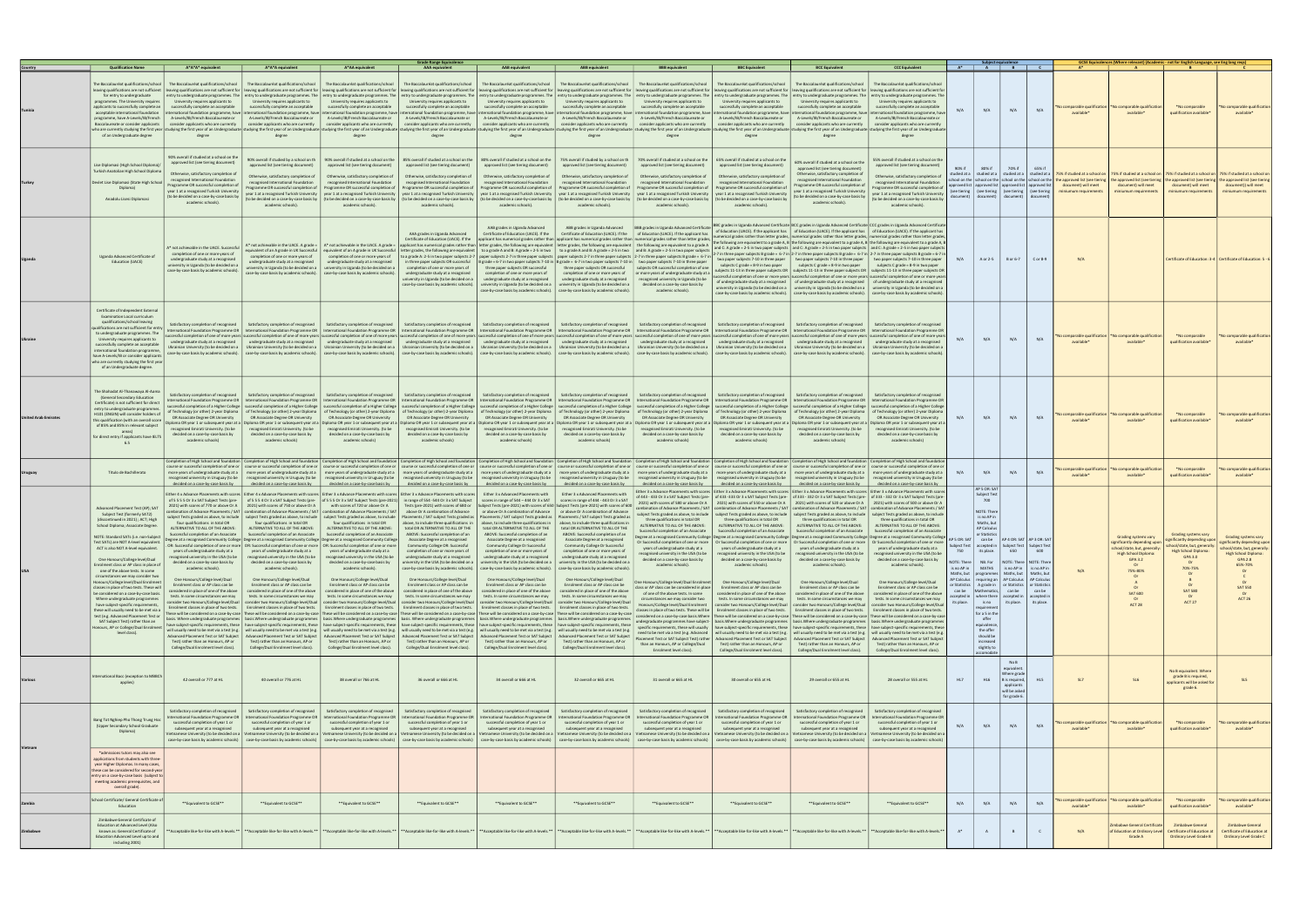| Country | Qualification Name | Grade Range Equivalence: A*A*A* equivalent | A*A*A equivalent | A*AA equivalent | AAA equivalent | AAB equivalent | ABB equivalent | BBB equivalent | BBC Equivalent | BCC Equivalent | CCC Equivalent | Subject equivalence: A* | A | B | C | GCSE Equivalences (Where relevant) (Academic - not for English Language, see Eng lang reqs): A* | A | B | C |
|---|---|---|---|---|---|---|---|---|---|---|---|---|---|---|---|---|---|---|---|
| Tunisia | The Baccalauréat qualifications/school leaving qualifications are not sufficient for entry to undergraduate programmes. The University requires applicants to successfully complete an acceptable international foundation programme, have A-Levels/IB/French Baccalaureate or consider applicants who are currently studying the first year of an Undergraduate degree | The Baccalauréat qualifications/school leaving qualifications are not sufficient for entry to undergraduate programmes. The University requires applicants to successfully complete an acceptable international foundation programme, have A-Levels/IB/French Baccalaureate or consider applicants who are currently studying the first year of an Undergraduate degree | The Baccalauréat qualifications/school leaving qualifications are not sufficient for entry to undergraduate programmes. The University requires applicants to successfully complete an acceptable international foundation programme, have A-Levels/IB/French Baccalaureate or consider applicants who are currently studying the first year of an Undergraduate degree | The Baccalauréat qualifications/school leaving qualifications are not sufficient for entry to undergraduate programmes. The University requires applicants to successfully complete an acceptable international foundation programme, have A-Levels/IB/French Baccalaureate or consider applicants who are currently studying the first year of an Undergraduate degree | The Baccalauréat qualifications/school leaving qualifications are not sufficient for entry to undergraduate programmes. The University requires applicants to successfully complete an acceptable international foundation programme, have A-Levels/IB/French Baccalaureate or consider applicants who are currently studying the first year of an Undergraduate degree | The Baccalauréat qualifications/school leaving qualifications are not sufficient for entry to undergraduate programmes. The University requires applicants to successfully complete an acceptable international foundation programme, have A-Levels/IB/French Baccalaureate or consider applicants who are currently studying the first year of an Undergraduate degree | The Baccalauréat qualifications/school leaving qualifications are not sufficient for entry to undergraduate programmes. The University requires applicants to successfully complete an acceptable international foundation programme, have A-Levels/IB/French Baccalaureate or consider applicants who are currently studying the first year of an Undergraduate degree | The Baccalauréat qualifications/school leaving qualifications are not sufficient for entry to undergraduate programmes. The University requires applicants to successfully complete an acceptable international foundation programme, have A-Levels/IB/French Baccalaureate or consider applicants who are currently studying the first year of an Undergraduate degree | The Baccalauréat qualifications/school leaving qualifications are not sufficient for entry to undergraduate programmes. The University requires applicants to successfully complete an acceptable international foundation programme, have A-Levels/IB/French Baccalaureate or consider applicants who are currently studying the first year of an Undergraduate degree | The Baccalauréat qualifications/school leaving qualifications are not sufficient for entry to undergraduate programmes. The University requires applicants to successfully complete an acceptable international foundation programme, have A-Levels/IB/French Baccalaureate or consider applicants who are currently studying the first year of an Undergraduate degree | The Baccalauréat qualifications/school leaving qualifications are not sufficient for entry to undergraduate programmes. The University requires applicants to successfully complete an acceptable international foundation programme, have A-Levels/IB/French Baccalaureate or consider applicants who are currently studying the first year of an Undergraduate degree | N/A | N/A | N/A | N/A | *No comparable qualification available* | *No comparable qualification available* | *No comparable qualification available* | *No comparable qualification available* |
| Turkey | Lise Diplomasi (High School Diploma)/ Turkish Anatolian High School Diploma; Devlet Lise Diplomasi (State High School Diploma); Anadolu Lisesi Diplomasi | 90% overall if studied at a school on the approved list (see tiering document). Otherwise, satisfactory completion of recognised International Foundation Programme OR successful completion of year 1 at a recognised Turkish University (to be decided on a case-by-case basis by academic schools). | 90% overall if studied at a school on the approved list (see tiering document). Otherwise, satisfactory completion of recognised International Foundation Programme OR successful completion of year 1 at a recognised Turkish University (to be decided on a case-by-case basis by academic schools). | 90% overall if studied at a school on the approved list (see tiering document). Otherwise, satisfactory completion of recognised International Foundation Programme OR successful completion of year 1 at a recognised Turkish University (to be decided on a case-by-case basis by academic schools). | 85% overall if studied at a school on the approved list (see tiering document). Otherwise, satisfactory completion of recognised International Foundation Programme OR successful completion of year 1 at a recognised Turkish University (to be decided on a case-by-case basis by academic schools). | 80% overall if studied at a school on the approved list (see tiering document). Otherwise, satisfactory completion of recognised International Foundation Programme OR successful completion of year 1 at a recognised Turkish University (to be decided on a case-by-case basis by academic schools). | 75% overall if studied at a school on the approved list (see tiering document). Otherwise, satisfactory completion of recognised International Foundation Programme OR successful completion of year 1 at a recognised Turkish University (to be decided on a case-by-case basis by academic schools). | 70% overall if studied at a school on the approved list (see tiering document). Otherwise, satisfactory completion of recognised International Foundation Programme OR successful completion of year 1 at a recognised Turkish University (to be decided on a case-by-case basis by academic schools). | 65% overall if studied at a school on the approved list (see tiering document). Otherwise, satisfactory completion of recognised International Foundation Programme OR successful completion of year 1 at a recognised Turkish University (to be decided on a case-by-case basis by academic schools). | 60% overall if studied at a school on the approved list (see tiering document). Otherwise, satisfactory completion of recognised International Foundation Programme OR successful completion of year 1 at a recognised Turkish University (to be decided on a case-by-case basis by academic schools). | 55% overall if studied at a school on the approved list (see tiering document). Otherwise, satisfactory completion of recognised International Foundation Programme OR successful completion of year 1 at a recognised Turkish University (to be decided on a case-by-case basis by academic schools). | 90% if studied at a school on the approved list (see tiering document) | 80% if studied at a school on the approved list (see tiering document) | 70% if studied at a school on the approved list (see tiering document) | 65% if studied at a school on the approved list (see tiering document) | 75% if studied at a school on the approved list (see tiering document) will meet minimum requirements | 75% if studied at a school on the approved list (see tiering document) will meet minimum requirements | 75% if studied at a school on the approved list (see tiering document) will meet minimum requirements | 75% if studied at a school on the approved list (see tiering document) will meet minimum requirements |
| Uganda | Uganda Advanced Certificate of Education (UACE) | A* not achievable in the UACE. A successful completion of one or more years of undergraduate study at a recognised university in Uganda (to be decided on a case-by-case basis by academic schools). | A* not achievable in the UACE. A grade = equivalent of an A grade in UK. Successful completion of one or more years of undergraduate study at a recognised university in Uganda (to be decided on a case-by-case basis by academic schools). | A* not achievable in the UACE. A grade = equivalent of an A grade in UK. Successful completion of one or more years of undergraduate study at a recognised university in Uganda (to be decided on a case-by-case basis by academic schools). | AAA grades in Uganda Advanced Certificate of Education (UACE). If the applicant has numerical grades rather than letter grades, the following are equivalent to a grade A: 1-2 in two papers subjects 1-2 or three papers subjects 1-3 OR successful completion of one or more years of undergraduate study at a recognised university in Uganda (to be decided on a case-by-case basis by academic schools). | AAB grades in Uganda Advanced Certificate of Education (UACE). If the applicant has numerical grades rather than letter grades, the following are equivalent to a grade A and B. A grade = 2-5 in two paper subjects 2-7 in three paper subjects 7-10 in three paper subjects OR successful completion of one or more years of undergraduate study at a recognised university in Uganda (to be decided on a case-by-case basis by academic schools). | ABB grades in Uganda Advanced Certificate of Education (UACE). If the applicant has numerical grades rather than letter grades, the following are equivalent to a grade A and B. A grade = 2-5 in two paper subjects 2-7 in three paper subjects. B grade = 6-7 in two paper subjects 7-10 in three paper subjects OR successful completion of one or more years of undergraduate study at a recognised university in Uganda (to be decided on a case-by-case basis by academic schools). | BBB grades in Uganda Advanced Certificate of Education (UACE). If the applicant has numerical grades rather than letter grades, the following are equivalent to a grade B. B grade = 6-7 in two paper subjects 7-10 in three paper subjects OR successful completion of one or more years of undergraduate study at a recognised university in Uganda (to be decided on a case-by-case basis by academic schools). | BBC grades in Uganda Advanced Certificate of Education (UACE). If the applicant has numerical grades rather than letter grades, the following are equivalent to a grade B and C. B grade = 6-7 in two paper subjects 7-10 in three paper subjects. C grade = 8-9 in two paper subjects 11-13 in three paper subjects OR successful completion of one or more years of undergraduate study at a recognised university in Uganda (to be decided on a case-by-case basis by academic schools). | BCC grades in Uganda Advanced Certificate of Education (UACE). If the applicant has numerical grades rather than letter grades, the following are equivalent to a grade B and C. B grade = 6-7 in two paper subjects 7-10 in three paper subjects. C grade = 8-9 in two paper subjects 11-13 in three paper subjects OR successful completion of one or more years of undergraduate study at a recognised university in Uganda (to be decided on a case-by-case basis by academic schools). | CCC grades in Uganda Advanced Certificate of Education (UACE). If the applicant has numerical grades rather than letter grades, the following are equivalent to a grade C. C grade = 8-9 in two paper subjects 11-13 in three paper subjects OR successful completion of one or more years of undergraduate study at a recognised university in Uganda (to be decided on a case-by-case basis by academic schools). | N/A | A or 2-5 | B or 6-7 | C or 8-9 | N/A | | Certificate of Education: 3-4 | Certificate of Education: 5-6 |
| Ukraine | Certificate of Independent External Examination Local curriculum qualifications/school leaving qualifications are not sufficient for entry to undergraduate programmes. The University requires applicants to successfully complete an acceptable international foundation programme, have A-Levels/IB or consider applicants who are currently studying the first year of an Undergraduate degree. | Satisfactory completion of recognised International Foundation Programme OR successful completion of one of more years undergraduate study at a recognised Ukrainian University (to be decided on a case-by-case basis by academic schools). | Satisfactory completion of recognised International Foundation Programme OR successful completion of one of more years undergraduate study at a recognised Ukrainian University (to be decided on a case-by-case basis by academic schools). | Satisfactory completion of recognised International Foundation Programme OR successful completion of one of more years undergraduate study at a recognised Ukrainian University (to be decided on a case-by-case basis by academic schools). | Satisfactory completion of recognised International Foundation Programme OR successful completion of one of more years undergraduate study at a recognised Ukrainian University (to be decided on a case-by-case basis by academic schools). | Satisfactory completion of recognised International Foundation Programme OR successful completion of one of more years undergraduate study at a recognised Ukrainian University (to be decided on a case-by-case basis by academic schools). | Satisfactory completion of recognised International Foundation Programme OR successful completion of one of more years undergraduate study at a recognised Ukrainian University (to be decided on a case-by-case basis by academic schools). | Satisfactory completion of recognised International Foundation Programme OR successful completion of one of more years undergraduate study at a recognised Ukrainian University (to be decided on a case-by-case basis by academic schools). | Satisfactory completion of recognised International Foundation Programme OR successful completion of one of more years undergraduate study at a recognised Ukrainian University (to be decided on a case-by-case basis by academic schools). | Satisfactory completion of recognised International Foundation Programme OR successful completion of one of more years undergraduate study at a recognised Ukrainian University (to be decided on a case-by-case basis by academic schools). | Satisfactory completion of recognised International Foundation Programme OR successful completion of one of more years undergraduate study at a recognised Ukrainian University (to be decided on a case-by-case basis by academic schools). | N/A | N/A | N/A | N/A | *No comparable qualification available* | *No comparable qualification available* | *No comparable qualification available* | *No comparable qualification available* |
| United Arab Emirates | The Shahadat Al-Thanawaya Al-Aama (General Secondary Education Certificate) is not sufficient for direct entry to undergraduate programmes. H101 (IPHEM) will consider holders of this qualification (with an overall score of 85% and 85% in relevant subject areas) for direct entry if applicants have IELTS 6.5 | Satisfactory completion of recognised International Foundation Programme OR successful completion of a Higher College of Technology (or other) 2-year Diploma OR Associate Degree OR University Diploma OR year 1 or subsequent year at a recognised Emirati University. (to be decided on a case-by-case basis by academic schools) | Satisfactory completion of recognised International Foundation Programme OR successful completion of a Higher College of Technology (or other) 2-year Diploma OR Associate Degree OR University Diploma OR year 1 or subsequent year at a recognised Emirati University. (to be decided on a case-by-case basis by academic schools) | Satisfactory completion of recognised International Foundation Programme OR successful completion of a Higher College of Technology (or other) 2-year Diploma OR Associate Degree OR University Diploma OR year 1 or subsequent year at a recognised Emirati University. (to be decided on a case-by-case basis by academic schools) | Satisfactory completion of recognised International Foundation Programme OR successful completion of a Higher College of Technology (or other) 2-year Diploma OR Associate Degree OR University Diploma OR year 1 or subsequent year at a recognised Emirati University. (to be decided on a case-by-case basis by academic schools) | Satisfactory completion of recognised International Foundation Programme OR successful completion of a Higher College of Technology (or other) 2-year Diploma OR Associate Degree OR University Diploma OR year 1 or subsequent year at a recognised Emirati University. (to be decided on a case-by-case basis by academic schools) | Satisfactory completion of recognised International Foundation Programme OR successful completion of a Higher College of Technology (or other) 2-year Diploma OR Associate Degree OR University Diploma OR year 1 or subsequent year at a recognised Emirati University. (to be decided on a case-by-case basis by academic schools) | Satisfactory completion of recognised International Foundation Programme OR successful completion of a Higher College of Technology (or other) 2-year Diploma OR Associate Degree OR University Diploma OR year 1 or subsequent year at a recognised Emirati University. (to be decided on a case-by-case basis by academic schools) | Satisfactory completion of recognised International Foundation Programme OR successful completion of a Higher College of Technology (or other) 2-year Diploma OR Associate Degree OR University Diploma OR year 1 or subsequent year at a recognised Emirati University. (to be decided on a case-by-case basis by academic schools) | Satisfactory completion of recognised International Foundation Programme OR successful completion of a Higher College of Technology (or other) 2-year Diploma OR Associate Degree OR University Diploma OR year 1 or subsequent year at a recognised Emirati University. (to be decided on a case-by-case basis by academic schools) | Satisfactory completion of recognised International Foundation Programme OR successful completion of a Higher College of Technology (or other) 2-year Diploma OR Associate Degree OR University Diploma OR year 1 or subsequent year at a recognised Emirati University. (to be decided on a case-by-case basis by academic schools) | N/A | N/A | N/A | N/A | *No comparable qualification available* | *No comparable qualification available* | *No comparable qualification available* | *No comparable qualification available* |
| Uruguay | Título de Bachillerato | Completion of High School and foundation course or successful completion of one or more years of undergraduate study at a recognised university in Uruguay (to be decided on a case-by-case basis). | Completion of High School and foundation course or successful completion of one or more years of undergraduate study at a recognised university in Uruguay (to be decided on a case-by-case basis). | Completion of High School and foundation course or successful completion of one or more years of undergraduate study at a recognised university in Uruguay (to be decided on a case-by-case basis). | Completion of High School and foundation course or successful completion of one or more years of undergraduate study at a recognised university in Uruguay (to be decided on a case-by-case basis). | Completion of High School and foundation course or successful completion of one or more years of undergraduate study at a recognised university in Uruguay (to be decided on a case-by-case basis). | Completion of High School and foundation course or successful completion of one or more years of undergraduate study at a recognised university in Uruguay (to be decided on a case-by-case basis). | Completion of High School and foundation course or successful completion of one or more years of undergraduate study at a recognised university in Uruguay (to be decided on a case-by-case basis). | Completion of High School and foundation course or successful completion of one or more years of undergraduate study at a recognised university in Uruguay (to be decided on a case-by-case basis). | Completion of High School and foundation course or successful completion of one or more years of undergraduate study at a recognised university in Uruguay (to be decided on a case-by-case basis). | Completion of High School and foundation course or successful completion of one or more years of undergraduate study at a recognised university in Uruguay (to be decided on a case-by-case basis). | N/A | N/A | N/A | N/A | *No comparable qualification available* | *No comparable qualification available* | *No comparable qualification available* | *No comparable qualification available* |
| USA | Advanced Placement Test (AP); SAT Subject Test (formerly SAT2) (discontinued in 2021); ACT; High School Diploma; Associate Degree. NOTE: Standard SATs (i.e. non-Subject Test SATs) are NOT A-level equivalent. ACT is also NOT A-level equivalent. One Honours/College level/Dual Enrolment class or AP class in place of one of the above tests. In some circumstances we may consider two Honours/College level/Dual Enrolment classes in place of two tests. These will be considered on a case-by-case basis. Where undergraduate programmes have subject-specific requirements, these will usually need to be met via a test (e.g. Advanced Placement Test or SAT Subject Test) rather than as Honours, AP or College/Dual Enrolment level class. | Either 3 x Advanced Placements with scores of 5 5 5 OR 3 x SAT Subject Tests (pre-2021) with scores of 770 or above OR A combination of Advance Placements / SAT Subject Tests graded as above, to include four qualifications in total OR ALTERNATIVE TO ALL OF THE ABOVE: Successful completion of an Associate Degree at a recognised Community College OR: Successful completion of one or more years of undergraduate study at a recognised university in the USA (to be decided on a case-by-case basis by academic schools). One Honours/College level/Dual Enrolment class or AP class can be considered in place of one of the above tests. In some circumstances we may consider two Honours/College level/Dual Enrolment classes in place of two tests. These will be considered on a case-by-case basis. Where undergraduate programmes have subject-specific requirements, these will usually need to be met via a test (e.g. Advanced Placement Test or SAT Subject Test) rather than as Honours, AP or College/Dual Enrolment level class. | Either 3 x Advanced Placements with scores of 5 5 5 OR 3 x SAT Subject Tests (pre-2021) with scores of 750 or above OR A combination of Advance Placements / SAT Subject Tests graded as above, to include four qualifications in total OR ALTERNATIVE TO ALL OF THE ABOVE: Successful completion of an Associate Degree at a recognised Community College OR: Successful completion of one or more years of undergraduate study at a recognised university in the USA (to be decided on a case-by-case basis by academic schools). One Honours/College level/Dual Enrolment class or AP class can be considered in place of one of the above tests. In some circumstances we may consider two Honours/College level/Dual Enrolment classes in place of two tests. These will be considered on a case-by-case basis. Where undergraduate programmes have subject-specific requirements, these will usually need to be met via a test (e.g. Advanced Placement Test or SAT Subject Test) rather than as Honours, AP or College/Dual Enrolment level class. | Either 3 x Advanced Placements with scores of 5 5 5 OR 3 x SAT Subject Tests (pre-2021) with scores of 730 or above OR A combination of Advance Placements / SAT Subject Tests graded as above, to include four qualifications in total OR ALTERNATIVE TO ALL OF THE ABOVE: Successful completion of an Associate Degree at a recognised Community College OR: Successful completion of one or more years of undergraduate study at a recognised university in the USA (to be decided on a case-by-case basis by academic schools). One Honours/College level/Dual Enrolment class or AP class can be considered in place of one of the above tests. In some circumstances we may consider two Honours/College level/Dual Enrolment classes in place of two tests. These will be considered on a case-by-case basis. Where undergraduate programmes have subject-specific requirements, these will usually need to be met via a test (e.g. Advanced Placement Test or SAT Subject Test) rather than as Honours, AP or College/Dual Enrolment level class. | Either 3 x Advanced Placements with scores in range of 555 - 544 Or 3 x SAT Subject Tests (pre-2021) with scores of 660 or above Or a combination of Advance Placements / SAT Subject Tests graded as above, to include three qualifications in total OR ALTERNATIVE TO ALL OF THE ABOVE: Successful completion of an Associate Degree at a recognised Community College OR Successful completion of one or more years of undergraduate study at a recognised university in the USA (to be decided on a case-by-case basis by academic schools). One Honours/College level/Dual Enrolment class or AP class can be considered in place of one of the above tests. In some circumstances we may consider two Honours/College level/Dual Enrolment classes in place of two tests. These will be considered on a case-by-case basis. Where undergraduate programmes have subject-specific requirements, these will usually need to be met via a test (e.g. Advanced Placement Test or SAT Subject Test) rather than as Honours, AP or College/Dual Enrolment level class. | Either 3 x Advanced Placements with scores in range of 554 - 444 Or 3 x SAT Subject Tests (pre-2021) with scores of 640 or above Or a combination of Advance Placements / SAT Subject Tests graded as above, to include three qualifications in total OR ALTERNATIVE TO ALL OF THE ABOVE: Successful completion of an Associate Degree at a recognised Community College OR Successful completion of one or more years of undergraduate study at a recognised university in the USA (to be decided on a case-by-case basis by academic schools). One Honours/College level/Dual Enrolment class or AP class can be considered in place of one of the above tests. In some circumstances we may consider two Honours/College level/Dual Enrolment classes in place of two tests. These will be considered on a case-by-case basis. Where undergraduate programmes have subject-specific requirements, these will usually need to be met via a test (e.g. Advanced Placement Test or SAT Subject Test) rather than as Honours, AP or College/Dual Enrolment level class. | Either 3 x Advanced Placements with scores in range of 544 - 433 Or 3 x SAT Subject Tests (pre-2021) with scores of 620 or above Or a combination of Advance Placements / SAT Subject Tests graded as above, to include three qualifications in total OR ALTERNATIVE TO ALL OF THE ABOVE: Successful completion of an Associate Degree at a recognised Community College OR Successful completion of one or more years of undergraduate study at a recognised university in the USA (to be decided on a case-by-case basis by academic schools). One Honours/College level/Dual Enrolment class or AP class can be considered in place of one of the above tests. In some circumstances we may consider two Honours/College level/Dual Enrolment classes in place of two tests. These will be considered on a case-by-case basis. Where undergraduate programmes have subject-specific requirements, these will usually need to be met via a test (e.g. Advanced Placement Test or SAT Subject Test) rather than as Honours, AP or College/Dual Enrolment level class. | Either 3 x Advanced Placements with scores of 4 4 4 Or 3 x SAT Subject Tests (pre-2021) with scores of 600 or above Or a combination of Advance Placements / SAT Subject Tests graded as above, to include three qualifications in total OR ALTERNATIVE TO ALL OF THE ABOVE: Successful completion of an Associate Degree at a recognised Community College OR Successful completion of one or more years of undergraduate study at a recognised university in the USA (to be decided on a case-by-case basis by academic schools). One Honours/College level/Dual Enrolment class or AP class can be considered in place of one of the above tests. In some circumstances we may consider two Honours/College level/Dual Enrolment classes in place of two tests. These will be considered on a case-by-case basis. Where undergraduate programmes have subject-specific requirements, these will usually need to be met via a test (e.g. Advanced Placement Test or SAT Subject Test) rather than as Honours, AP or College/Dual Enrolment level class. | Either 3 x Advanced Placements with scores of 4 4 3 Or 3 x SAT Subject Tests (pre-2021) with scores of 580 or above Or a combination of Advance Placements / SAT Subject Tests graded as above, to include three qualifications in total OR ALTERNATIVE TO ALL OF THE ABOVE: Successful completion of an Associate Degree at a recognised Community College OR Successful completion of one or more years of undergraduate study at a recognised university in the USA (to be decided on a case-by-case basis by academic schools). One Honours/College level/Dual Enrolment class or AP class can be considered in place of one of the above tests. In some circumstances we may consider two Honours/College level/Dual Enrolment classes in place of two tests. These will be considered on a case-by-case basis. Where undergraduate programmes have subject-specific requirements, these will usually need to be met via a test (e.g. Advanced Placement Test or SAT Subject Test) rather than as Honours, AP or College/Dual Enrolment level class. | Either 3 x Advanced Placements with scores of 4 3 3 Or 3 x SAT Subject Tests (pre-2021) with scores of 550 or above Or a combination of Advance Placements / SAT Subject Tests graded as above, to include three qualifications in total OR ALTERNATIVE TO ALL OF THE ABOVE: Successful completion of an Associate Degree at a recognised Community College OR Successful completion of one or more years of undergraduate study at a recognised university in the USA (to be decided on a case-by-case basis by academic schools). One Honours/College level/Dual Enrolment class or AP class can be considered in place of one of the above tests. In some circumstances we may consider two Honours/College level/Dual Enrolment classes in place of two tests. These will be considered on a case-by-case basis. Where undergraduate programmes have subject-specific requirements, these will usually need to be met via a test (e.g. Advanced Placement Test or SAT Subject Test) rather than as Honours, AP or College/Dual Enrolment level class. | Either 3 x Advanced Placements with scores of 333 - 332 Or 3 x SAT Subject Tests (pre-2021) with scores of 500 or above Or a combination of Advance Placements / SAT Subject Tests graded as above, to include three qualifications in total OR ALTERNATIVE TO ALL OF THE ABOVE: Successful completion of an Associate Degree at a recognised Community College OR Successful completion of one or more years of undergraduate study at a recognised university in the USA (to be decided on a case-by-case basis by academic schools). One Honours/College level/Dual Enrolment class or AP class can be considered in place of one of the above tests. In some circumstances we may consider two Honours/College level/Dual Enrolment classes in place of two tests. These will be considered on a case-by-case basis. Where undergraduate programmes have subject-specific requirements, these will usually need to be met via a test (e.g. Advanced Placement Test or SAT Subject Test) rather than as Honours, AP or College/Dual Enrolment level class. | AP 5 OR: SAT Subject Test 700. NOTE: There is no AP in Maths, but AP Calculus or Statistics can be accepted in its place. NOTE: There is no requirement for a 5 in the offer equivalence, the offer should be increased slightly to accommodate | NB: For MATHS programmes requiring an A grade in Mathematics, where there is no requirement for a 5 in the offer equivalence, the offer should be increased slightly to accommodate | AP 4 OR: SAT Subject Test 650. NOTE: There is no AP in Maths, but AP Calculus or Statistics can be accepted in its place. | AP 3 OR: SAT Subject Test 600. NOTE: There is no AP in Maths, but AP Calculus or Statistics can be accepted in its place. | N/A | Grading systems vary significantly depending upon school/state, but, generally: High School Diploma: GPA 3.2 Or 75%-80% Or A Or SAT 600 Or ACT 28 | Grading systems vary significantly depending upon school/state, but, generally: High School Diploma: GPA 3.0 Or 70%-75% Or B Or SAT 580 Or ACT 27 | Grading systems vary significantly depending upon school/state, but, generally: High School Diploma: GPA 2.8 Or 65%-70% Or C Or SAT 550 Or ACT 26 |
| Various | International Bacc (exception to MBBCh applies) | 42 overall or 777 at HL | 40 overall or 776 at HL | 38 overall or 766 at HL | 36 overall or 666 at HL | 35 overall or 665 at HL | 32 overall or 655 at HL | 31 overall or 555 at HL | 30 overall or 554 at HL | 29 overall or 544 at HL | 28 overall or 444 at HL | HL7 | HL6 | No B equivalent. Where grade B is required, applicants will be asked for grade 6. | HL5 | SL7 | SL6 | No B equivalent. Where grade B is required, applicants will be asked for grade 6. | SL5 |
| Vietnam | Bang Tot Nghiep Pho Thong Trung Hoc (Upper Secondary School Graduation Diploma) | Satisfactory completion of recognised International Foundation Programme OR successful completion of year 1 or subsequent year at a recognised Vietnamese University (to be decided on a case-by-case basis by academic schools). | Satisfactory completion of recognised International Foundation Programme OR successful completion of year 1 or subsequent year at a recognised Vietnamese University (to be decided on a case-by-case basis by academic schools). | Satisfactory completion of recognised International Foundation Programme OR successful completion of year 1 or subsequent year at a recognised Vietnamese University (to be decided on a case-by-case basis by academic schools). | Satisfactory completion of recognised International Foundation Programme OR successful completion of year 1 or subsequent year at a recognised Vietnamese University (to be decided on a case-by-case basis by academic schools). | Satisfactory completion of recognised International Foundation Programme OR successful completion of year 1 or subsequent year at a recognised Vietnamese University (to be decided on a case-by-case basis by academic schools). | Satisfactory completion of recognised International Foundation Programme OR successful completion of year 1 or subsequent year at a recognised Vietnamese University (to be decided on a case-by-case basis by academic schools). | Satisfactory completion of recognised International Foundation Programme OR successful completion of year 1 or subsequent year at a recognised Vietnamese University (to be decided on a case-by-case basis by academic schools). | Satisfactory completion of recognised International Foundation Programme OR successful completion of year 1 or subsequent year at a recognised Vietnamese University (to be decided on a case-by-case basis by academic schools). | Satisfactory completion of recognised International Foundation Programme OR successful completion of year 1 or subsequent year at a recognised Vietnamese University (to be decided on a case-by-case basis by academic schools). | Satisfactory completion of recognised International Foundation Programme OR successful completion of year 1 or subsequent year at a recognised Vietnamese University (to be decided on a case-by-case basis by academic schools). | N/A | N/A | N/A | N/A | *No comparable qualification available* | *No comparable qualification available* | *No comparable qualification available* | *No comparable qualification available* |
| | *Admissions tutors may also see applications from students with three-year Higher Diplomas. In many cases, these can be considered for second-year entry on a case-by-case basis (subject to meeting academic prerequisites, and overall grade). | | | | | | | | | | | | | | | | | | |
| Zambia | School Certificate/ General Certificate of Education | **Equivalent to GCSE** | **Equivalent to GCSE** | **Equivalent to GCSE** | **Equivalent to GCSE** | **Equivalent to GCSE** | **Equivalent to GCSE** | **Equivalent to GCSE** | **Equivalent to GCSE** | **Equivalent to GCSE** | **Equivalent to GCSE** | N/A | N/A | N/A | N/A | *No comparable qualification available* | *No comparable qualification available* | *No comparable qualification available* | *No comparable qualification available* |
| Zimbabwe | Zimbabwe General Certificate of Education at Advanced Level (Also known as: General Certificate of Education Advanced Level up to and including 2001) | **Acceptable like-for-like with A-levels.** | **Acceptable like-for-like with A-levels.** | **Acceptable like-for-like with A-levels.** | **Acceptable like-for-like with A-levels.** | **Acceptable like-for-like with A-levels.** | **Acceptable like-for-like with A-levels.** | **Acceptable like-for-like with A-levels.** | **Acceptable like-for-like with A-levels.** | **Acceptable like-for-like with A-levels.** | **Acceptable like-for-like with A-levels.** | A* | A | B | C | N/A | Zimbabwe General Certificate of Education at Ordinary Level Grade A | Zimbabwe General Certificate of Education at Ordinary Level Grade B | Zimbabwe General Certificate of Education at Ordinary Level Grade C |